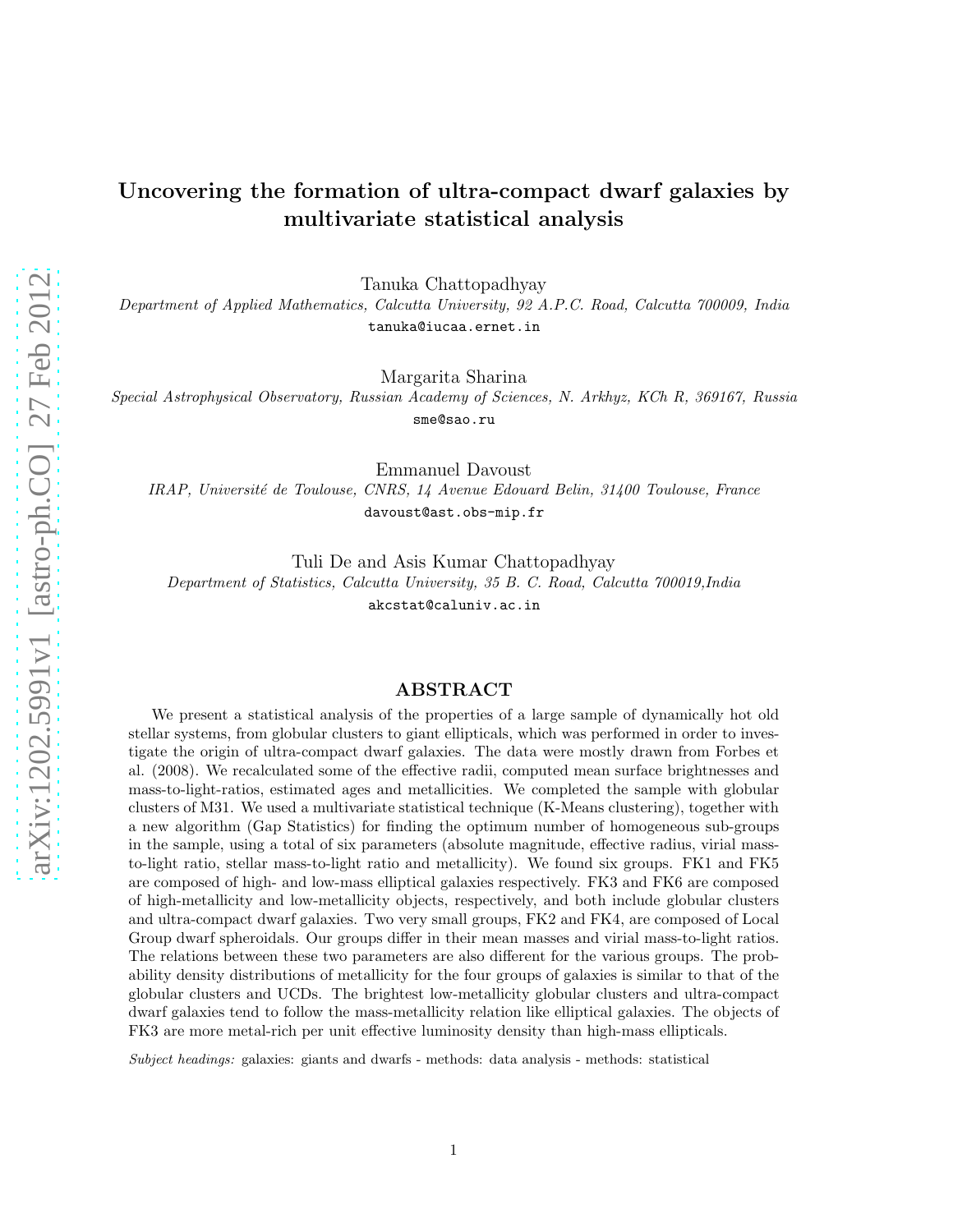# Uncovering the formation of ultra-compact dwarf galaxies by multivariate statistical analysis

Tanuka Chattopadhyay

*Department of Applied Mathematics, Calcutta University, 92 A.P.C. Road, Calcutta 700009, India*

tanuka@iucaa.ernet.in

Margarita Sharina

*Special Astrophysical Observatory, Russian Academy of Sciences, N. Arkhyz, KCh R, 369167, Russia*

sme@sao.ru

Emmanuel Davoust

*IRAP, Université de Toulouse, CNRS, 14 Avenue Edouard Belin, 31400 Toulouse, France*

davoust@ast.obs-mip.fr

Tuli De and Asis Kumar Chattopadhyay

*Department of Statistics, Calcutta University, 35 B. C. Road, Calcutta 700019,India*

akcstat@caluniv.ac.in

## ABSTRACT

We present a statistical analysis of the properties of a large sample of dynamically hot old stellar systems, from globular clusters to giant ellipticals, which was performed in order to investigate the origin of ultra-compact dwarf galaxies. The data were mostly drawn from Forbes et al. (2008). We recalculated some of the effective radii, computed mean surface brightnesses and mass-to-light-ratios, estimated ages and metallicities. We completed the sample with globular clusters of M31. We used a multivariate statistical technique (K-Means clustering), together with a new algorithm (Gap Statistics) for finding the optimum number of homogeneous sub-groups in the sample, using a total of six parameters (absolute magnitude, effective radius, virial mass-to-light ratio, stellar mass-to-light ratio and metallicity). We found six groups. FK1 and FK5 are composed of high- and low-mass elliptical galaxies respectively. FK3 and FK6 are composed of high-metallicity and low-metallicity objects, respectively, and both include globular clusters and ultra-compact dwarf galaxies. Two very small groups, FK2 and FK4, are composed of Local Group dwarf spheroidals. Our groups differ in their mean masses and virial mass-to-light ratios. The relations between these two parameters are also different for the various groups. The probability density distributions of metallicity for the four groups of galaxies is similar to that of the globular clusters and UCDs. The brightest low-metallicity globular clusters and ultra-compact dwarf galaxies tend to follow the mass-metallicity relation like elliptical galaxies. The objects of FK3 are more metal-rich per unit effective luminosity density than high-mass ellipticals.

*Subject headings:* galaxies: giants and dwarfs - methods: data analysis - methods: statistical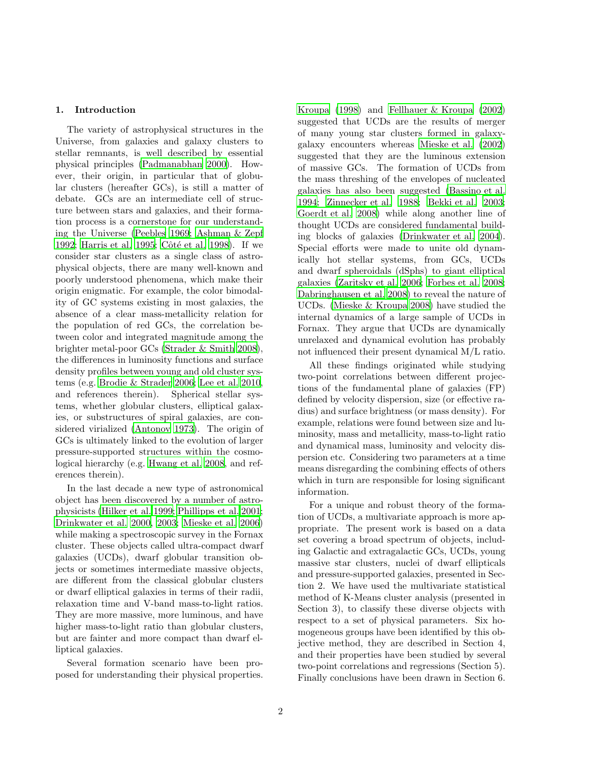## 1. Introduction

The variety of astrophysical structures in the Universe, from galaxies and galaxy clusters to stellar remnants, is well described by essential physical principles (Padmanabhan 2000). However, their origin, in particular that of globular clusters (hereafter GCs), is still a matter of debate. GCs are an intermediate cell of structure between stars and galaxies, and their formation process is a cornerstone for our understanding the Universe (Peebles 1969; Ashman & Zepf 1992; Harris et al. 1995; Côté et al. 1998). If we consider star clusters as a single class of astrophysical objects, there are many well-known and poorly understood phenomena, which make their origin enigmatic. For example, the color bimodality of GC systems existing in most galaxies, the absence of a clear mass-metallicity relation for the population of red GCs, the correlation between color and integrated magnitude among the brighter metal-poor GCs (Strader & Smith 2008), the differences in luminosity functions and surface density profiles between young and old cluster systems (e.g. Brodie & Strader 2006; Lee et al. 2010, and references therein). Spherical stellar systems, whether globular clusters, elliptical galaxies, or substructures of spiral galaxies, are considered virialized (Antonov 1973). The origin of GCs is ultimately linked to the evolution of larger pressure-supported structures within the cosmological hierarchy (e.g. Hwang et al. 2008, and references therein).

In the last decade a new type of astronomical object has been discovered by a number of astrophysicists (Hilker et al. 1999; Phillipps et al. 2001; Drinkwater et al. 2000, 2003; Mieske et al. 2006) while making a spectroscopic survey in the Fornax cluster. These objects called ultra-compact dwarf galaxies (UCDs), dwarf globular transition objects or sometimes intermediate massive objects, are different from the classical globular clusters or dwarf elliptical galaxies in terms of their radii, relaxation time and V-band mass-to-light ratios. They are more massive, more luminous, and have higher mass-to-light ratio than globular clusters, but are fainter and more compact than dwarf elliptical galaxies.

Several formation scenario have been proposed for understanding their physical properties. Kroupa (1998) and Fellhauer & Kroupa (2002) suggested that UCDs are the results of merger of many young star clusters formed in galaxy-galaxy encounters whereas Mieske et al. (2002) suggested that they are the luminous extension of massive GCs. The formation of UCDs from the mass threshing of the envelopes of nucleated galaxies has also been suggested (Bassino et al. 1994; Zinnecker et al. 1988; Bekki et al. 2003; Goerdt et al. 2008) while along another line of thought UCDs are considered fundamental building blocks of galaxies (Drinkwater et al. 2004). Special efforts were made to unite old dynamically hot stellar systems, from GCs, UCDs and dwarf spheroidals (dSphs) to giant elliptical galaxies (Zaritsky et al. 2006; Forbes et al. 2008; Dabringhausen et al. 2008) to reveal the nature of UCDs. (Mieske & Kroupa 2008) have studied the internal dynamics of a large sample of UCDs in Fornax. They argue that UCDs are dynamically unrelaxed and dynamical evolution has probably not influenced their present dynamical M/L ratio.

All these findings originated while studying two-point correlations between different projections of the fundamental plane of galaxies (FP) defined by velocity dispersion, size (or effective radius) and surface brightness (or mass density). For example, relations were found between size and luminosity, mass and metallicity, mass-to-light ratio and dynamical mass, luminosity and velocity dispersion etc. Considering two parameters at a time means disregarding the combining effects of others which in turn are responsible for losing significant information.

For a unique and robust theory of the formation of UCDs, a multivariate approach is more appropriate. The present work is based on a data set covering a broad spectrum of objects, including Galactic and extragalactic GCs, UCDs, young massive star clusters, nuclei of dwarf ellipticals and pressure-supported galaxies, presented in Section 2. We have used the multivariate statistical method of K-Means cluster analysis (presented in Section 3), to classify these diverse objects with respect to a set of physical parameters. Six homogeneous groups have been identified by this objective method, they are described in Section 4, and their properties have been studied by several two-point correlations and regressions (Section 5). Finally conclusions have been drawn in Section 6.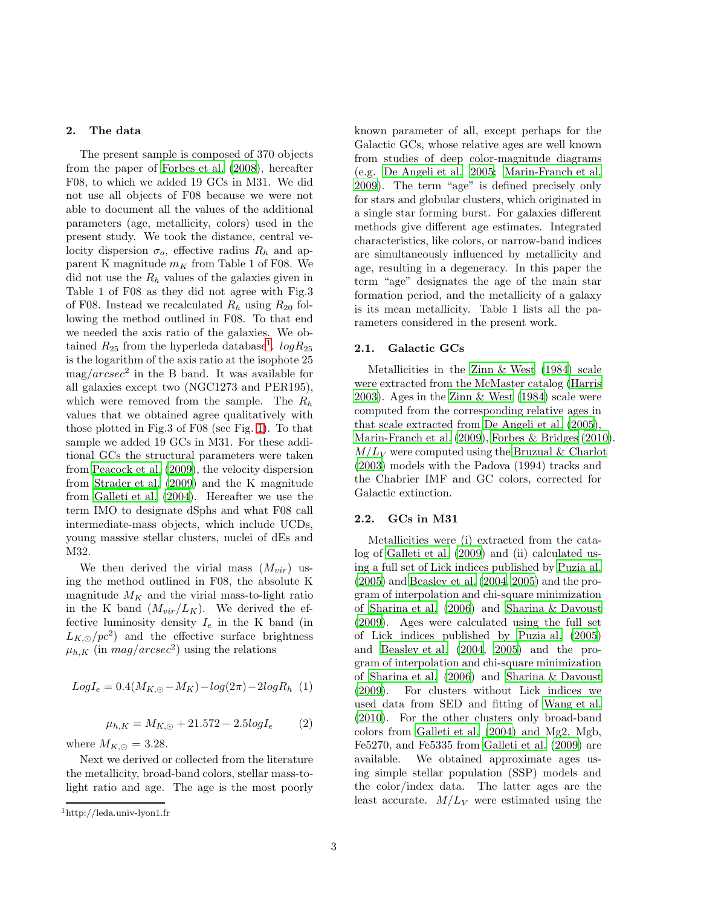## 2. The data

The present sample is composed of 370 objects from the paper of Forbes et al. (2008), hereafter F08, to which we added 19 GCs in M31. We did not use all objects of F08 because we were not able to document all the values of the additional parameters (age, metallicity, colors) used in the present study. We took the distance, central velocity dispersion $\sigma_o$, effective radius $R_h$ and apparent K magnitude $m_K$ from Table 1 of F08. We did not use the $R_h$ values of the galaxies given in Table 1 of F08 as they did not agree with Fig.3 of F08. Instead we recalculated $R_h$ using $R_{20}$ following the method outlined in F08. To that end we needed the axis ratio of the galaxies. We obtained $R_{25}$ from the hyperleda database[1]. $logR_{25}$ is the logarithm of the axis ratio at the isophote 25 mag/$arcsec^2$ in the B band. It was available for all galaxies except two (NGC1273 and PER195), which were removed from the sample. The $R_h$ values that we obtained agree qualitatively with those plotted in Fig.3 of F08 (see Fig. 1). To that sample we added 19 GCs in M31. For these additional GCs the structural parameters were taken from Peacock et al. (2009), the velocity dispersion from Strader et al. (2009) and the K magnitude from Galleti et al. (2004). Hereafter we use the term IMO to designate dSphs and what F08 call intermediate-mass objects, which include UCDs, young massive stellar clusters, nuclei of dEs and M32.

We then derived the virial mass ($M_{vir}$) using the method outlined in F08, the absolute K magnitude $M_K$ and the virial mass-to-light ratio in the K band ($M_{vir}/L_K$). We derived the effective luminosity density $I_e$ in the K band (in $L_{K,\odot}/pc^2$) and the effective surface brightness $\mu_{h,K}$ (in $mag/arcsec^2$) using the relations

$$LogI_e = 0.4(M_{K,\odot} - M_K) - log(2\pi) - 2logR_h \quad (1)$$

$$\mu_{h,K} = M_{K,\odot} + 21.572 - 2.5logI_e \quad (2)$$

where $M_{K,\odot} = 3.28$.

Next we derived or collected from the literature the metallicity, broad-band colors, stellar mass-to-light ratio and age. The age is the most poorly known parameter of all, except perhaps for the Galactic GCs, whose relative ages are well known from studies of deep color-magnitude diagrams (e.g. De Angeli et al. 2005; Marin-Franch et al. 2009). The term "age" is defined precisely only for stars and globular clusters, which originated in a single star forming burst. For galaxies different methods give different age estimates. Integrated characteristics, like colors, or narrow-band indices are simultaneously influenced by metallicity and age, resulting in a degeneracy. In this paper the term "age" designates the age of the main star formation period, and the metallicity of a galaxy is its mean metallicity. Table 1 lists all the parameters considered in the present work.

### 2.1. Galactic GCs

Metallicities in the Zinn & West (1984) scale were extracted from the McMaster catalog (Harris 2003). Ages in the Zinn & West (1984) scale were computed from the corresponding relative ages in that scale extracted from De Angeli et al. (2005), Marin-Franch et al. (2009), Forbes & Bridges (2010). $M/L_V$ were computed using the Bruzual & Charlot (2003) models with the Padova (1994) tracks and the Chabrier IMF and GC colors, corrected for Galactic extinction.

### 2.2. GCs in M31

Metallicities were (i) extracted from the catalog of Galleti et al. (2009) and (ii) calculated using a full set of Lick indices published by Puzia al. (2005) and Beasley et al. (2004, 2005) and the program of interpolation and chi-square minimization of Sharina et al. (2006) and Sharina & Davoust (2009). Ages were calculated using the full set of Lick indices published by Puzia al. (2005) and Beasley et al. (2004, 2005) and the program of interpolation and chi-square minimization of Sharina et al. (2006) and Sharina & Davoust (2009). For clusters without Lick indices we used data from SED and fitting of Wang et al. (2010). For the other clusters only broad-band colors from Galleti et al. (2004) and Mg2, Mgb, Fe5270, and Fe5335 from Galleti et al. (2009) are available. We obtained approximate ages using simple stellar population (SSP) models and the color/index data. The latter ages are the least accurate. $M/L_V$ were estimated using the

[1] http://leda.univ-lyon1.fr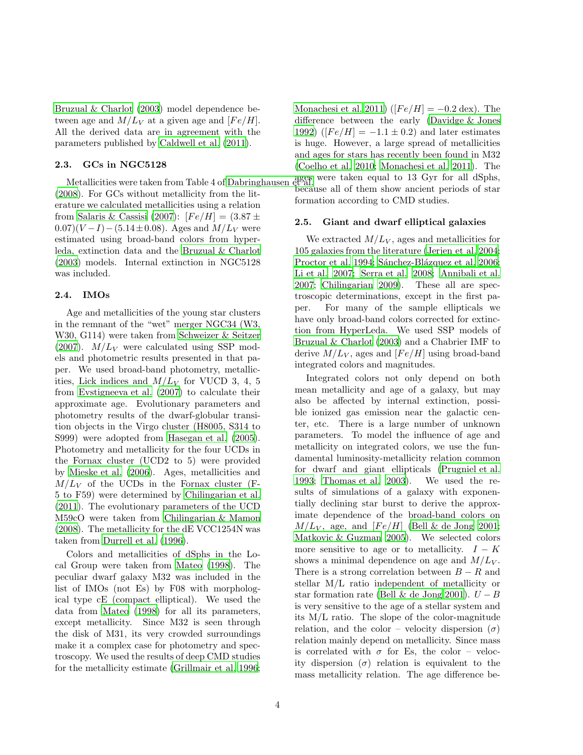Bruzual & Charlot (2003) model dependence between age and $M/L_V$ at a given age and $[Fe/H]$. All the derived data are in agreement with the parameters published by Caldwell et al. (2011).

### 2.3. GCs in NGC5128

Metallicities were taken from Table 4 of Dabringhausen et al. (2008). For GCs without metallicity from the literature we calculated metallicities using a relation from Salaris & Cassisi (2007): $[Fe/H] = (3.87 \pm 0.07)(V-I) - (5.14 \pm 0.08)$. Ages and $M/L_V$ were estimated using broad-band colors from hyperleda, extinction data and the Bruzual & Charlot (2003) models. Internal extinction in NGC5128 was included.

### 2.4. IMOs

Age and metallicities of the young star clusters in the remnant of the "wet" merger NGC34 (W3, W30, G114) were taken from Schweizer & Seitzer (2007). $M/L_V$ were calculated using SSP models and photometric results presented in that paper. We used broad-band photometry, metallicities, Lick indices and $M/L_V$ for VUCD 3, 4, 5 from Evstigneeva et al. (2007) to calculate their approximate age. Evolutionary parameters and photometry results of the dwarf-globular transition objects in the Virgo cluster (H8005, S314 to S999) were adopted from Hasegan et al. (2005). Photometry and metallicity for the four UCDs in the Fornax cluster (UCD2 to 5) were provided by Mieske et al. (2006). Ages, metallicities and $M/L_V$ of the UCDs in the Fornax cluster (F-5 to F59) were determined by Chilingarian et al. (2011). The evolutionary parameters of the UCD M59cO were taken from Chilingarian & Mamon (2008). The metallicity for the dE VCC1254N was taken from Durrell et al. (1996).

Colors and metallicities of dSphs in the Local Group were taken from Mateo (1998). The peculiar dwarf galaxy M32 was included in the list of IMOs (not Es) by F08 with morphological type cE (compact elliptical). We used the data from Mateo (1998) for all its parameters, except metallicity. Since M32 is seen through the disk of M31, its very crowded surroundings make it a complex case for photometry and spectroscopy. We used the results of deep CMD studies for the metallicity estimate (Grillmair et al. 1996; Monachesi et al. 2011) ($[Fe/H] = -0.2$ dex). The difference between the early (Davidge & Jones 1992) ($[Fe/H] = -1.1 \pm 0.2$) and later estimates is huge. However, a large spread of metallicities and ages for stars has recently been found in M32 (Coelho et al. 2010; Monachesi et al. 2011). The ages were taken equal to 13 Gyr for all dSphs, because all of them show ancient periods of star formation according to CMD studies.

### 2.5. Giant and dwarf elliptical galaxies

We extracted $M/L_V$, ages and metallicities for 105 galaxies from the literature (Jerjen et al. 2004; Proctor et al. 1994; Sánchez-Blázquez et al. 2006; Li et al. 2007; Serra et al. 2008; Annibali et al. 2007; Chilingarian 2009). These all are spectroscopic determinations, except in the first paper. For many of the sample ellipticals we have only broad-band colors corrected for extinction from HyperLeda. We used SSP models of Bruzual & Charlot (2003) and a Chabrier IMF to derive $M/L_V$, ages and $[Fe/H]$ using broad-band integrated colors and magnitudes.

Integrated colors not only depend on both mean metallicity and age of a galaxy, but may also be affected by internal extinction, possible ionized gas emission near the galactic center, etc. There is a large number of unknown parameters. To model the influence of age and metallicity on integrated colors, we use the fundamental luminosity-metallicity relation common for dwarf and giant ellipticals (Prugniel et al. 1993; Thomas et al. 2003). We used the results of simulations of a galaxy with exponentially declining star burst to derive the approximate dependence of the broad-band colors on $M/L_V$, age, and $[Fe/H]$ (Bell & de Jong 2001; Matkovic & Guzman 2005). We selected colors more sensitive to age or to metallicity. $I-K$ shows a minimal dependence on age and $M/L_V$. There is a strong correlation between $B-R$ and stellar M/L ratio independent of metallicity or star formation rate (Bell & de Jong 2001). $U-B$ is very sensitive to the age of a stellar system and its M/L ratio. The slope of the color-magnitude relation, and the color – velocity dispersion ($\sigma$) relation mainly depend on metallicity. Since mass is correlated with $\sigma$ for Es, the color – velocity dispersion ($\sigma$) relation is equivalent to the mass metallicity relation. The age difference be-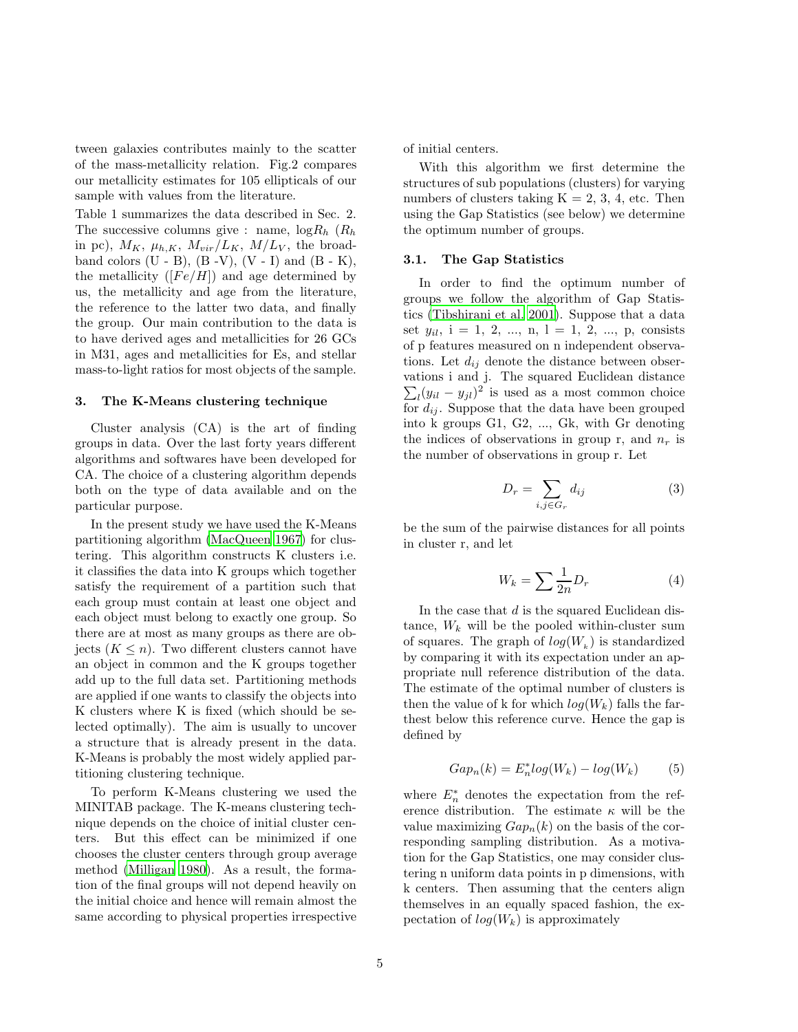tween galaxies contributes mainly to the scatter of the mass-metallicity relation. Fig.2 compares our metallicity estimates for 105 ellipticals of our sample with values from the literature.

Table 1 summarizes the data described in Sec. 2. The successive columns give : name, $\log R_h$ ($R_h$ in pc), $M_K$, $\mu_{h,K}$, $M_{vir}/L_K$, $M/L_V$, the broadband colors (U - B), (B -V), (V - I) and (B - K), the metallicity ($[Fe/H]$) and age determined by us, the metallicity and age from the literature, the reference to the latter two data, and finally the group. Our main contribution to the data is to have derived ages and metallicities for 26 GCs in M31, ages and metallicities for Es, and stellar mass-to-light ratios for most objects of the sample.

## 3. The K-Means clustering technique

Cluster analysis (CA) is the art of finding groups in data. Over the last forty years different algorithms and softwares have been developed for CA. The choice of a clustering algorithm depends both on the type of data available and on the particular purpose.

In the present study we have used the K-Means partitioning algorithm (MacQueen 1967) for clustering. This algorithm constructs K clusters i.e. it classifies the data into K groups which together satisfy the requirement of a partition such that each group must contain at least one object and each object must belong to exactly one group. So there are at most as many groups as there are objects ($K \leq n$). Two different clusters cannot have an object in common and the K groups together add up to the full data set. Partitioning methods are applied if one wants to classify the objects into K clusters where K is fixed (which should be selected optimally). The aim is usually to uncover a structure that is already present in the data. K-Means is probably the most widely applied partitioning clustering technique.

To perform K-Means clustering we used the MINITAB package. The K-means clustering technique depends on the choice of initial cluster centers. But this effect can be minimized if one chooses the cluster centers through group average method (Milligan 1980). As a result, the formation of the final groups will not depend heavily on the initial choice and hence will remain almost the same according to physical properties irrespective of initial centers.

With this algorithm we first determine the structures of sub populations (clusters) for varying numbers of clusters taking K = 2, 3, 4, etc. Then using the Gap Statistics (see below) we determine the optimum number of groups.

### 3.1. The Gap Statistics

In order to find the optimum number of groups we follow the algorithm of Gap Statistics (Tibshirani et al. 2001). Suppose that a data set $y_{il}$, i = 1, 2, ..., n, l = 1, 2, ..., p, consists of p features measured on n independent observations. Let $d_{ij}$ denote the distance between observations i and j. The squared Euclidean distance $\sum_l (y_{il} - y_{jl})^2$ is used as a most common choice for $d_{ij}$. Suppose that the data have been grouped into k groups G1, G2, ..., Gk, with Gr denoting the indices of observations in group r, and $n_r$ is the number of observations in group r. Let

$$D_r = \sum_{i,j \in G_r} d_{ij} \tag{3}$$

be the sum of the pairwise distances for all points in cluster r, and let

$$W_k = \sum \frac{1}{2n} D_r \tag{4}$$

In the case that $d$ is the squared Euclidean distance, $W_k$ will be the pooled within-cluster sum of squares. The graph of $log(W_k)$ is standardized by comparing it with its expectation under an appropriate null reference distribution of the data. The estimate of the optimal number of clusters is then the value of k for which $log(W_k)$ falls the farthest below this reference curve. Hence the gap is defined by

$$Gap_n(k) = E_n^* log(W_k) - log(W_k) \tag{5}$$

where $E_n^*$ denotes the expectation from the reference distribution. The estimate $\kappa$ will be the value maximizing $Gap_n(k)$ on the basis of the corresponding sampling distribution. As a motivation for the Gap Statistics, one may consider clustering n uniform data points in p dimensions, with k centers. Then assuming that the centers align themselves in an equally spaced fashion, the expectation of $log(W_k)$ is approximately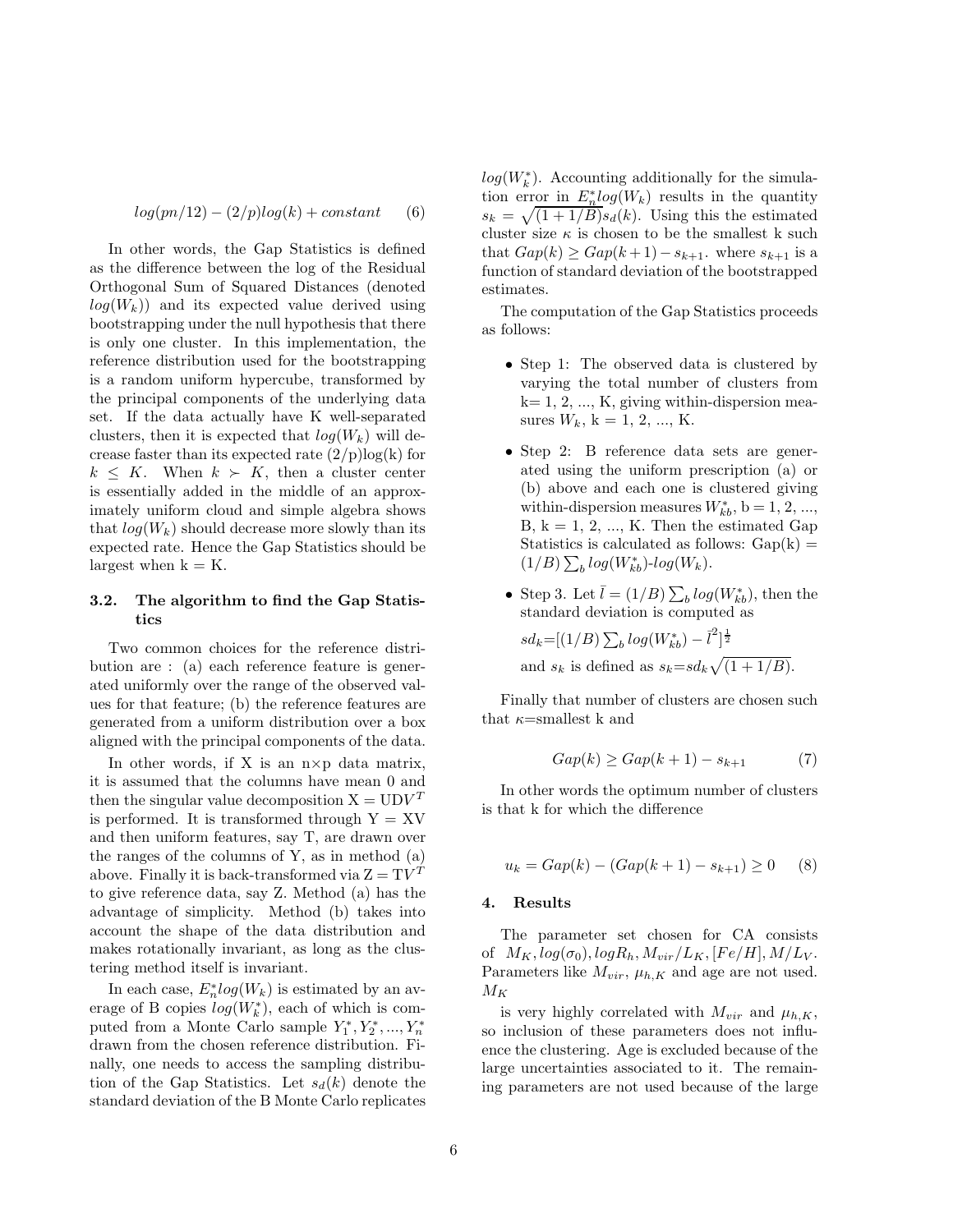$$log(pn/12) - (2/p)log(k) + constant \qquad (6)$$

In other words, the Gap Statistics is defined as the difference between the log of the Residual Orthogonal Sum of Squared Distances (denoted $log(W_k)$) and its expected value derived using bootstrapping under the null hypothesis that there is only one cluster. In this implementation, the reference distribution used for the bootstrapping is a random uniform hypercube, transformed by the principal components of the underlying data set. If the data actually have K well-separated clusters, then it is expected that $log(W_k)$ will decrease faster than its expected rate (2/p)log(k) for $k \leq K$. When $k \succ K$, then a cluster center is essentially added in the middle of an approximately uniform cloud and simple algebra shows that $log(W_k)$ should decrease more slowly than its expected rate. Hence the Gap Statistics should be largest when k = K.

### 3.2. The algorithm to find the Gap Statistics

Two common choices for the reference distribution are : (a) each reference feature is generated uniformly over the range of the observed values for that feature; (b) the reference features are generated from a uniform distribution over a box aligned with the principal components of the data.

In other words, if X is an n×p data matrix, it is assumed that the columns have mean 0 and then the singular value decomposition X = $UDV^T$ is performed. It is transformed through Y = XV and then uniform features, say T, are drawn over the ranges of the columns of Y, as in method (a) above. Finally it is back-transformed via Z = $TV^T$ to give reference data, say Z. Method (a) has the advantage of simplicity. Method (b) takes into account the shape of the data distribution and makes rotationally invariant, as long as the clustering method itself is invariant.

In each case, $E_n^* log(W_k)$ is estimated by an average of B copies $log(W_k^*)$, each of which is computed from a Monte Carlo sample $Y_1^*, Y_2^*, ..., Y_n^*$ drawn from the chosen reference distribution. Finally, one needs to access the sampling distribution of the Gap Statistics. Let $s_d(k)$ denote the standard deviation of the B Monte Carlo replicates $log(W_k^*)$. Accounting additionally for the simulation error in $E_n^* log(W_k)$ results in the quantity $s_k = \sqrt{(1+1/B)} s_d(k)$. Using this the estimated cluster size $\kappa$ is chosen to be the smallest k such that $Gap(k) \geq Gap(k+1) - s_{k+1}$. where $s_{k+1}$ is a function of standard deviation of the bootstrapped estimates.

The computation of the Gap Statistics proceeds as follows:

- Step 1: The observed data is clustered by varying the total number of clusters from k= 1, 2, ..., K, giving within-dispersion measures $W_k$, k = 1, 2, ..., K.
- Step 2: B reference data sets are generated using the uniform prescription (a) or (b) above and each one is clustered giving within-dispersion measures $W_{kb}^*$, b = 1, 2, ..., B, k = 1, 2, ..., K. Then the estimated Gap Statistics is calculated as follows: Gap(k) = $(1/B) \sum_b log(W_{kb}^*)$-$log(W_k)$.
- Step 3. Let $\bar{l} = (1/B) \sum_b log(W_{kb}^*)$, then the standard deviation is computed as

  $sd_k$=$[(1/B) \sum_b log(W_{kb}^*) - \bar{l}^2]^{\frac{1}{2}}$

  and $s_k$ is defined as $s_k$=$sd_k \sqrt{(1+1/B)}$.

Finally that number of clusters are chosen such that $\kappa$=smallest k and

$$Gap(k) \geq Gap(k+1) - s_{k+1} \qquad (7)$$

In other words the optimum number of clusters is that k for which the difference

$$u_k = Gap(k) - (Gap(k+1) - s_{k+1}) \geq 0 \qquad (8)$$

## 4. Results

The parameter set chosen for CA consists of $M_K, log(\sigma_0), logR_h, M_{vir}/L_K, [Fe/H], M/L_V$. Parameters like $M_{vir}$, $\mu_{h,K}$ and age are not used. $M_K$

is very highly correlated with $M_{vir}$ and $\mu_{h,K}$, so inclusion of these parameters does not influence the clustering. Age is excluded because of the large uncertainties associated to it. The remaining parameters are not used because of the large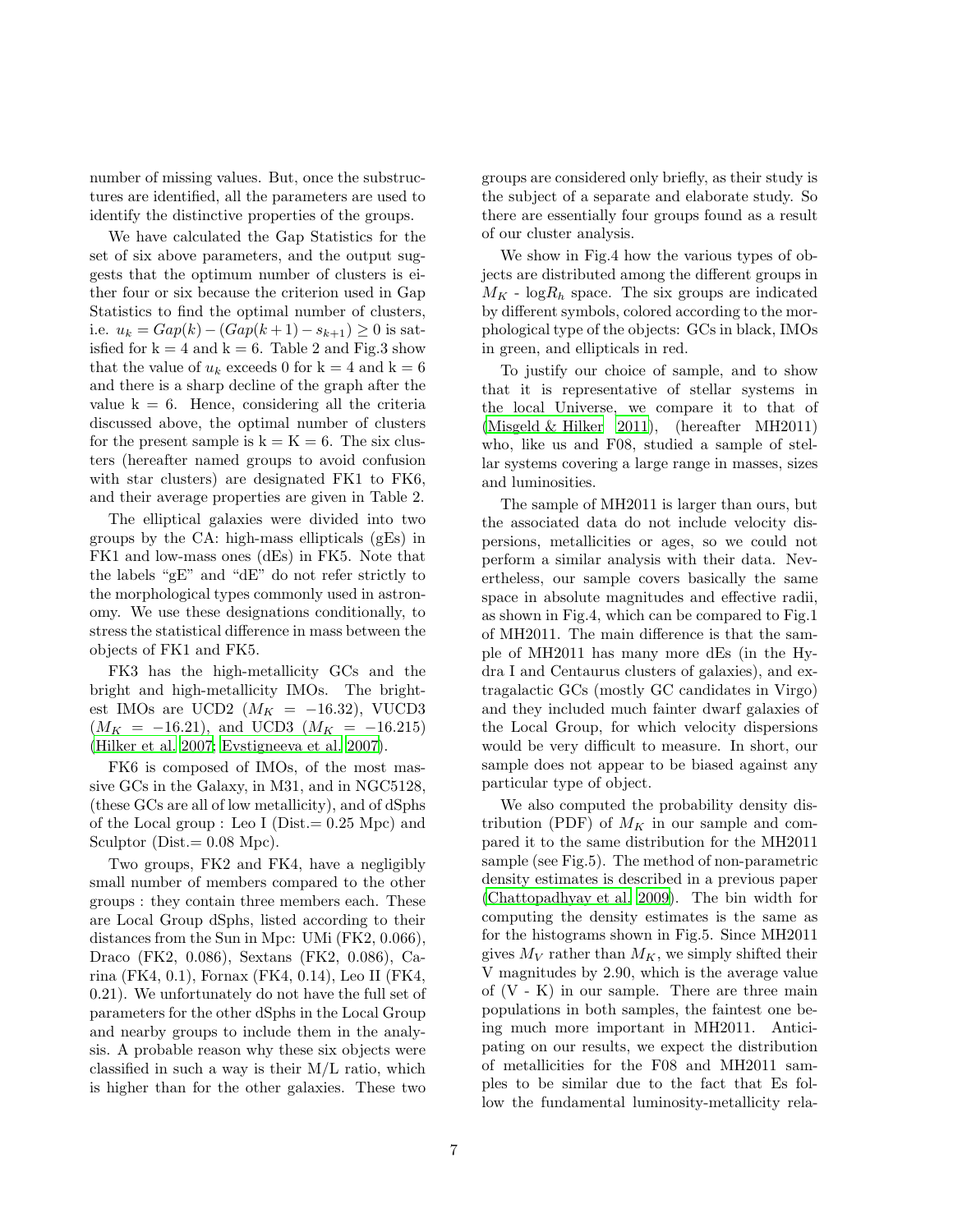number of missing values. But, once the substructures are identified, all the parameters are used to identify the distinctive properties of the groups.

We have calculated the Gap Statistics for the set of six above parameters, and the output suggests that the optimum number of clusters is either four or six because the criterion used in Gap Statistics to find the optimal number of clusters, i.e. $u_k = Gap(k) - (Gap(k+1) - s_{k+1}) \geq 0$ is satisfied for k = 4 and k = 6. Table 2 and Fig.3 show that the value of $u_k$ exceeds 0 for k = 4 and k = 6 and there is a sharp decline of the graph after the value k = 6. Hence, considering all the criteria discussed above, the optimal number of clusters for the present sample is k = K = 6. The six clusters (hereafter named groups to avoid confusion with star clusters) are designated FK1 to FK6, and their average properties are given in Table 2.

The elliptical galaxies were divided into two groups by the CA: high-mass ellipticals (gEs) in FK1 and low-mass ones (dEs) in FK5. Note that the labels "gE" and "dE" do not refer strictly to the morphological types commonly used in astronomy. We use these designations conditionally, to stress the statistical difference in mass between the objects of FK1 and FK5.

FK3 has the high-metallicity GCs and the bright and high-metallicity IMOs. The brightest IMOs are UCD2 ($M_K = -16.32$), VUCD3 ($M_K = -16.21$), and UCD3 ($M_K = -16.215$) (Hilker et al. 2007; Evstigneeva et al. 2007).

FK6 is composed of IMOs, of the most massive GCs in the Galaxy, in M31, and in NGC5128, (these GCs are all of low metallicity), and of dSphs of the Local group : Leo I (Dist.= 0.25 Mpc) and Sculptor (Dist.= 0.08 Mpc).

Two groups, FK2 and FK4, have a negligibly small number of members compared to the other groups : they contain three members each. These are Local Group dSphs, listed according to their distances from the Sun in Mpc: UMi (FK2, 0.066), Draco (FK2, 0.086), Sextans (FK2, 0.086), Carina (FK4, 0.1), Fornax (FK4, 0.14), Leo II (FK4, 0.21). We unfortunately do not have the full set of parameters for the other dSphs in the Local Group and nearby groups to include them in the analysis. A probable reason why these six objects were classified in such a way is their M/L ratio, which is higher than for the other galaxies. These two groups are considered only briefly, as their study is the subject of a separate and elaborate study. So there are essentially four groups found as a result of our cluster analysis.

We show in Fig.4 how the various types of objects are distributed among the different groups in $M_K$ - log$R_h$ space. The six groups are indicated by different symbols, colored according to the morphological type of the objects: GCs in black, IMOs in green, and ellipticals in red.

To justify our choice of sample, and to show that it is representative of stellar systems in the local Universe, we compare it to that of (Misgeld & Hilker 2011), (hereafter MH2011) who, like us and F08, studied a sample of stellar systems covering a large range in masses, sizes and luminosities.

The sample of MH2011 is larger than ours, but the associated data do not include velocity dispersions, metallicities or ages, so we could not perform a similar analysis with their data. Nevertheless, our sample covers basically the same space in absolute magnitudes and effective radii, as shown in Fig.4, which can be compared to Fig.1 of MH2011. The main difference is that the sample of MH2011 has many more dEs (in the Hydra I and Centaurus clusters of galaxies), and extragalactic GCs (mostly GC candidates in Virgo) and they included much fainter dwarf galaxies of the Local Group, for which velocity dispersions would be very difficult to measure. In short, our sample does not appear to be biased against any particular type of object.

We also computed the probability density distribution (PDF) of $M_K$ in our sample and compared it to the same distribution for the MH2011 sample (see Fig.5). The method of non-parametric density estimates is described in a previous paper (Chattopadhyay et al. 2009). The bin width for computing the density estimates is the same as for the histograms shown in Fig.5. Since MH2011 gives $M_V$ rather than $M_K$, we simply shifted their V magnitudes by 2.90, which is the average value of (V - K) in our sample. There are three main populations in both samples, the faintest one being much more important in MH2011. Anticipating on our results, we expect the distribution of metallicities for the F08 and MH2011 samples to be similar due to the fact that Es follow the fundamental luminosity-metallicity rela-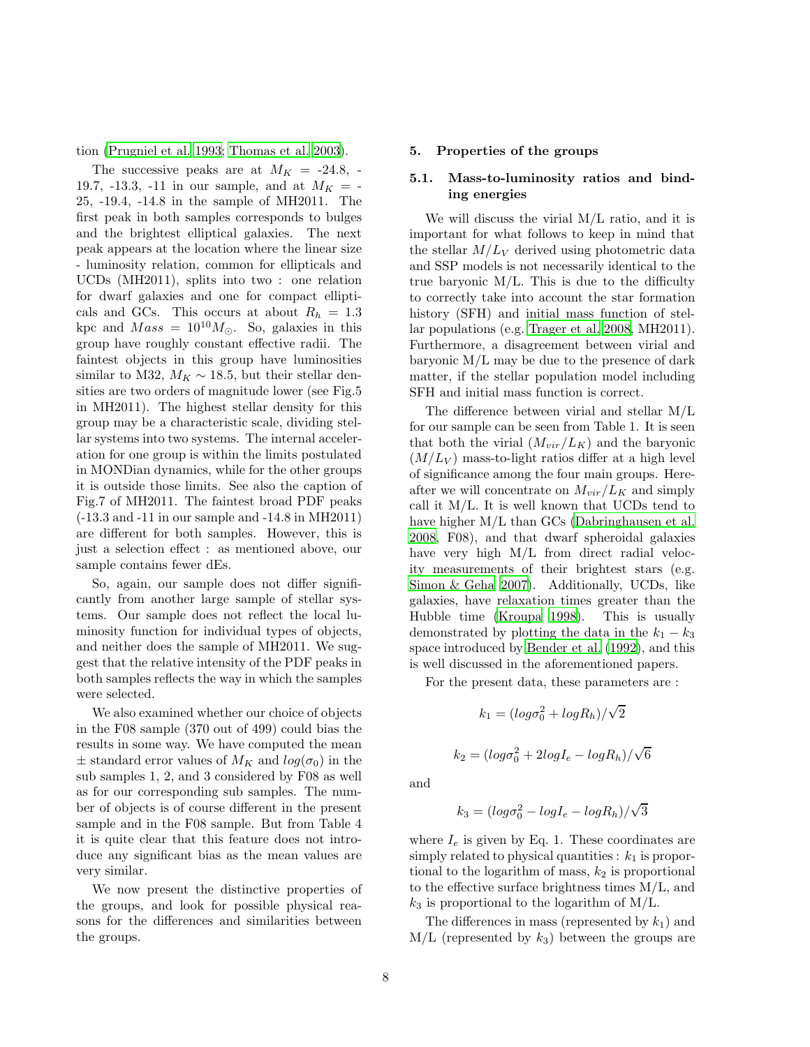tion (Prugniel et al. 1993; Thomas et al. 2003).

The successive peaks are at $M_K$ = -24.8, -19.7, -13.3, -11 in our sample, and at $M_K$ = -25, -19.4, -14.8 in the sample of MH2011. The first peak in both samples corresponds to bulges and the brightest elliptical galaxies. The next peak appears at the location where the linear size - luminosity relation, common for ellipticals and UCDs (MH2011), splits into two : one relation for dwarf galaxies and one for compact ellipticals and GCs. This occurs at about $R_h$ = 1.3 kpc and $Mass = 10^{10} M_{\odot}$. So, galaxies in this group have roughly constant effective radii. The faintest objects in this group have luminosities similar to M32, $M_K \sim 18.5$, but their stellar densities are two orders of magnitude lower (see Fig.5 in MH2011). The highest stellar density for this group may be a characteristic scale, dividing stellar systems into two systems. The internal acceleration for one group is within the limits postulated in MONDian dynamics, while for the other groups it is outside those limits. See also the caption of Fig.7 of MH2011. The faintest broad PDF peaks (-13.3 and -11 in our sample and -14.8 in MH2011) are different for both samples. However, this is just a selection effect : as mentioned above, our sample contains fewer dEs.

So, again, our sample does not differ significantly from another large sample of stellar systems. Our sample does not reflect the local luminosity function for individual types of objects, and neither does the sample of MH2011. We suggest that the relative intensity of the PDF peaks in both samples reflects the way in which the samples were selected.

We also examined whether our choice of objects in the F08 sample (370 out of 499) could bias the results in some way. We have computed the mean ± standard error values of $M_K$ and $log(\sigma_0)$ in the sub samples 1, 2, and 3 considered by F08 as well as for our corresponding sub samples. The number of objects is of course different in the present sample and in the F08 sample. But from Table 4 it is quite clear that this feature does not introduce any significant bias as the mean values are very similar.

We now present the distinctive properties of the groups, and look for possible physical reasons for the differences and similarities between the groups.

## 5. Properties of the groups

### 5.1. Mass-to-luminosity ratios and binding energies

We will discuss the virial M/L ratio, and it is important for what follows to keep in mind that the stellar $M/L_V$ derived using photometric data and SSP models is not necessarily identical to the true baryonic M/L. This is due to the difficulty to correctly take into account the star formation history (SFH) and initial mass function of stellar populations (e.g. Trager et al. 2008, MH2011). Furthermore, a disagreement between virial and baryonic M/L may be due to the presence of dark matter, if the stellar population model including SFH and initial mass function is correct.

The difference between virial and stellar M/L for our sample can be seen from Table 1. It is seen that both the virial ($M_{vir}/L_K$) and the baryonic ($M/L_V$) mass-to-light ratios differ at a high level of significance among the four main groups. Hereafter we will concentrate on $M_{vir}/L_K$ and simply call it M/L. It is well known that UCDs tend to have higher M/L than GCs (Dabringhausen et al. 2008, F08), and that dwarf spheroidal galaxies have very high M/L from direct radial velocity measurements of their brightest stars (e.g. Simon & Geha 2007). Additionally, UCDs, like galaxies, have relaxation times greater than the Hubble time (Kroupa 1998). This is usually demonstrated by plotting the data in the $k_1 - k_3$ space introduced by Bender et al. (1992), and this is well discussed in the aforementioned papers.

For the present data, these parameters are :

$$k_1 = (log\sigma_0^2 + logR_h)/\sqrt{2}$$

$$k_2 = (log\sigma_0^2 + 2logI_e - logR_h)/\sqrt{6}$$

and

$$k_3 = (log\sigma_0^2 - logI_e - logR_h)/\sqrt{3}$$

where $I_e$ is given by Eq. 1. These coordinates are simply related to physical quantities : $k_1$ is proportional to the logarithm of mass, $k_2$ is proportional to the effective surface brightness times M/L, and $k_3$ is proportional to the logarithm of M/L.

The differences in mass (represented by $k_1$) and M/L (represented by $k_3$) between the groups are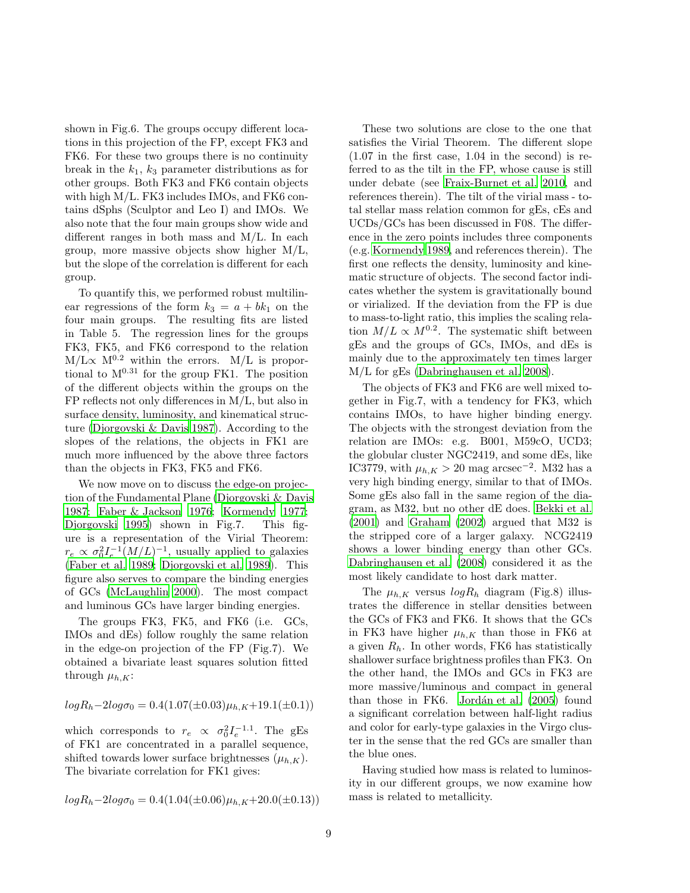shown in Fig.6. The groups occupy different locations in this projection of the FP, except FK3 and FK6. For these two groups there is no continuity break in the $k_1$, $k_3$ parameter distributions as for other groups. Both FK3 and FK6 contain objects with high M/L. FK3 includes IMOs, and FK6 contains dSphs (Sculptor and Leo I) and IMOs. We also note that the four main groups show wide and different ranges in both mass and M/L. In each group, more massive objects show higher M/L, but the slope of the correlation is different for each group.

To quantify this, we performed robust multilinear regressions of the form $k_3 = a + bk_1$ on the four main groups. The resulting fits are listed in Table 5. The regression lines for the groups FK3, FK5, and FK6 correspond to the relation M/L$\propto$ M$^{0.2}$ within the errors. M/L is proportional to M$^{0.31}$ for the group FK1. The position of the different objects within the groups on the FP reflects not only differences in M/L, but also in surface density, luminosity, and kinematical structure (Djorgovski & Davis 1987). According to the slopes of the relations, the objects in FK1 are much more influenced by the above three factors than the objects in FK3, FK5 and FK6.

We now move on to discuss the edge-on projection of the Fundamental Plane (Djorgovski & Davis 1987; Faber & Jackson 1976; Kormendy 1977; Djorgovski 1995) shown in Fig.7. This figure is a representation of the Virial Theorem: $r_e \propto \sigma_0^2 I_e^{-1}(M/L)^{-1}$, usually applied to galaxies (Faber et al. 1989; Djorgovski et al. 1989). This figure also serves to compare the binding energies of GCs (McLaughlin 2000). The most compact and luminous GCs have larger binding energies.

The groups FK3, FK5, and FK6 (i.e. GCs, IMOs and dEs) follow roughly the same relation in the edge-on projection of the FP (Fig.7). We obtained a bivariate least squares solution fitted through $\mu_{h,K}$:

$$logR_h - 2log\sigma_0 = 0.4(1.07(\pm0.03)\mu_{h,K} + 19.1(\pm0.1))$$

which corresponds to $r_e \propto \sigma_0^2 I_e^{-1.1}$. The gEs of FK1 are concentrated in a parallel sequence, shifted towards lower surface brightnesses ($\mu_{h,K}$). The bivariate correlation for FK1 gives:

$$logR_h - 2log\sigma_0 = 0.4(1.04(\pm0.06)\mu_{h,K} + 20.0(\pm0.13))$$

These two solutions are close to the one that satisfies the Virial Theorem. The different slope (1.07 in the first case, 1.04 in the second) is referred to as the tilt in the FP, whose cause is still under debate (see Fraix-Burnet et al. 2010, and references therein). The tilt of the virial mass - total stellar mass relation common for gEs, cEs and UCDs/GCs has been discussed in F08. The difference in the zero points includes three components (e.g. Kormendy 1989, and references therein). The first one reflects the density, luminosity and kinematic structure of objects. The second factor indicates whether the system is gravitationally bound or virialized. If the deviation from the FP is due to mass-to-light ratio, this implies the scaling relation $M/L \propto M^{0.2}$. The systematic shift between gEs and the groups of GCs, IMOs, and dEs is mainly due to the approximately ten times larger M/L for gEs (Dabringhausen et al. 2008).

The objects of FK3 and FK6 are well mixed together in Fig.7, with a tendency for FK3, which contains IMOs, to have higher binding energy. The objects with the strongest deviation from the relation are IMOs: e.g. B001, M59cO, UCD3; the globular cluster NGC2419, and some dEs, like IC3779, with $\mu_{h,K} > 20$ mag arcsec$^{-2}$. M32 has a very high binding energy, similar to that of IMOs. Some gEs also fall in the same region of the diagram, as M32, but no other dE does. Bekki et al. (2001) and Graham (2002) argued that M32 is the stripped core of a larger galaxy. NCG2419 shows a lower binding energy than other GCs. Dabringhausen et al. (2008) considered it as the most likely candidate to host dark matter.

The $\mu_{h,K}$ versus $logR_h$ diagram (Fig.8) illustrates the difference in stellar densities between the GCs of FK3 and FK6. It shows that the GCs in FK3 have higher $\mu_{h,K}$ than those in FK6 at a given $R_h$. In other words, FK6 has statistically shallower surface brightness profiles than FK3. On the other hand, the IMOs and GCs in FK3 are more massive/luminous and compact in general than those in FK6. Jordán et al. (2005) found a significant correlation between half-light radius and color for early-type galaxies in the Virgo cluster in the sense that the red GCs are smaller than the blue ones.

Having studied how mass is related to luminosity in our different groups, we now examine how mass is related to metallicity.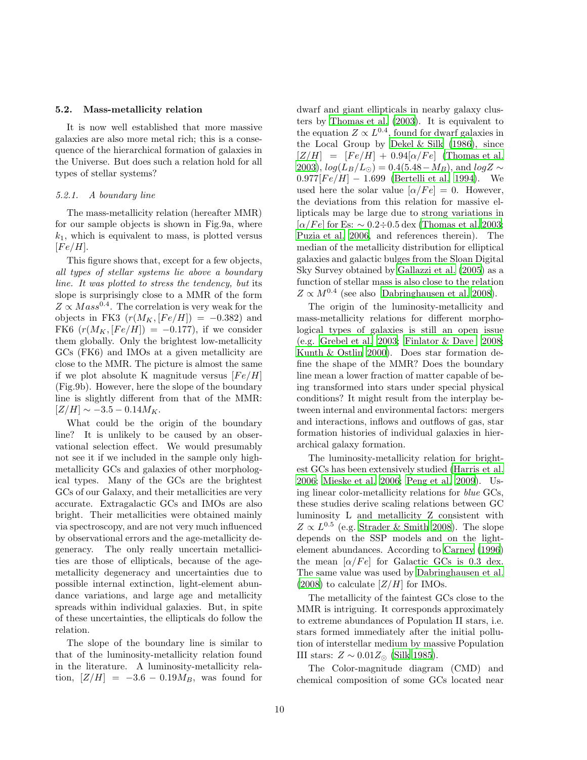### 5.2. Mass-metallicity relation

It is now well established that more massive galaxies are also more metal rich; this is a consequence of the hierarchical formation of galaxies in the Universe. But does such a relation hold for all types of stellar systems?

#### 5.2.1. A boundary line

The mass-metallicity relation (hereafter MMR) for our sample objects is shown in Fig.9a, where $k_1$, which is equivalent to mass, is plotted versus $[Fe/H]$.

This figure shows that, except for a few objects, *all types of stellar systems lie above a boundary line. It was plotted to stress the tendency, but* its slope is surprisingly close to a MMR of the form $Z \propto Mass^{0.4}$. The correlation is very weak for the objects in FK3 ($r(M_K, [Fe/H]) = -0.382$) and FK6 ($r(M_K, [Fe/H]) = -0.177$), if we consider them globally. Only the brightest low-metallicity GCs (FK6) and IMOs at a given metallicity are close to the MMR. The picture is almost the same if we plot absolute K magnitude versus $[Fe/H]$ (Fig.9b). However, here the slope of the boundary line is slightly different from that of the MMR: $[Z/H] \sim -3.5 - 0.14M_K$.

What could be the origin of the boundary line? It is unlikely to be caused by an observational selection effect. We would presumably not see it if we included in the sample only high-metallicity GCs and galaxies of other morphological types. Many of the GCs are the brightest GCs of our Galaxy, and their metallicities are very accurate. Extragalactic GCs and IMOs are also bright. Their metallicities were obtained mainly via spectroscopy, and are not very much influenced by observational errors and the age-metallicity degeneracy. The only really uncertain metallicities are those of ellipticals, because of the age-metallicity degeneracy and uncertainties due to possible internal extinction, light-element abundance variations, and large age and metallicity spreads within individual galaxies. But, in spite of these uncertainties, the ellipticals do follow the relation.

The slope of the boundary line is similar to that of the luminosity-metallicity relation found in the literature. A luminosity-metallicity relation, $[Z/H] = -3.6 - 0.19M_B$, was found for dwarf and giant ellipticals in nearby galaxy clusters by Thomas et al. (2003). It is equivalent to the equation $Z \propto L^{0.4}$, found for dwarf galaxies in the Local Group by Dekel & Silk (1986), since $[Z/H] = [Fe/H] + 0.94[\alpha/Fe]$ (Thomas et al. 2003), $log(L_B/L_\odot) = 0.4(5.48 - M_B)$, and $log Z \sim 0.977[Fe/H] - 1.699$ (Bertelli et al. 1994). We used here the solar value $[\alpha/Fe] = 0$. However, the deviations from this relation for massive ellipticals may be large due to strong variations in $[\alpha/Fe]$ for Es: $\sim 0.2 \div 0.5$ dex (Thomas et al. 2003; Puzia et al. 2006, and references therein). The median of the metallicity distribution for elliptical galaxies and galactic bulges from the Sloan Digital Sky Survey obtained by Gallazzi et al. (2005) as a function of stellar mass is also close to the relation $Z \propto M^{0.4}$ (see also Dabringhausen et al. 2008).

The origin of the luminosity-metallicity and mass-metallicity relations for different morphological types of galaxies is still an open issue (e.g. Grebel et al. 2003; Finlator & Dave 2008; Kunth & Ostlin 2000). Does star formation define the shape of the MMR? Does the boundary line mean a lower fraction of matter capable of being transformed into stars under special physical conditions? It might result from the interplay between internal and environmental factors: mergers and interactions, inflows and outflows of gas, star formation histories of individual galaxies in hierarchical galaxy formation.

The luminosity-metallicity relation for brightest GCs has been extensively studied (Harris et al. 2006; Mieske et al. 2006; Peng et al. 2009). Using linear color-metallicity relations for *blue* GCs, these studies derive scaling relations between GC luminosity L and metallicity Z consistent with $Z \propto L^{0.5}$ (e.g. Strader & Smith 2008). The slope depends on the SSP models and on the light-element abundances. According to Carney (1996) the mean $[\alpha/Fe]$ for Galactic GCs is 0.3 dex. The same value was used by Dabringhausen et al. (2008) to calculate $[Z/H]$ for IMOs.

The metallicity of the faintest GCs close to the MMR is intriguing. It corresponds approximately to extreme abundances of Population II stars, i.e. stars formed immediately after the initial pollution of interstellar medium by massive Population III stars: $Z \sim 0.01Z_\odot$ (Silk 1985).

The Color-magnitude diagram (CMD) and chemical composition of some GCs located near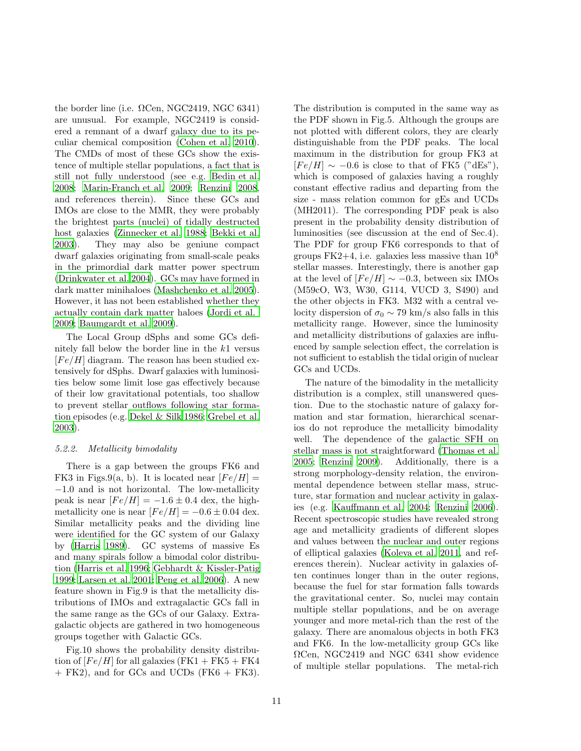the border line (i.e. ΩCen, NGC2419, NGC 6341) are unusual. For example, NGC2419 is considered a remnant of a dwarf galaxy due to its peculiar chemical composition (Cohen et al. 2010). The CMDs of most of these GCs show the existence of multiple stellar populations, a fact that is still not fully understood (see e.g. Bedin et al. 2008; Marin-Franch et al. 2009; Renzini 2008, and references therein). Since these GCs and IMOs are close to the MMR, they were probably the brightest parts (nuclei) of tidally destructed host galaxies (Zinnecker et al. 1988; Bekki et al. 2003). They may also be geniune compact dwarf galaxies originating from small-scale peaks in the primordial dark matter power spectrum (Drinkwater et al. 2004). GCs may have formed in dark matter minihaloes (Mashchenko et al. 2005). However, it has not been established whether they actually contain dark matter haloes (Jordi et al. 2009; Baumgardt et al. 2009).

The Local Group dSphs and some GCs definitely fall below the border line in the $k1$ versus $[Fe/H]$ diagram. The reason has been studied extensively for dSphs. Dwarf galaxies with luminosities below some limit lose gas effectively because of their low gravitational potentials, too shallow to prevent stellar outflows following star formation episodes (e.g. Dekel & Silk 1986; Grebel et al. 2003).

#### *5.2.2. Metallicity bimodality*

There is a gap between the groups FK6 and FK3 in Figs.9(a, b). It is located near $[Fe/H] = -1.0$ and is not horizontal. The low-metallicity peak is near $[Fe/H] = -1.6 \pm 0.4$ dex, the high-metallicity one is near $[Fe/H] = -0.6 \pm 0.04$ dex. Similar metallicity peaks and the dividing line were identified for the GC system of our Galaxy by (Harris 1989). GC systems of massive Es and many spirals follow a bimodal color distribution (Harris et al. 1996; Gebhardt & Kissler-Patig 1999; Larsen et al. 2001; Peng et al. 2006). A new feature shown in Fig.9 is that the metallicity distributions of IMOs and extragalactic GCs fall in the same range as the GCs of our Galaxy. Extragalactic objects are gathered in two homogeneous groups together with Galactic GCs.

Fig.10 shows the probability density distribution of $[Fe/H]$ for all galaxies (FK1 + FK5 + FK4 + FK2), and for GCs and UCDs (FK6 + FK3). The distribution is computed in the same way as the PDF shown in Fig.5. Although the groups are not plotted with different colors, they are clearly distinguishable from the PDF peaks. The local maximum in the distribution for group FK3 at $[Fe/H] \sim -0.6$ is close to that of FK5 ("dEs"), which is composed of galaxies having a roughly constant effective radius and departing from the size - mass relation common for gEs and UCDs (MH2011). The corresponding PDF peak is also present in the probability density distribution of luminosities (see discussion at the end of Sec.4). The PDF for group FK6 corresponds to that of groups FK2+4, i.e. galaxies less massive than $10^8$ stellar masses. Interestingly, there is another gap at the level of $[Fe/H] \sim -0.3$, between six IMOs (M59cO, W3, W30, G114, VUCD 3, S490) and the other objects in FK3. M32 with a central velocity dispersion of $\sigma_0 \sim 79$ km/s also falls in this metallicity range. However, since the luminosity and metallicity distributions of galaxies are influenced by sample selection effect, the correlation is not sufficient to establish the tidal origin of nuclear GCs and UCDs.

The nature of the bimodality in the metallicity distribution is a complex, still unanswered question. Due to the stochastic nature of galaxy formation and star formation, hierarchical scenarios do not reproduce the metallicity bimodality well. The dependence of the galactic SFH on stellar mass is not straightforward (Thomas et al. 2005; Renzini 2009). Additionally, there is a strong morphology-density relation, the environmental dependence between stellar mass, structure, star formation and nuclear activity in galaxies (e.g. Kauffmann et al. 2004; Renzini 2006). Recent spectroscopic studies have revealed strong age and metallicity gradients of different slopes and values between the nuclear and outer regions of elliptical galaxies (Koleva et al. 2011, and references therein). Nuclear activity in galaxies often continues longer than in the outer regions, because the fuel for star formation falls towards the gravitational center. So, nuclei may contain multiple stellar populations, and be on average younger and more metal-rich than the rest of the galaxy. There are anomalous objects in both FK3 and FK6. In the low-metallicity group GCs like ΩCen, NGC2419 and NGC 6341 show evidence of multiple stellar populations. The metal-rich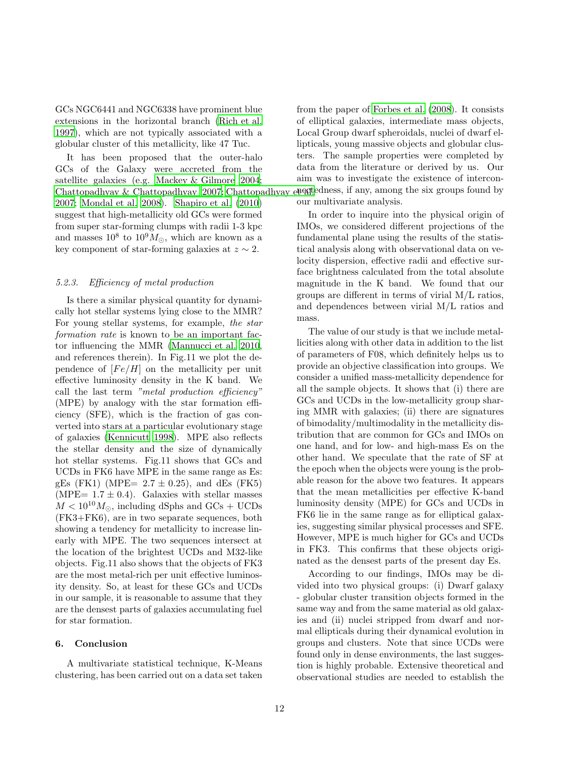GCs NGC6441 and NGC6338 have prominent blue extensions in the horizontal branch (Rich et al. 1997), which are not typically associated with a globular cluster of this metallicity, like 47 Tuc.

It has been proposed that the outer-halo GCs of the Galaxy were accreted from the satellite galaxies (e.g. Mackey & Gilmore 2004; Chattopadhyay & Chattopadhyay 2007; Chattopadhyay et al. 2007; Mondal et al. 2008). Shapiro et al. (2010) suggest that high-metallicity old GCs were formed from super star-forming clumps with radii 1-3 kpc and masses $10^8$ to $10^9 M_{\odot}$, which are known as a key component of star-forming galaxies at $z \sim 2$.

#### 5.2.3. *Efficiency of metal production*

Is there a similar physical quantity for dynamically hot stellar systems lying close to the MMR? For young stellar systems, for example, *the star formation rate* is known to be an important factor influencing the MMR (Mannucci et al. 2010, and references therein). In Fig.11 we plot the dependence of $[Fe/H]$ on the metallicity per unit effective luminosity density in the K band. We call the last term *"metal production efficiency"* (MPE) by analogy with the star formation efficiency (SFE), which is the fraction of gas converted into stars at a particular evolutionary stage of galaxies (Kennicutt 1998). MPE also reflects the stellar density and the size of dynamically hot stellar systems. Fig.11 shows that GCs and UCDs in FK6 have MPE in the same range as Es: gEs (FK1) (MPE= $2.7 \pm 0.25$), and dEs (FK5) (MPE= $1.7 \pm 0.4$). Galaxies with stellar masses $M < 10^{10} M_{\odot}$, including dSphs and GCs + UCDs (FK3+FK6), are in two separate sequences, both showing a tendency for metallicity to increase linearly with MPE. The two sequences intersect at the location of the brightest UCDs and M32-like objects. Fig.11 also shows that the objects of FK3 are the most metal-rich per unit effective luminosity density. So, at least for these GCs and UCDs in our sample, it is reasonable to assume that they are the densest parts of galaxies accumulating fuel for star formation.

## 6. Conclusion

A multivariate statistical technique, K-Means clustering, has been carried out on a data set taken from the paper of Forbes et al. (2008). It consists of elliptical galaxies, intermediate mass objects, Local Group dwarf spheroidals, nuclei of dwarf ellipticals, young massive objects and globular clusters. The sample properties were completed by data from the literature or derived by us. Our aim was to investigate the existence of interconnectedness, if any, among the six groups found by our multivariate analysis.

In order to inquire into the physical origin of IMOs, we considered different projections of the fundamental plane using the results of the statistical analysis along with observational data on velocity dispersion, effective radii and effective surface brightness calculated from the total absolute magnitude in the K band. We found that our groups are different in terms of virial M/L ratios, and dependences between virial M/L ratios and mass.

The value of our study is that we include metallicities along with other data in addition to the list of parameters of F08, which definitely helps us to provide an objective classification into groups. We consider a unified mass-metallicity dependence for all the sample objects. It shows that (i) there are GCs and UCDs in the low-metallicity group sharing MMR with galaxies; (ii) there are signatures of bimodality/multimodality in the metallicity distribution that are common for GCs and IMOs on one hand, and for low- and high-mass Es on the other hand. We speculate that the rate of SF at the epoch when the objects were young is the probable reason for the above two features. It appears that the mean metallicities per effective K-band luminosity density (MPE) for GCs and UCDs in FK6 lie in the same range as for elliptical galaxies, suggesting similar physical processes and SFE. However, MPE is much higher for GCs and UCDs in FK3. This confirms that these objects originated as the densest parts of the present day Es.

According to our findings, IMOs may be divided into two physical groups: (i) Dwarf galaxy - globular cluster transition objects formed in the same way and from the same material as old galaxies and (ii) nuclei stripped from dwarf and normal ellipticals during their dynamical evolution in groups and clusters. Note that since UCDs were found only in dense environments, the last suggestion is highly probable. Extensive theoretical and observational studies are needed to establish the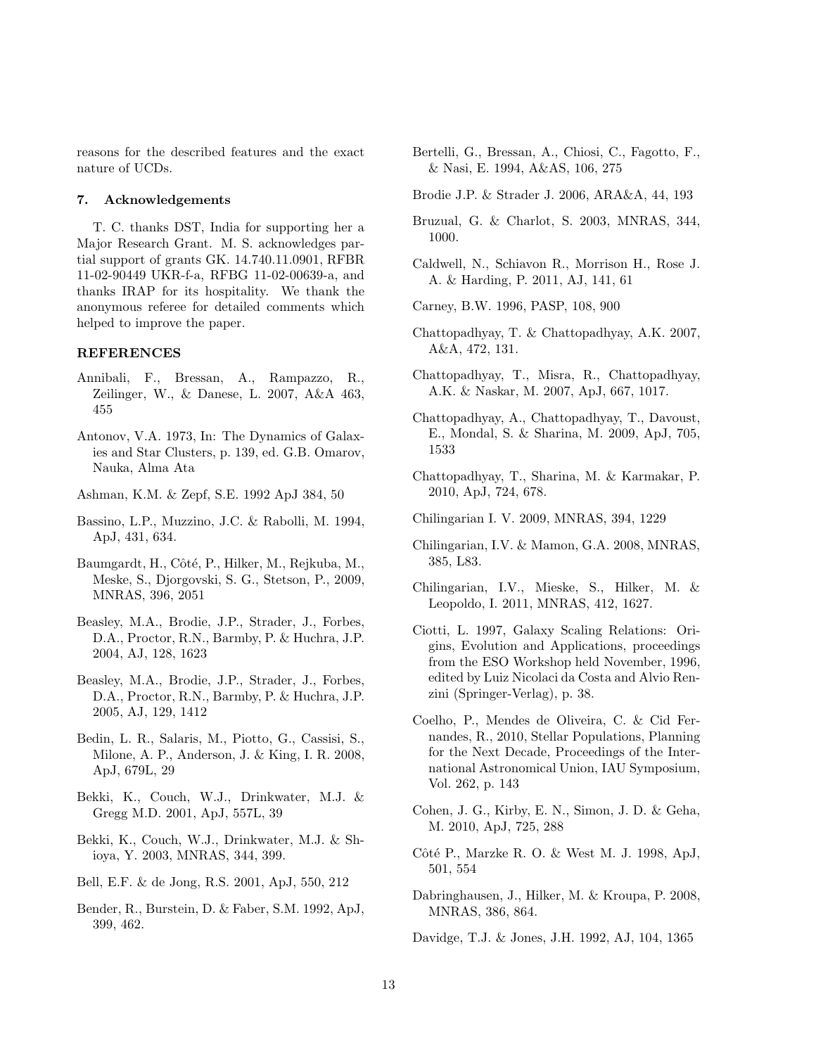reasons for the described features and the exact nature of UCDs.

## 7. Acknowledgements

T. C. thanks DST, India for supporting her a Major Research Grant. M. S. acknowledges partial support of grants GK. 14.740.11.0901, RFBR 11-02-90449 UKR-f-a, RFBG 11-02-00639-a, and thanks IRAP for its hospitality. We thank the anonymous referee for detailed comments which helped to improve the paper.

## REFERENCES

Annibali, F., Bressan, A., Rampazzo, R., Zeilinger, W., & Danese, L. 2007, A&A 463, 455

Antonov, V.A. 1973, In: The Dynamics of Galaxies and Star Clusters, p. 139, ed. G.B. Omarov, Nauka, Alma Ata

Ashman, K.M. & Zepf, S.E. 1992 ApJ 384, 50

Bassino, L.P., Muzzino, J.C. & Rabolli, M. 1994, ApJ, 431, 634.

Baumgardt, H., Côté, P., Hilker, M., Rejkuba, M., Meske, S., Djorgovski, S. G., Stetson, P., 2009, MNRAS, 396, 2051

Beasley, M.A., Brodie, J.P., Strader, J., Forbes, D.A., Proctor, R.N., Barmby, P. & Huchra, J.P. 2004, AJ, 128, 1623

Beasley, M.A., Brodie, J.P., Strader, J., Forbes, D.A., Proctor, R.N., Barmby, P. & Huchra, J.P. 2005, AJ, 129, 1412

Bedin, L. R., Salaris, M., Piotto, G., Cassisi, S., Milone, A. P., Anderson, J. & King, I. R. 2008, ApJ, 679L, 29

Bekki, K., Couch, W.J., Drinkwater, M.J. & Gregg M.D. 2001, ApJ, 557L, 39

Bekki, K., Couch, W.J., Drinkwater, M.J. & Shioya, Y. 2003, MNRAS, 344, 399.

Bell, E.F. & de Jong, R.S. 2001, ApJ, 550, 212

Bender, R., Burstein, D. & Faber, S.M. 1992, ApJ, 399, 462.

Bertelli, G., Bressan, A., Chiosi, C., Fagotto, F., & Nasi, E. 1994, A&AS, 106, 275

Brodie J.P. & Strader J. 2006, ARA&A, 44, 193

Bruzual, G. & Charlot, S. 2003, MNRAS, 344, 1000.

Caldwell, N., Schiavon R., Morrison H., Rose J. A. & Harding, P. 2011, AJ, 141, 61

Carney, B.W. 1996, PASP, 108, 900

Chattopadhyay, T. & Chattopadhyay, A.K. 2007, A&A, 472, 131.

Chattopadhyay, T., Misra, R., Chattopadhyay, A.K. & Naskar, M. 2007, ApJ, 667, 1017.

Chattopadhyay, A., Chattopadhyay, T., Davoust, E., Mondal, S. & Sharina, M. 2009, ApJ, 705, 1533

Chattopadhyay, T., Sharina, M. & Karmakar, P. 2010, ApJ, 724, 678.

Chilingarian I. V. 2009, MNRAS, 394, 1229

Chilingarian, I.V. & Mamon, G.A. 2008, MNRAS, 385, L83.

Chilingarian, I.V., Mieske, S., Hilker, M. & Leopoldo, I. 2011, MNRAS, 412, 1627.

Ciotti, L. 1997, Galaxy Scaling Relations: Origins, Evolution and Applications, proceedings from the ESO Workshop held November, 1996, edited by Luiz Nicolaci da Costa and Alvio Renzini (Springer-Verlag), p. 38.

Coelho, P., Mendes de Oliveira, C. & Cid Fernandes, R., 2010, Stellar Populations, Planning for the Next Decade, Proceedings of the International Astronomical Union, IAU Symposium, Vol. 262, p. 143

Cohen, J. G., Kirby, E. N., Simon, J. D. & Geha, M. 2010, ApJ, 725, 288

Côté P., Marzke R. O. & West M. J. 1998, ApJ, 501, 554

Dabringhausen, J., Hilker, M. & Kroupa, P. 2008, MNRAS, 386, 864.

Davidge, T.J. & Jones, J.H. 1992, AJ, 104, 1365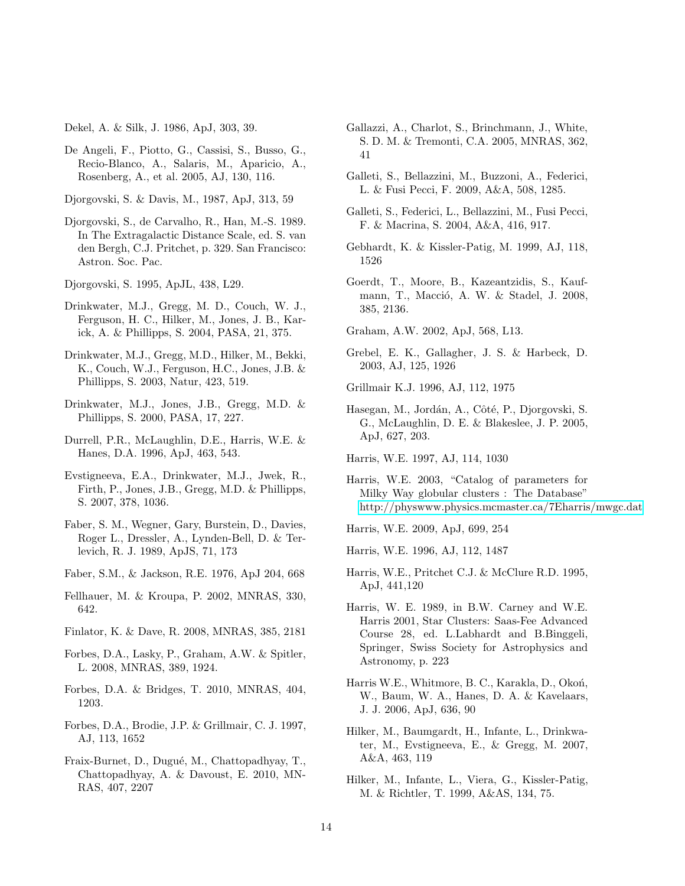Dekel, A. & Silk, J. 1986, ApJ, 303, 39.

De Angeli, F., Piotto, G., Cassisi, S., Busso, G., Recio-Blanco, A., Salaris, M., Aparicio, A., Rosenberg, A., et al. 2005, AJ, 130, 116.

Djorgovski, S. & Davis, M., 1987, ApJ, 313, 59

Djorgovski, S., de Carvalho, R., Han, M.-S. 1989. In The Extragalactic Distance Scale, ed. S. van den Bergh, C.J. Pritchet, p. 329. San Francisco: Astron. Soc. Pac.

Djorgovski, S. 1995, ApJL, 438, L29.

Drinkwater, M.J., Gregg, M. D., Couch, W. J., Ferguson, H. C., Hilker, M., Jones, J. B., Karick, A. & Phillipps, S. 2004, PASA, 21, 375.

Drinkwater, M.J., Gregg, M.D., Hilker, M., Bekki, K., Couch, W.J., Ferguson, H.C., Jones, J.B. & Phillipps, S. 2003, Natur, 423, 519.

Drinkwater, M.J., Jones, J.B., Gregg, M.D. & Phillipps, S. 2000, PASA, 17, 227.

Durrell, P.R., McLaughlin, D.E., Harris, W.E. & Hanes, D.A. 1996, ApJ, 463, 543.

Evstigneeva, E.A., Drinkwater, M.J., Jwek, R., Firth, P., Jones, J.B., Gregg, M.D. & Phillipps, S. 2007, 378, 1036.

Faber, S. M., Wegner, Gary, Burstein, D., Davies, Roger L., Dressler, A., Lynden-Bell, D. & Terlevich, R. J. 1989, ApJS, 71, 173

Faber, S.M., & Jackson, R.E. 1976, ApJ 204, 668

Fellhauer, M. & Kroupa, P. 2002, MNRAS, 330, 642.

Finlator, K. & Dave, R. 2008, MNRAS, 385, 2181

Forbes, D.A., Lasky, P., Graham, A.W. & Spitler, L. 2008, MNRAS, 389, 1924.

Forbes, D.A. & Bridges, T. 2010, MNRAS, 404, 1203.

Forbes, D.A., Brodie, J.P. & Grillmair, C. J. 1997, AJ, 113, 1652

Fraix-Burnet, D., Dugué, M., Chattopadhyay, T., Chattopadhyay, A. & Davoust, E. 2010, MNRAS, 407, 2207

Gallazzi, A., Charlot, S., Brinchmann, J., White, S. D. M. & Tremonti, C.A. 2005, MNRAS, 362, 41

Galleti, S., Bellazzini, M., Buzzoni, A., Federici, L. & Fusi Pecci, F. 2009, A&A, 508, 1285.

Galleti, S., Federici, L., Bellazzini, M., Fusi Pecci, F. & Macrina, S. 2004, A&A, 416, 917.

Gebhardt, K. & Kissler-Patig, M. 1999, AJ, 118, 1526

Goerdt, T., Moore, B., Kazeantzidis, S., Kaufmann, T., Macció, A. W. & Stadel, J. 2008, 385, 2136.

Graham, A.W. 2002, ApJ, 568, L13.

Grebel, E. K., Gallagher, J. S. & Harbeck, D. 2003, AJ, 125, 1926

Grillmair K.J. 1996, AJ, 112, 1975

Hasegan, M., Jordán, A., Côté, P., Djorgovski, S. G., McLaughlin, D. E. & Blakeslee, J. P. 2005, ApJ, 627, 203.

Harris, W.E. 1997, AJ, 114, 1030

Harris, W.E. 2003, "Catalog of parameters for Milky Way globular clusters : The Database" http://physwww.physics.mcmaster.ca/7Eharris/mwgc.dat

Harris, W.E. 2009, ApJ, 699, 254

Harris, W.E. 1996, AJ, 112, 1487

Harris, W.E., Pritchet C.J. & McClure R.D. 1995, ApJ, 441,120

Harris, W. E. 1989, in B.W. Carney and W.E. Harris 2001, Star Clusters: Saas-Fee Advanced Course 28, ed. L.Labhardt and B.Binggeli, Springer, Swiss Society for Astrophysics and Astronomy, p. 223

Harris W.E., Whitmore, B. C., Karakla, D., Okoń, W., Baum, W. A., Hanes, D. A. & Kavelaars, J. J. 2006, ApJ, 636, 90

Hilker, M., Baumgardt, H., Infante, L., Drinkwater, M., Evstigneeva, E., & Gregg, M. 2007, A&A, 463, 119

Hilker, M., Infante, L., Viera, G., Kissler-Patig, M. & Richtler, T. 1999, A&AS, 134, 75.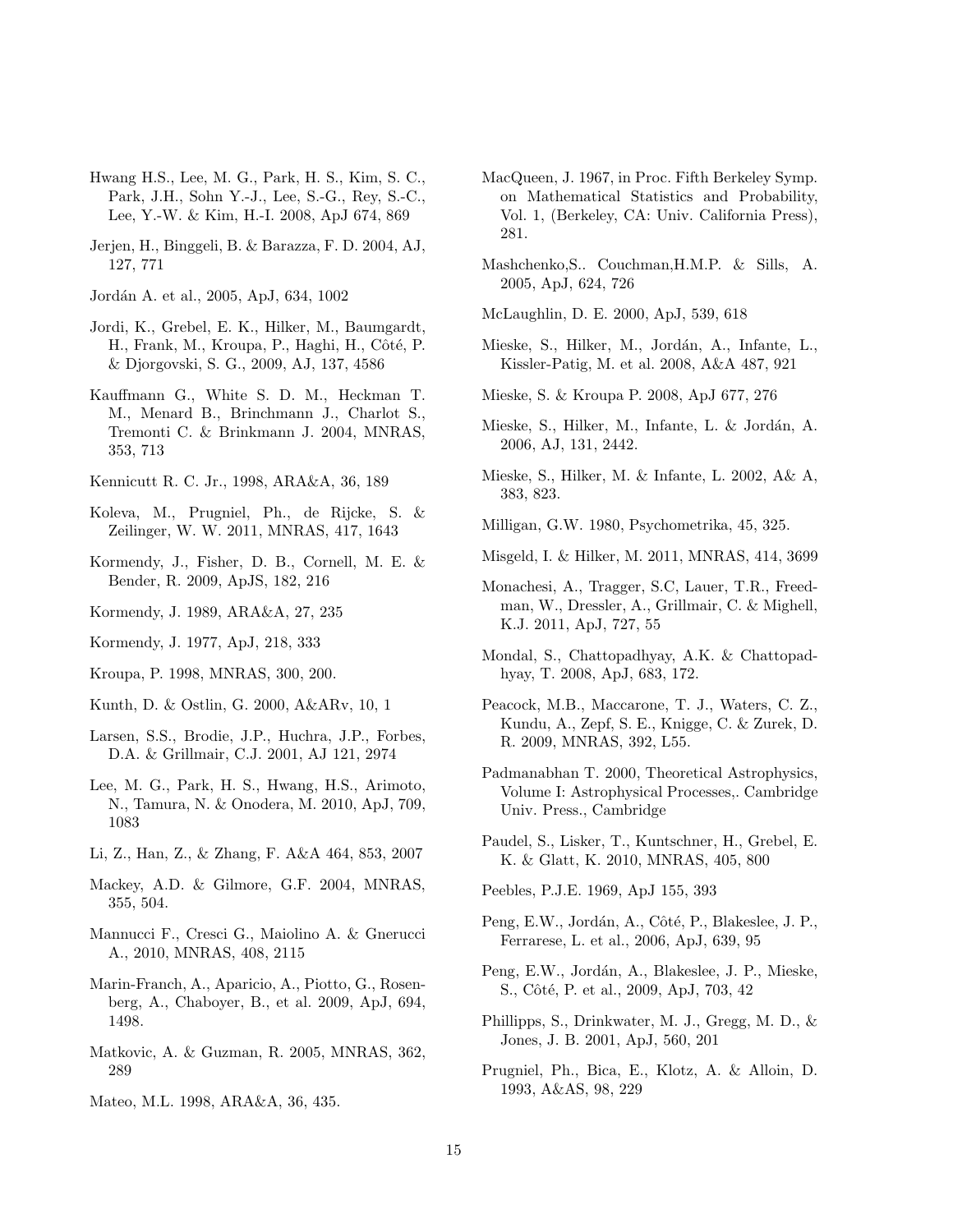Hwang H.S., Lee, M. G., Park, H. S., Kim, S. C., Park, J.H., Sohn Y.-J., Lee, S.-G., Rey, S.-C., Lee, Y.-W. & Kim, H.-I. 2008, ApJ 674, 869

Jerjen, H., Binggeli, B. & Barazza, F. D. 2004, AJ, 127, 771

Jordán A. et al., 2005, ApJ, 634, 1002

Jordi, K., Grebel, E. K., Hilker, M., Baumgardt, H., Frank, M., Kroupa, P., Haghi, H., Côté, P. & Djorgovski, S. G., 2009, AJ, 137, 4586

Kauffmann G., White S. D. M., Heckman T. M., Menard B., Brinchmann J., Charlot S., Tremonti C. & Brinkmann J. 2004, MNRAS, 353, 713

Kennicutt R. C. Jr., 1998, ARA&A, 36, 189

Koleva, M., Prugniel, Ph., de Rijcke, S. & Zeilinger, W. W. 2011, MNRAS, 417, 1643

Kormendy, J., Fisher, D. B., Cornell, M. E. & Bender, R. 2009, ApJS, 182, 216

Kormendy, J. 1989, ARA&A, 27, 235

Kormendy, J. 1977, ApJ, 218, 333

Kroupa, P. 1998, MNRAS, 300, 200.

Kunth, D. & Ostlin, G. 2000, A&ARv, 10, 1

Larsen, S.S., Brodie, J.P., Huchra, J.P., Forbes, D.A. & Grillmair, C.J. 2001, AJ 121, 2974

Lee, M. G., Park, H. S., Hwang, H.S., Arimoto, N., Tamura, N. & Onodera, M. 2010, ApJ, 709, 1083

Li, Z., Han, Z., & Zhang, F. A&A 464, 853, 2007

Mackey, A.D. & Gilmore, G.F. 2004, MNRAS, 355, 504.

Mannucci F., Cresci G., Maiolino A. & Gnerucci A., 2010, MNRAS, 408, 2115

Marin-Franch, A., Aparicio, A., Piotto, G., Rosenberg, A., Chaboyer, B., et al. 2009, ApJ, 694, 1498.

Matkovic, A. & Guzman, R. 2005, MNRAS, 362, 289

Mateo, M.L. 1998, ARA&A, 36, 435.

MacQueen, J. 1967, in Proc. Fifth Berkeley Symp. on Mathematical Statistics and Probability, Vol. 1, (Berkeley, CA: Univ. California Press), 281.

Mashchenko,S.. Couchman,H.M.P. & Sills, A. 2005, ApJ, 624, 726

McLaughlin, D. E. 2000, ApJ, 539, 618

Mieske, S., Hilker, M., Jordán, A., Infante, L., Kissler-Patig, M. et al. 2008, A&A 487, 921

Mieske, S. & Kroupa P. 2008, ApJ 677, 276

Mieske, S., Hilker, M., Infante, L. & Jordán, A. 2006, AJ, 131, 2442.

Mieske, S., Hilker, M. & Infante, L. 2002, A& A, 383, 823.

Milligan, G.W. 1980, Psychometrika, 45, 325.

Misgeld, I. & Hilker, M. 2011, MNRAS, 414, 3699

Monachesi, A., Tragger, S.C, Lauer, T.R., Freedman, W., Dressler, A., Grillmair, C. & Mighell, K.J. 2011, ApJ, 727, 55

Mondal, S., Chattopadhyay, A.K. & Chattopadhyay, T. 2008, ApJ, 683, 172.

Peacock, M.B., Maccarone, T. J., Waters, C. Z., Kundu, A., Zepf, S. E., Knigge, C. & Zurek, D. R. 2009, MNRAS, 392, L55.

Padmanabhan T. 2000, Theoretical Astrophysics, Volume I: Astrophysical Processes,. Cambridge Univ. Press., Cambridge

Paudel, S., Lisker, T., Kuntschner, H., Grebel, E. K. & Glatt, K. 2010, MNRAS, 405, 800

Peebles, P.J.E. 1969, ApJ 155, 393

Peng, E.W., Jordán, A., Côté, P., Blakeslee, J. P., Ferrarese, L. et al., 2006, ApJ, 639, 95

Peng, E.W., Jordán, A., Blakeslee, J. P., Mieske, S., Côté, P. et al., 2009, ApJ, 703, 42

Phillipps, S., Drinkwater, M. J., Gregg, M. D., & Jones, J. B. 2001, ApJ, 560, 201

Prugniel, Ph., Bica, E., Klotz, A. & Alloin, D. 1993, A&AS, 98, 229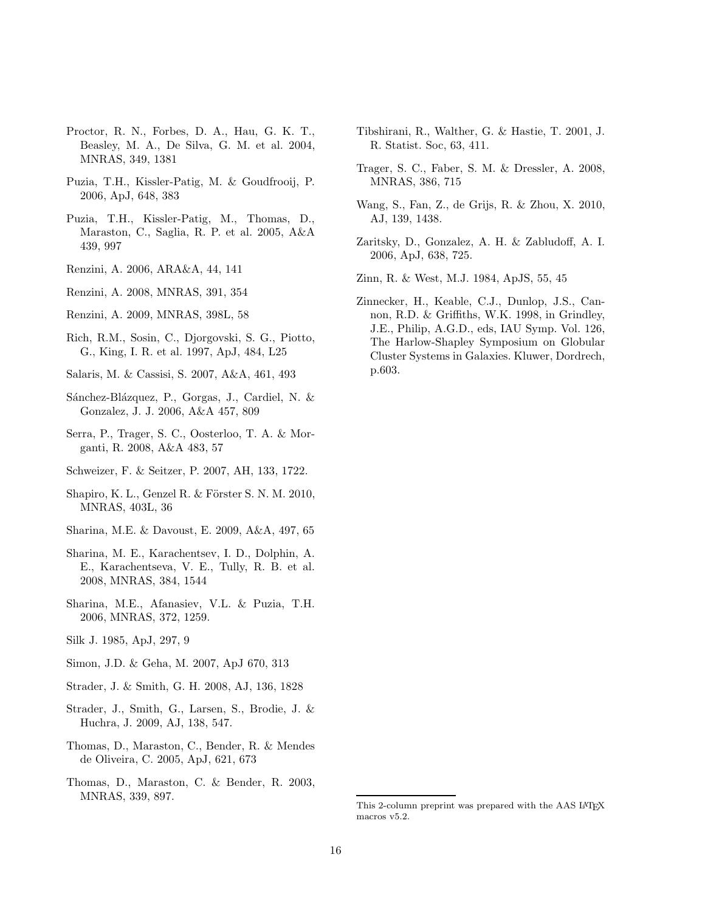Proctor, R. N., Forbes, D. A., Hau, G. K. T., Beasley, M. A., De Silva, G. M. et al. 2004, MNRAS, 349, 1381

Puzia, T.H., Kissler-Patig, M. & Goudfrooij, P. 2006, ApJ, 648, 383

Puzia, T.H., Kissler-Patig, M., Thomas, D., Maraston, C., Saglia, R. P. et al. 2005, A&A 439, 997

Renzini, A. 2006, ARA&A, 44, 141

Renzini, A. 2008, MNRAS, 391, 354

Renzini, A. 2009, MNRAS, 398L, 58

Rich, R.M., Sosin, C., Djorgovski, S. G., Piotto, G., King, I. R. et al. 1997, ApJ, 484, L25

Salaris, M. & Cassisi, S. 2007, A&A, 461, 493

Sánchez-Blázquez, P., Gorgas, J., Cardiel, N. & Gonzalez, J. J. 2006, A&A 457, 809

Serra, P., Trager, S. C., Oosterloo, T. A. & Morganti, R. 2008, A&A 483, 57

Schweizer, F. & Seitzer, P. 2007, AH, 133, 1722.

Shapiro, K. L., Genzel R. & Förster S. N. M. 2010, MNRAS, 403L, 36

Sharina, M.E. & Davoust, E. 2009, A&A, 497, 65

Sharina, M. E., Karachentsev, I. D., Dolphin, A. E., Karachentseva, V. E., Tully, R. B. et al. 2008, MNRAS, 384, 1544

Sharina, M.E., Afanasiev, V.L. & Puzia, T.H. 2006, MNRAS, 372, 1259.

Silk J. 1985, ApJ, 297, 9

Simon, J.D. & Geha, M. 2007, ApJ 670, 313

Strader, J. & Smith, G. H. 2008, AJ, 136, 1828

Strader, J., Smith, G., Larsen, S., Brodie, J. & Huchra, J. 2009, AJ, 138, 547.

Thomas, D., Maraston, C., Bender, R. & Mendes de Oliveira, C. 2005, ApJ, 621, 673

Thomas, D., Maraston, C. & Bender, R. 2003, MNRAS, 339, 897.

Tibshirani, R., Walther, G. & Hastie, T. 2001, J. R. Statist. Soc, 63, 411.

Trager, S. C., Faber, S. M. & Dressler, A. 2008, MNRAS, 386, 715

Wang, S., Fan, Z., de Grijs, R. & Zhou, X. 2010, AJ, 139, 1438.

Zaritsky, D., Gonzalez, A. H. & Zabludoff, A. I. 2006, ApJ, 638, 725.

Zinn, R. & West, M.J. 1984, ApJS, 55, 45

Zinnecker, H., Keable, C.J., Dunlop, J.S., Cannon, R.D. & Griffiths, W.K. 1998, in Grindley, J.E., Philip, A.G.D., eds, IAU Symp. Vol. 126, The Harlow-Shapley Symposium on Globular Cluster Systems in Galaxies. Kluwer, Dordrech, p.603.

This 2-column preprint was prepared with the AAS LaTeX macros v5.2.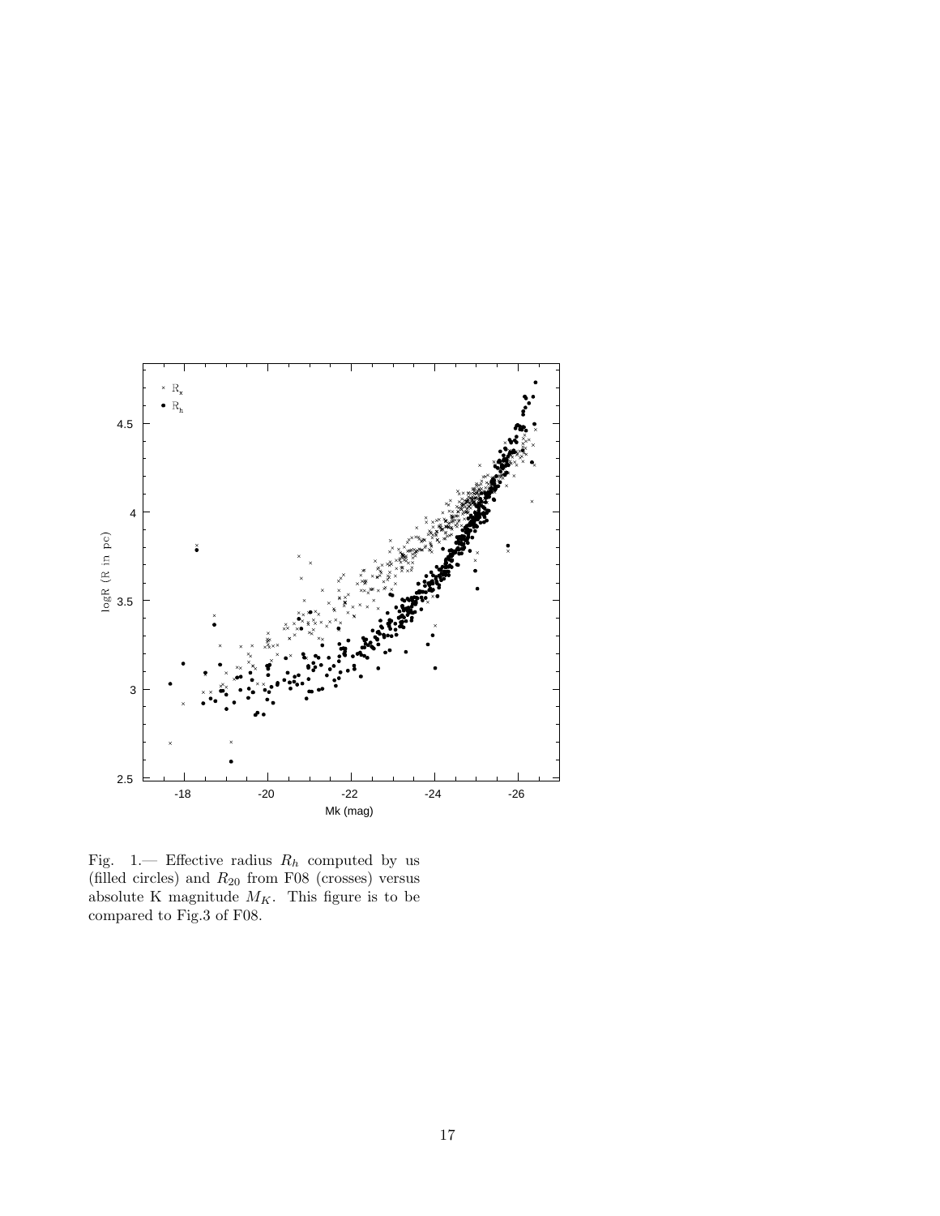Fig. 1.— Effective radius $R_h$ computed by us (filled circles) and $R_{20}$ from F08 (crosses) versus absolute K magnitude $M_K$. This figure is to be compared to Fig.3 of F08.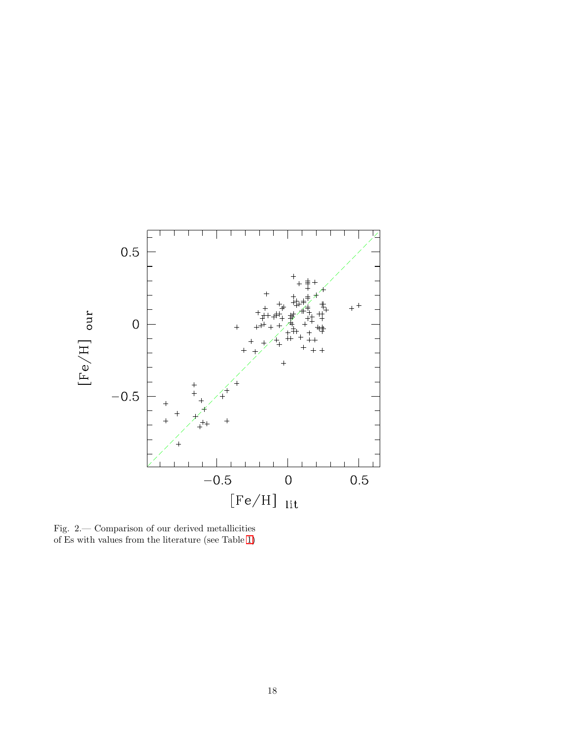Fig. 2.— Comparison of our derived metallicities of Es with values from the literature (see Table 1)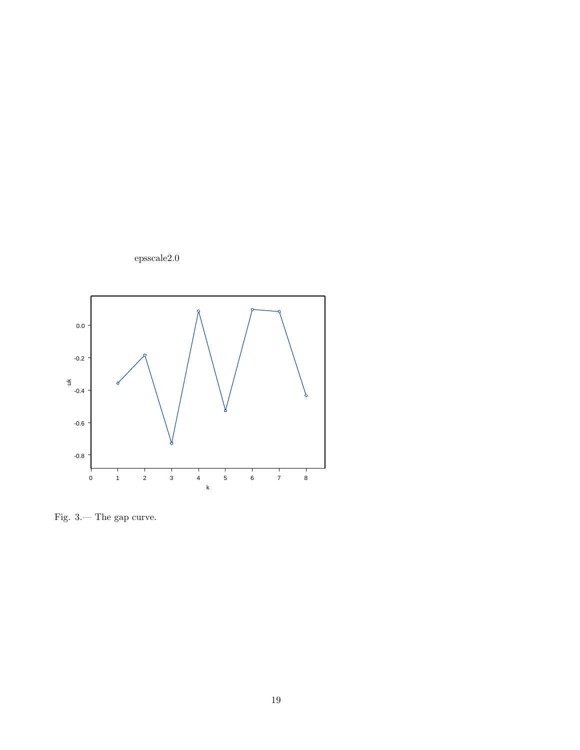epsscale2.0

Fig. 3.— The gap curve.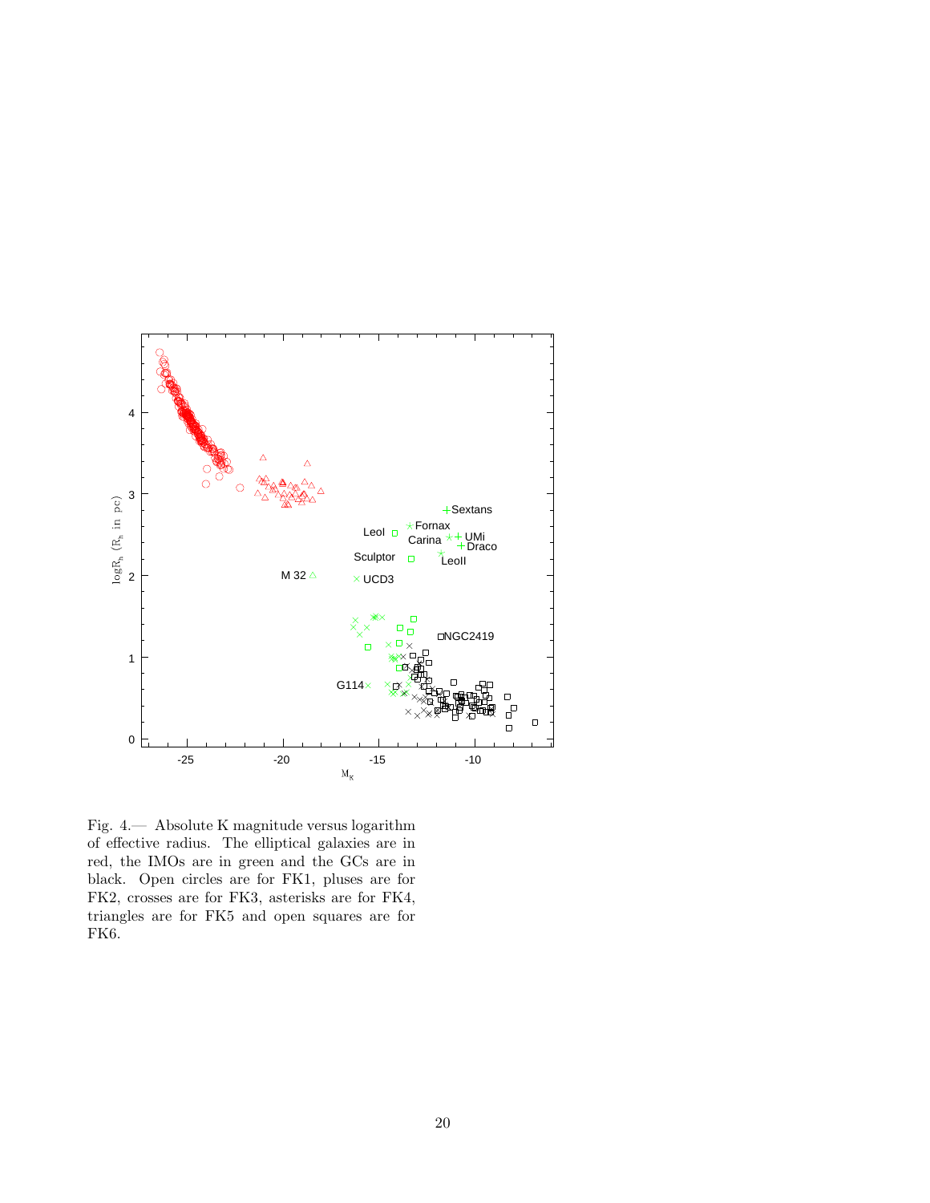Fig. 4.— Absolute K magnitude versus logarithm of effective radius. The elliptical galaxies are in red, the IMOs are in green and the GCs are in black. Open circles are for FK1, pluses are for FK2, crosses are for FK3, asterisks are for FK4, triangles are for FK5 and open squares are for FK6.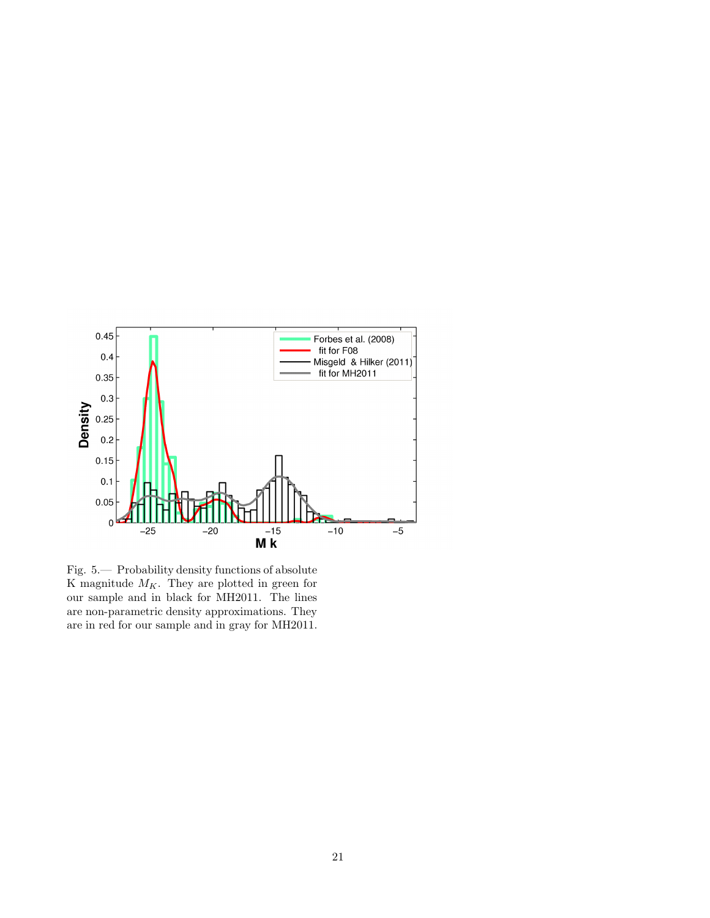Fig. 5.— Probability density functions of absolute K magnitude $M_K$. They are plotted in green for our sample and in black for MH2011. The lines are non-parametric density approximations. They are in red for our sample and in gray for MH2011.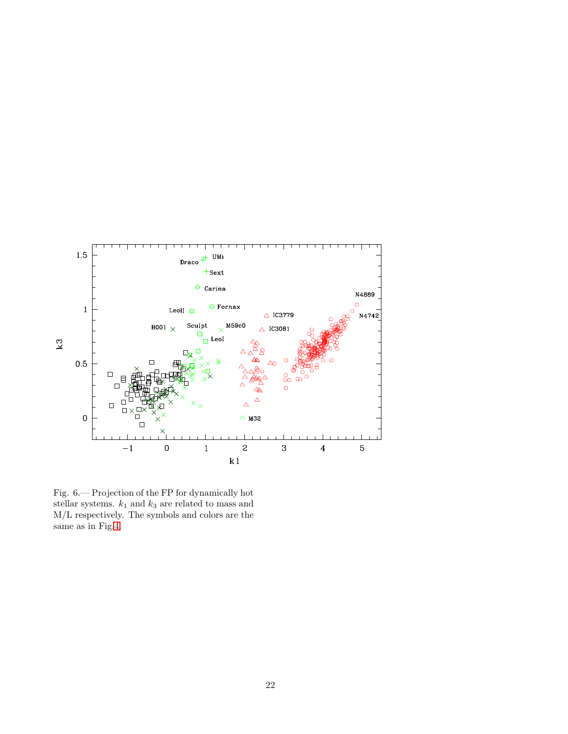Fig. 6.— Projection of the FP for dynamically hot stellar systems. $k_1$ and $k_3$ are related to mass and M/L respectively. The symbols and colors are the same as in Fig.4.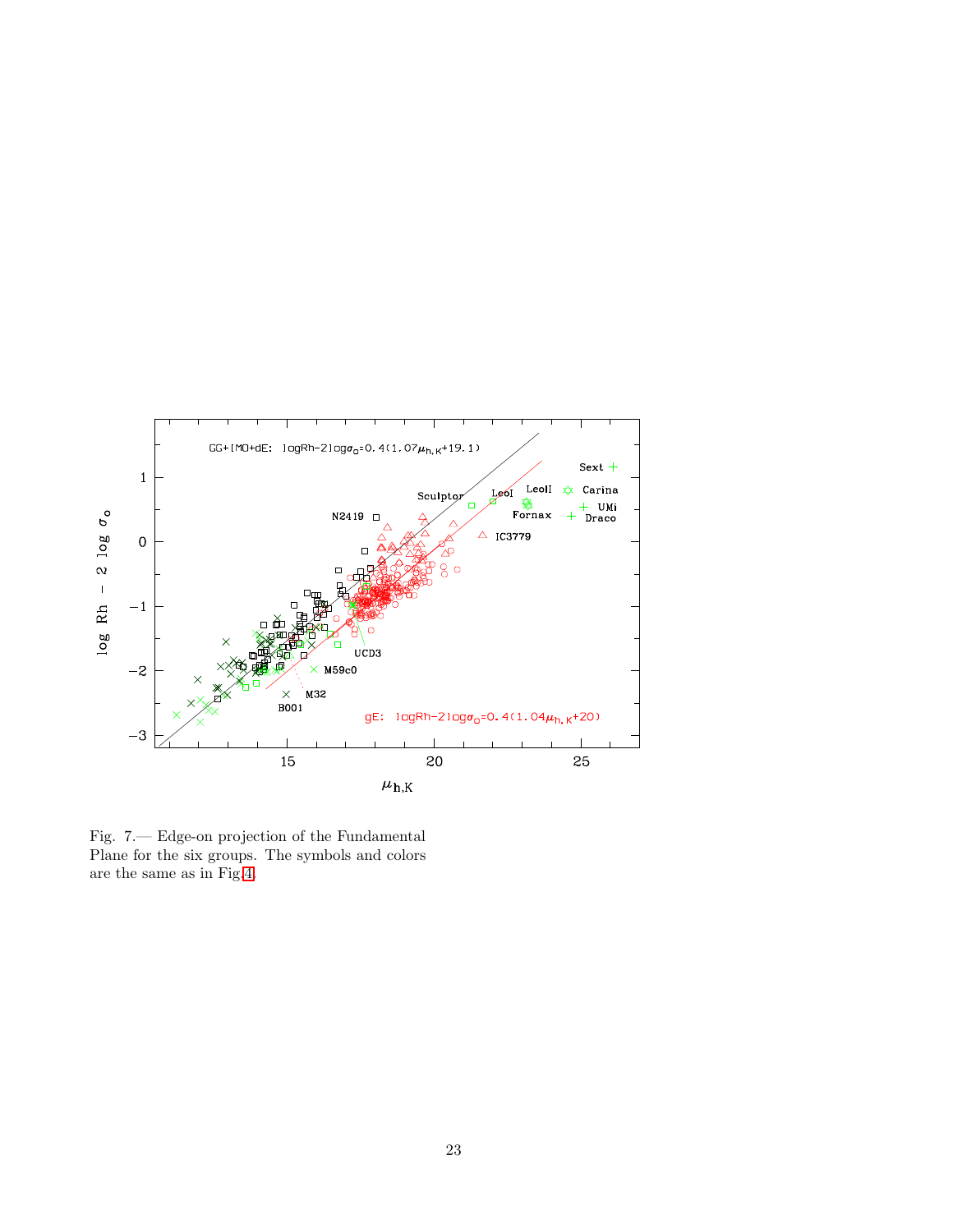Fig. 7.— Edge-on projection of the Fundamental Plane for the six groups. The symbols and colors are the same as in Fig.4.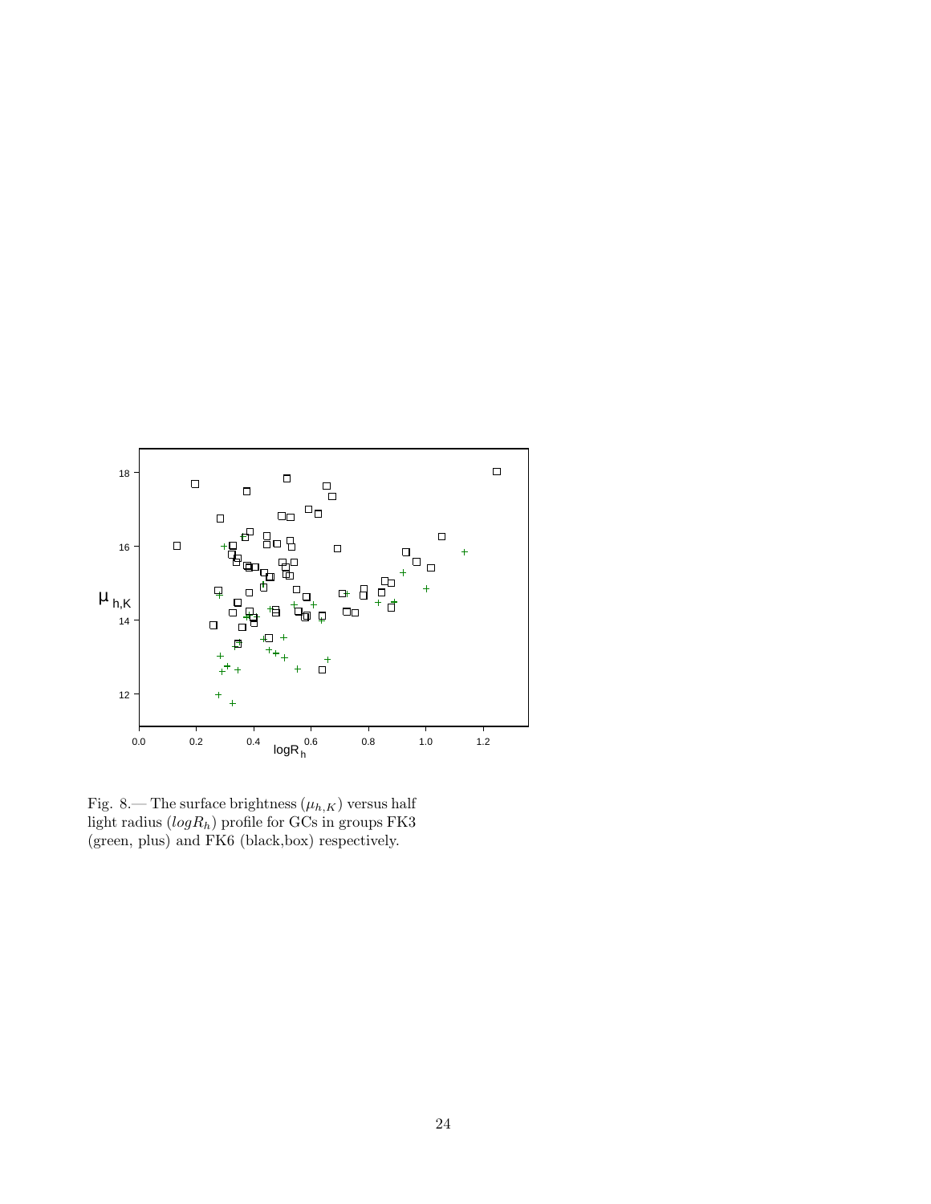Fig. 8.— The surface brightness ($\mu_{h,K}$) versus half light radius ($logR_h$) profile for GCs in groups FK3 (green, plus) and FK6 (black,box) respectively.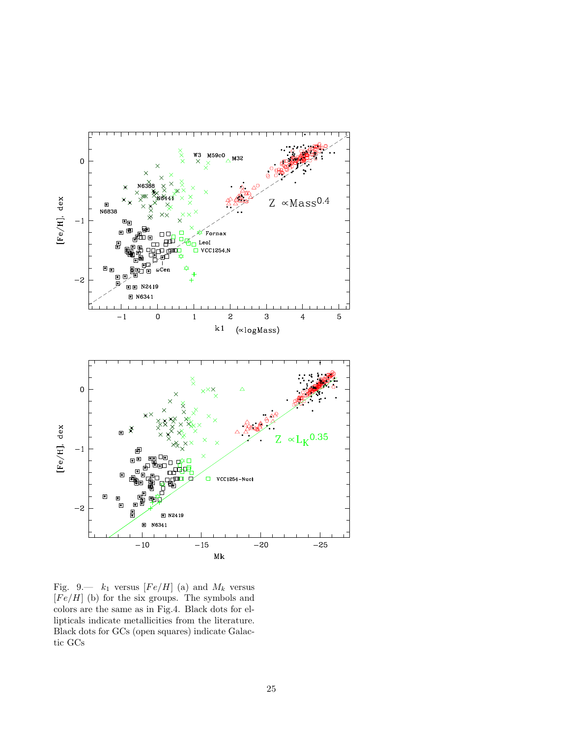Fig. 9.— $k_1$ versus $[Fe/H]$ (a) and $M_k$ versus $[Fe/H]$ (b) for the six groups. The symbols and colors are the same as in Fig.4. Black dots for ellipticals indicate metallicities from the literature. Black dots for GCs (open squares) indicate Galactic GCs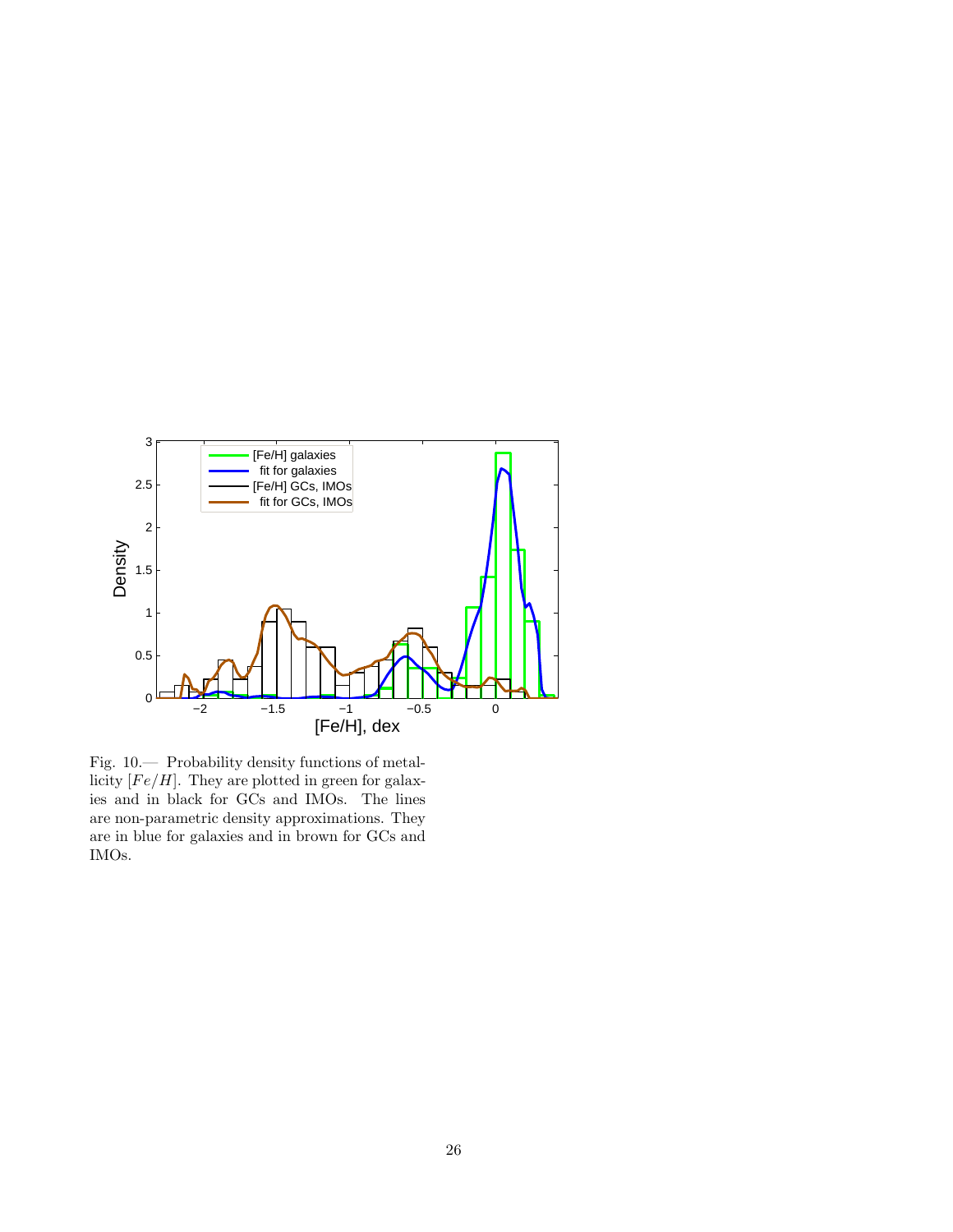Fig. 10.— Probability density functions of metallicity $[Fe/H]$. They are plotted in green for galaxies and in black for GCs and IMOs. The lines are non-parametric density approximations. They are in blue for galaxies and in brown for GCs and IMOs.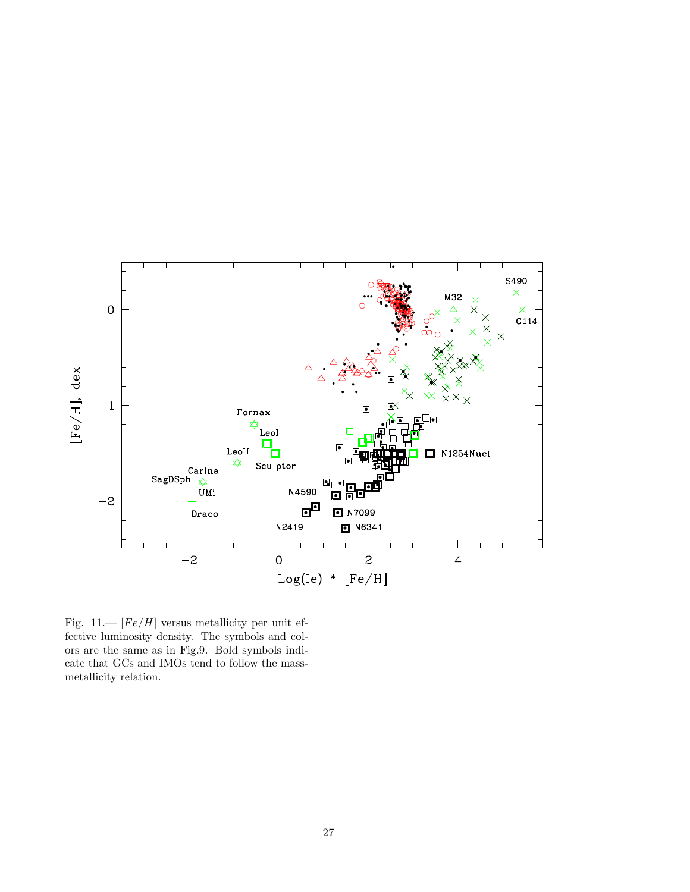Fig. 11.— $[Fe/H]$ versus metallicity per unit effective luminosity density. The symbols and colors are the same as in Fig.9. Bold symbols indicate that GCs and IMOs tend to follow the mass-metallicity relation.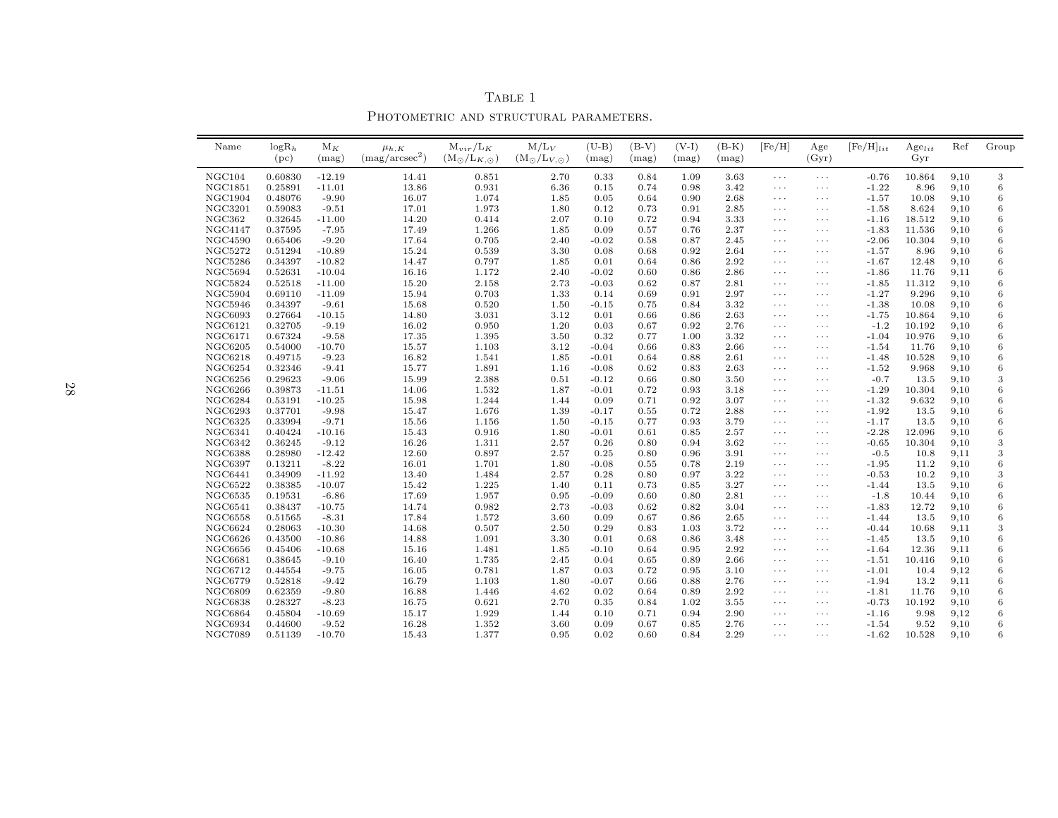Table 1

Photometric and structural parameters.

| Name | $\log R_h$ (pc) | $M_K$ (mag) | $\mu_{h,K}$ (mag/arcsec$^2$) | $M_{vir}/L_K$ ($M_\odot/L_{K,\odot}$) | $M/L_V$ ($M_\odot/L_{V,\odot}$) | (U-B) (mag) | (B-V) (mag) | (V-I) (mag) | (B-K) (mag) | [Fe/H] | Age (Gyr) | $[Fe/H]_{lit}$ | $Age_{lit}$ Gyr | Ref | Group |
|---|---|---|---|---|---|---|---|---|---|---|---|---|---|---|---|
| NGC104 | 0.60830 | -12.19 | 14.41 | 0.851 | 2.70 | 0.33 | 0.84 | 1.09 | 3.63 | ··· | ··· | -0.76 | 10.864 | 9,10 | 3 |
| NGC1851 | 0.25891 | -11.01 | 13.86 | 0.931 | 6.36 | 0.15 | 0.74 | 0.98 | 3.42 | ··· | ··· | -1.22 | 8.96 | 9,10 | 6 |
| NGC1904 | 0.48076 | -9.90 | 16.07 | 1.074 | 1.85 | 0.05 | 0.64 | 0.90 | 2.68 | ··· | ··· | -1.57 | 10.08 | 9,10 | 6 |
| NGC3201 | 0.59083 | -9.51 | 17.01 | 1.973 | 1.80 | 0.12 | 0.73 | 0.91 | 2.85 | ··· | ··· | -1.58 | 8.624 | 9,10 | 6 |
| NGC362 | 0.32645 | -11.00 | 14.20 | 0.414 | 2.07 | 0.10 | 0.72 | 0.94 | 3.33 | ··· | ··· | -1.16 | 18.512 | 9,10 | 6 |
| NGC4147 | 0.37595 | -7.95 | 17.49 | 1.266 | 1.85 | 0.09 | 0.57 | 0.76 | 2.37 | ··· | ··· | -1.83 | 11.536 | 9,10 | 6 |
| NGC4590 | 0.65406 | -9.20 | 17.64 | 0.705 | 2.40 | -0.02 | 0.58 | 0.87 | 2.45 | ··· | ··· | -2.06 | 10.304 | 9,10 | 6 |
| NGC5272 | 0.51294 | -10.89 | 15.24 | 0.539 | 3.30 | 0.08 | 0.68 | 0.92 | 2.64 | ··· | ··· | -1.57 | 8.96 | 9,10 | 6 |
| NGC5286 | 0.34397 | -10.82 | 14.47 | 0.797 | 1.85 | 0.01 | 0.64 | 0.86 | 2.92 | ··· | ··· | -1.67 | 12.48 | 9,10 | 6 |
| NGC5694 | 0.52631 | -10.04 | 16.16 | 1.172 | 2.40 | -0.02 | 0.60 | 0.86 | 2.86 | ··· | ··· | -1.86 | 11.76 | 9,11 | 6 |
| NGC5824 | 0.52518 | -11.00 | 15.20 | 2.158 | 2.73 | -0.03 | 0.62 | 0.87 | 2.81 | ··· | ··· | -1.85 | 11.312 | 9,10 | 6 |
| NGC5904 | 0.69110 | -11.09 | 15.94 | 0.703 | 1.33 | 0.14 | 0.69 | 0.91 | 2.97 | ··· | ··· | -1.27 | 9.296 | 9,10 | 6 |
| NGC5946 | 0.34397 | -9.61 | 15.68 | 0.520 | 1.50 | -0.15 | 0.75 | 0.84 | 3.32 | ··· | ··· | -1.38 | 10.08 | 9,10 | 6 |
| NGC6093 | 0.27664 | -10.15 | 14.80 | 3.031 | 3.12 | 0.01 | 0.66 | 0.86 | 2.63 | ··· | ··· | -1.75 | 10.864 | 9,10 | 6 |
| NGC6121 | 0.32705 | -9.19 | 16.02 | 0.950 | 1.20 | 0.03 | 0.67 | 0.92 | 2.76 | ··· | ··· | -1.2 | 10.192 | 9,10 | 6 |
| NGC6171 | 0.67324 | -9.58 | 17.35 | 1.395 | 3.50 | 0.32 | 0.77 | 1.00 | 3.32 | ··· | ··· | -1.04 | 10.976 | 9,10 | 6 |
| NGC6205 | 0.54000 | -10.70 | 15.57 | 1.103 | 3.12 | -0.04 | 0.66 | 0.83 | 2.66 | ··· | ··· | -1.54 | 11.76 | 9,10 | 6 |
| NGC6218 | 0.49715 | -9.23 | 16.82 | 1.541 | 1.85 | -0.01 | 0.64 | 0.88 | 2.61 | ··· | ··· | -1.48 | 10.528 | 9,10 | 6 |
| NGC6254 | 0.32346 | -9.41 | 15.77 | 1.891 | 1.16 | -0.08 | 0.62 | 0.83 | 2.63 | ··· | ··· | -1.52 | 9.968 | 9,10 | 6 |
| NGC6256 | 0.29623 | -9.06 | 15.99 | 2.388 | 0.51 | -0.12 | 0.66 | 0.80 | 3.50 | ··· | ··· | -0.7 | 13.5 | 9,10 | 3 |
| NGC6266 | 0.39873 | -11.51 | 14.06 | 1.532 | 1.87 | -0.01 | 0.72 | 0.93 | 3.18 | ··· | ··· | -1.29 | 10.304 | 9,10 | 6 |
| NGC6284 | 0.53191 | -10.25 | 15.98 | 1.244 | 1.44 | 0.09 | 0.71 | 0.92 | 3.07 | ··· | ··· | -1.32 | 9.632 | 9,10 | 6 |
| NGC6293 | 0.37701 | -9.98 | 15.47 | 1.676 | 1.39 | -0.17 | 0.55 | 0.72 | 2.88 | ··· | ··· | -1.92 | 13.5 | 9,10 | 6 |
| NGC6325 | 0.33994 | -9.71 | 15.56 | 1.156 | 1.50 | -0.15 | 0.77 | 0.93 | 3.79 | ··· | ··· | -1.17 | 13.5 | 9,10 | 6 |
| NGC6341 | 0.40424 | -10.16 | 15.43 | 0.916 | 1.80 | -0.01 | 0.61 | 0.85 | 2.57 | ··· | ··· | -2.28 | 12.096 | 9,10 | 6 |
| NGC6342 | 0.36245 | -9.12 | 16.26 | 1.311 | 2.57 | 0.26 | 0.80 | 0.94 | 3.62 | ··· | ··· | -0.65 | 10.304 | 9,10 | 3 |
| NGC6388 | 0.28980 | -12.42 | 12.60 | 0.897 | 2.57 | 0.25 | 0.80 | 0.96 | 3.91 | ··· | ··· | -0.5 | 10.8 | 9,11 | 3 |
| NGC6397 | 0.13211 | -8.22 | 16.01 | 1.701 | 1.80 | -0.08 | 0.55 | 0.78 | 2.19 | ··· | ··· | -1.95 | 11.2 | 9,10 | 6 |
| NGC6441 | 0.34909 | -11.92 | 13.40 | 1.484 | 2.57 | 0.28 | 0.80 | 0.97 | 3.22 | ··· | ··· | -0.53 | 10.2 | 9,10 | 3 |
| NGC6522 | 0.38385 | -10.07 | 15.42 | 1.225 | 1.40 | 0.11 | 0.73 | 0.85 | 3.27 | ··· | ··· | -1.44 | 13.5 | 9,10 | 6 |
| NGC6535 | 0.19531 | -6.86 | 17.69 | 1.957 | 0.95 | -0.09 | 0.60 | 0.80 | 2.81 | ··· | ··· | -1.8 | 10.44 | 9,10 | 6 |
| NGC6541 | 0.38437 | -10.75 | 14.74 | 0.982 | 2.73 | -0.03 | 0.62 | 0.82 | 3.04 | ··· | ··· | -1.83 | 12.72 | 9,10 | 6 |
| NGC6558 | 0.51565 | -8.31 | 17.84 | 1.572 | 3.60 | 0.09 | 0.67 | 0.86 | 2.65 | ··· | ··· | -1.44 | 13.5 | 9,10 | 6 |
| NGC6624 | 0.28063 | -10.30 | 14.68 | 0.507 | 2.50 | 0.29 | 0.83 | 1.03 | 3.72 | ··· | ··· | -0.44 | 10.68 | 9,11 | 3 |
| NGC6626 | 0.43500 | -10.86 | 14.88 | 1.091 | 3.30 | 0.01 | 0.68 | 0.86 | 3.48 | ··· | ··· | -1.45 | 13.5 | 9,10 | 6 |
| NGC6656 | 0.45406 | -10.68 | 15.16 | 1.481 | 1.85 | -0.10 | 0.64 | 0.95 | 2.92 | ··· | ··· | -1.64 | 12.36 | 9,11 | 6 |
| NGC6681 | 0.38645 | -9.10 | 16.40 | 1.735 | 2.45 | 0.04 | 0.65 | 0.89 | 2.66 | ··· | ··· | -1.51 | 10.416 | 9,10 | 6 |
| NGC6712 | 0.44554 | -9.75 | 16.05 | 0.781 | 1.87 | 0.03 | 0.72 | 0.95 | 3.10 | ··· | ··· | -1.01 | 10.4 | 9,12 | 6 |
| NGC6779 | 0.52818 | -9.42 | 16.79 | 1.103 | 1.80 | -0.07 | 0.66 | 0.88 | 2.76 | ··· | ··· | -1.94 | 13.2 | 9,11 | 6 |
| NGC6809 | 0.62359 | -9.80 | 16.88 | 1.446 | 4.62 | 0.02 | 0.64 | 0.89 | 2.92 | ··· | ··· | -1.81 | 11.76 | 9,10 | 6 |
| NGC6838 | 0.28327 | -8.23 | 16.75 | 0.621 | 2.70 | 0.35 | 0.84 | 1.02 | 3.55 | ··· | ··· | -0.73 | 10.192 | 9,10 | 6 |
| NGC6864 | 0.45804 | -10.69 | 15.17 | 1.929 | 1.44 | 0.10 | 0.71 | 0.94 | 2.90 | ··· | ··· | -1.16 | 9.98 | 9,12 | 6 |
| NGC6934 | 0.44600 | -9.52 | 16.28 | 1.352 | 3.60 | 0.09 | 0.67 | 0.85 | 2.76 | ··· | ··· | -1.54 | 9.52 | 9,10 | 6 |
| NGC7089 | 0.51139 | -10.70 | 15.43 | 1.377 | 0.95 | 0.02 | 0.60 | 0.84 | 2.29 | ··· | ··· | -1.62 | 10.528 | 9,10 | 6 |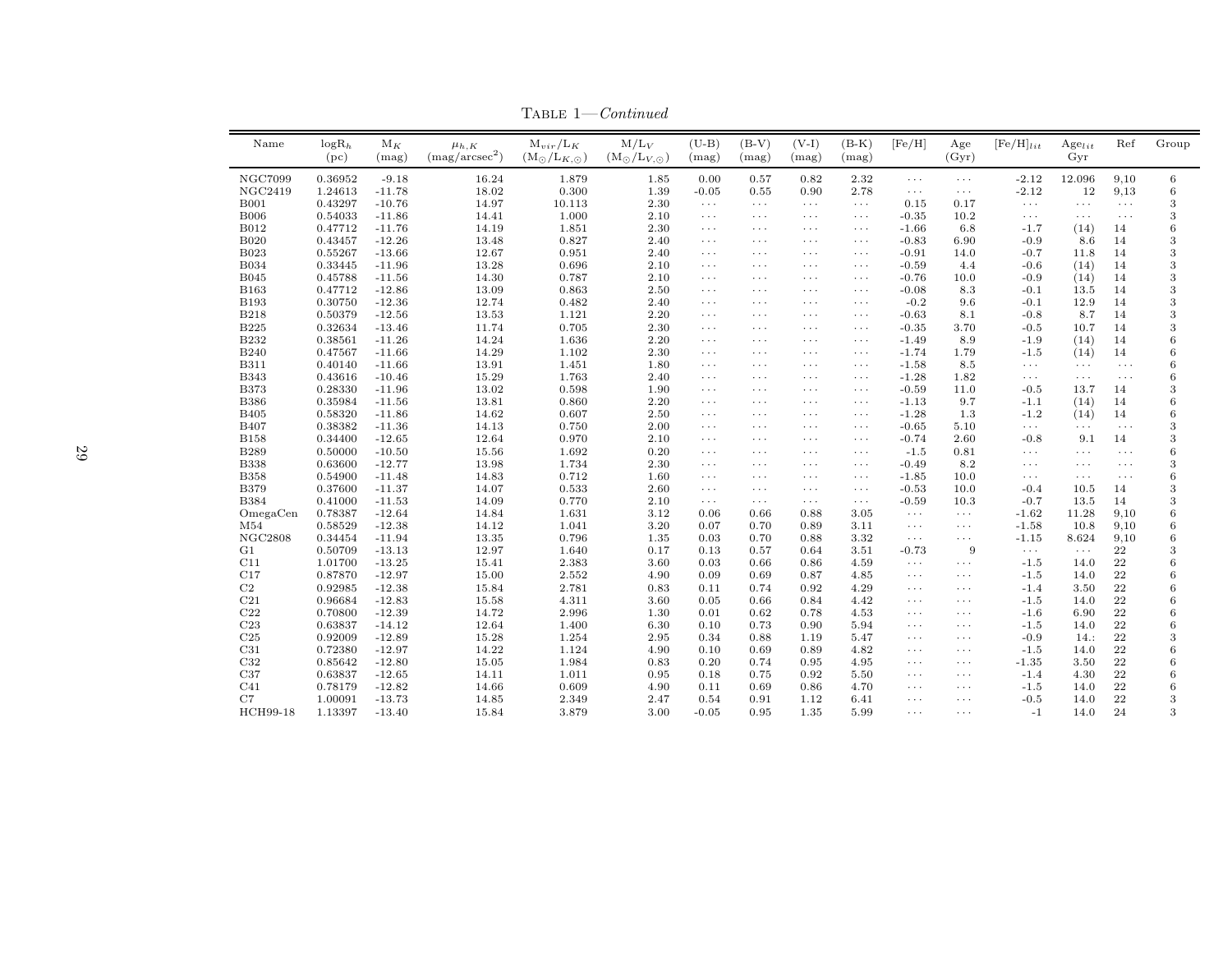TABLE 1—*Continued*

| Name | $\log R_h$ (pc) | $M_K$ (mag) | $\mu_{h,K}$ (mag/arcsec$^2$) | $M_{vir}/L_K$ ($M_\odot/L_{K,\odot}$) | $M/L_V$ ($M_\odot/L_{V,\odot}$) | (U-B) (mag) | (B-V) (mag) | (V-I) (mag) | (B-K) (mag) | [Fe/H] | Age (Gyr) | $[Fe/H]_{lit}$ | $Age_{lit}$ Gyr | Ref | Group |
|---|---|---|---|---|---|---|---|---|---|---|---|---|---|---|---|
| NGC7099 | 0.36952 | -9.18 | 16.24 | 1.879 | 1.85 | 0.00 | 0.57 | 0.82 | 2.32 | ··· | ··· | -2.12 | 12.096 | 9,10 | 6 |
| NGC2419 | 1.24613 | -11.78 | 18.02 | 0.300 | 1.39 | -0.05 | 0.55 | 0.90 | 2.78 | ··· | ··· | -2.12 | 12 | 9,13 | 6 |
| B001 | 0.43297 | -10.76 | 14.97 | 10.113 | 2.30 | ··· | ··· | ··· | ··· | 0.15 | 0.17 | ··· | ··· | ··· | 3 |
| B006 | 0.54033 | -11.86 | 14.41 | 1.000 | 2.10 | ··· | ··· | ··· | ··· | -0.35 | 10.2 | ··· | ··· | ··· | 3 |
| B012 | 0.47712 | -11.76 | 14.19 | 1.851 | 2.30 | ··· | ··· | ··· | ··· | -1.66 | 6.8 | -1.7 | (14) | 14 | 6 |
| B020 | 0.43457 | -12.26 | 13.48 | 0.827 | 2.40 | ··· | ··· | ··· | ··· | -0.83 | 6.90 | -0.9 | 8.6 | 14 | 3 |
| B023 | 0.55267 | -13.66 | 12.67 | 0.951 | 2.40 | ··· | ··· | ··· | ··· | -0.91 | 14.0 | -0.7 | 11.8 | 14 | 3 |
| B034 | 0.33445 | -11.96 | 13.28 | 0.696 | 2.10 | ··· | ··· | ··· | ··· | -0.59 | 4.4 | -0.6 | (14) | 14 | 3 |
| B045 | 0.45788 | -11.56 | 14.30 | 0.787 | 2.10 | ··· | ··· | ··· | ··· | -0.76 | 10.0 | -0.9 | (14) | 14 | 3 |
| B163 | 0.47712 | -12.86 | 13.09 | 0.863 | 2.50 | ··· | ··· | ··· | ··· | -0.08 | 8.3 | -0.1 | 13.5 | 14 | 3 |
| B193 | 0.30750 | -12.36 | 12.74 | 0.482 | 2.40 | ··· | ··· | ··· | ··· | -0.2 | 9.6 | -0.1 | 12.9 | 14 | 3 |
| B218 | 0.50379 | -12.56 | 13.53 | 1.121 | 2.20 | ··· | ··· | ··· | ··· | -0.63 | 8.1 | -0.8 | 8.7 | 14 | 3 |
| B225 | 0.32634 | -13.46 | 11.74 | 0.705 | 2.30 | ··· | ··· | ··· | ··· | -0.35 | 3.70 | -0.5 | 10.7 | 14 | 3 |
| B232 | 0.38561 | -11.26 | 14.24 | 1.636 | 2.20 | ··· | ··· | ··· | ··· | -1.49 | 8.9 | -1.9 | (14) | 14 | 6 |
| B240 | 0.47567 | -11.66 | 14.29 | 1.102 | 2.30 | ··· | ··· | ··· | ··· | -1.74 | 1.79 | -1.5 | (14) | 14 | 6 |
| B311 | 0.40140 | -11.66 | 13.91 | 1.451 | 1.80 | ··· | ··· | ··· | ··· | -1.58 | 8.5 | ··· | ··· | ··· | 6 |
| B343 | 0.43616 | -10.46 | 15.29 | 1.763 | 2.40 | ··· | ··· | ··· | ··· | -1.28 | 1.82 | ··· | ··· | ··· | 6 |
| B373 | 0.28330 | -11.96 | 13.02 | 0.598 | 1.90 | ··· | ··· | ··· | ··· | -0.59 | 11.0 | -0.5 | 13.7 | 14 | 3 |
| B386 | 0.35984 | -11.56 | 13.81 | 0.860 | 2.20 | ··· | ··· | ··· | ··· | -1.13 | 9.7 | -1.1 | (14) | 14 | 6 |
| B405 | 0.58320 | -11.86 | 14.62 | 0.607 | 2.50 | ··· | ··· | ··· | ··· | -1.28 | 1.3 | -1.2 | (14) | 14 | 6 |
| B407 | 0.38382 | -11.36 | 14.13 | 0.750 | 2.00 | ··· | ··· | ··· | ··· | -0.65 | 5.10 | ··· | ··· | ··· | 3 |
| B158 | 0.34400 | -12.65 | 12.64 | 0.970 | 2.10 | ··· | ··· | ··· | ··· | -0.74 | 2.60 | -0.8 | 9.1 | 14 | 3 |
| B289 | 0.50000 | -10.50 | 15.56 | 1.692 | 0.20 | ··· | ··· | ··· | ··· | -1.5 | 0.81 | ··· | ··· | ··· | 6 |
| B338 | 0.63600 | -12.77 | 13.98 | 1.734 | 2.30 | ··· | ··· | ··· | ··· | -0.49 | 8.2 | ··· | ··· | ··· | 3 |
| B358 | 0.54900 | -11.48 | 14.83 | 0.712 | 1.60 | ··· | ··· | ··· | ··· | -1.85 | 10.0 | ··· | ··· | ··· | 6 |
| B379 | 0.37600 | -11.37 | 14.07 | 0.533 | 2.60 | ··· | ··· | ··· | ··· | -0.53 | 10.0 | -0.4 | 10.5 | 14 | 3 |
| B384 | 0.41000 | -11.53 | 14.09 | 0.770 | 2.10 | ··· | ··· | ··· | ··· | -0.59 | 10.3 | -0.7 | 13.5 | 14 | 3 |
| OmegaCen | 0.78387 | -12.64 | 14.84 | 1.631 | 3.12 | 0.06 | 0.66 | 0.88 | 3.05 | ··· | ··· | -1.62 | 11.28 | 9,10 | 6 |
| M54 | 0.58529 | -12.38 | 14.12 | 1.041 | 3.20 | 0.07 | 0.70 | 0.89 | 3.11 | ··· | ··· | -1.58 | 10.8 | 9,10 | 6 |
| NGC2808 | 0.34454 | -11.94 | 13.35 | 0.796 | 1.35 | 0.03 | 0.70 | 0.88 | 3.32 | ··· | ··· | -1.15 | 8.624 | 9,10 | 6 |
| G1 | 0.50709 | -13.13 | 12.97 | 1.640 | 0.17 | 0.13 | 0.57 | 0.64 | 3.51 | -0.73 | 9 | ··· | ··· | 22 | 3 |
| C11 | 1.01700 | -13.25 | 15.41 | 2.383 | 3.60 | 0.03 | 0.66 | 0.86 | 4.59 | ··· | ··· | -1.5 | 14.0 | 22 | 6 |
| C17 | 0.87870 | -12.97 | 15.00 | 2.552 | 4.90 | 0.09 | 0.69 | 0.87 | 4.85 | ··· | ··· | -1.5 | 14.0 | 22 | 6 |
| C2 | 0.92985 | -12.38 | 15.84 | 2.781 | 0.83 | 0.11 | 0.74 | 0.92 | 4.29 | ··· | ··· | -1.4 | 3.50 | 22 | 6 |
| C21 | 0.96684 | -12.83 | 15.58 | 4.311 | 3.60 | 0.05 | 0.66 | 0.84 | 4.42 | ··· | ··· | -1.5 | 14.0 | 22 | 6 |
| C22 | 0.70800 | -12.39 | 14.72 | 2.996 | 1.30 | 0.01 | 0.62 | 0.78 | 4.53 | ··· | ··· | -1.6 | 6.90 | 22 | 6 |
| C23 | 0.63837 | -14.12 | 12.64 | 1.400 | 6.30 | 0.10 | 0.73 | 0.90 | 5.94 | ··· | ··· | -1.5 | 14.0 | 22 | 6 |
| C25 | 0.92009 | -12.89 | 15.28 | 1.254 | 2.95 | 0.34 | 0.88 | 1.19 | 5.47 | ··· | ··· | -0.9 | 14.: | 22 | 3 |
| C31 | 0.72380 | -12.97 | 14.22 | 1.124 | 4.90 | 0.10 | 0.69 | 0.89 | 4.82 | ··· | ··· | -1.5 | 14.0 | 22 | 6 |
| C32 | 0.85642 | -12.80 | 15.05 | 1.984 | 0.83 | 0.20 | 0.74 | 0.95 | 4.95 | ··· | ··· | -1.35 | 3.50 | 22 | 6 |
| C37 | 0.63837 | -12.65 | 14.11 | 1.011 | 0.95 | 0.18 | 0.75 | 0.92 | 5.50 | ··· | ··· | -1.4 | 4.30 | 22 | 6 |
| C41 | 0.78179 | -12.82 | 14.66 | 0.609 | 4.90 | 0.11 | 0.69 | 0.86 | 4.70 | ··· | ··· | -1.5 | 14.0 | 22 | 6 |
| C7 | 1.00091 | -13.73 | 14.85 | 2.349 | 2.47 | 0.54 | 0.91 | 1.12 | 6.41 | ··· | ··· | -0.5 | 14.0 | 22 | 3 |
| HCH99-18 | 1.13397 | -13.40 | 15.84 | 3.879 | 3.00 | -0.05 | 0.95 | 1.35 | 5.99 | ··· | ··· | -1 | 14.0 | 24 | 3 |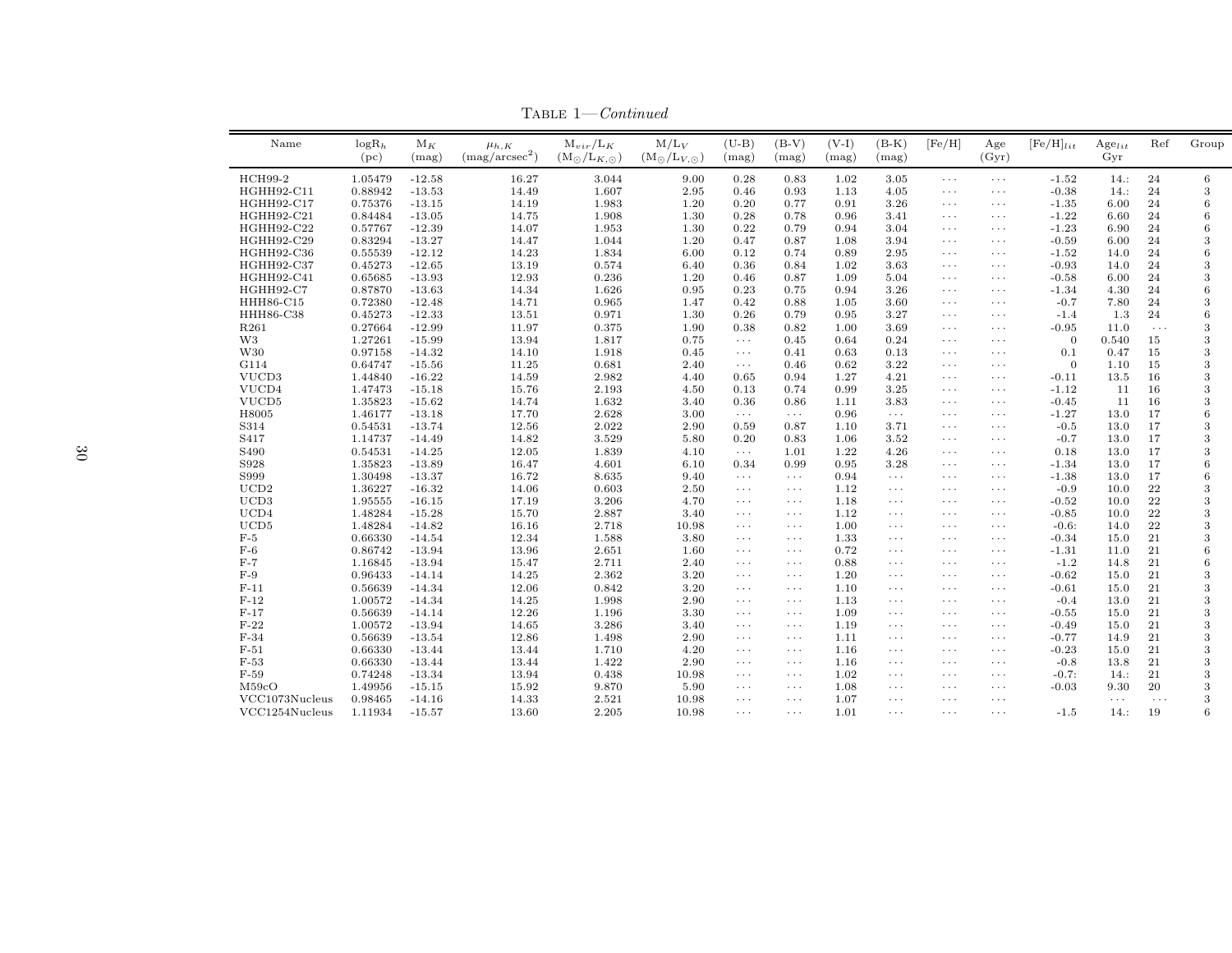TABLE 1—*Continued*

| Name | $\log R_h$ (pc) | $M_K$ (mag) | $\mu_{h,K}$ (mag/arcsec$^2$) | $M_{vir}/L_K$ ($M_\odot/L_{K,\odot}$) | $M/L_V$ ($M_\odot/L_{V,\odot}$) | (U-B) (mag) | (B-V) (mag) | (V-I) (mag) | (B-K) (mag) | [Fe/H] | Age (Gyr) | $[Fe/H]_{lit}$ | $Age_{lit}$ Gyr | Ref | Group |
|---|---|---|---|---|---|---|---|---|---|---|---|---|---|---|---|
| HCH99-2 | 1.05479 | -12.58 | 16.27 | 3.044 | 9.00 | 0.28 | 0.83 | 1.02 | 3.05 | ··· | ··· | -1.52 | 14.: | 24 | 6 |
| HGHH92-C11 | 0.88942 | -13.53 | 14.49 | 1.607 | 2.95 | 0.46 | 0.93 | 1.13 | 4.05 | ··· | ··· | -0.38 | 14.: | 24 | 3 |
| HGHH92-C17 | 0.75376 | -13.15 | 14.19 | 1.983 | 1.20 | 0.20 | 0.77 | 0.91 | 3.26 | ··· | ··· | -1.35 | 6.00 | 24 | 6 |
| HGHH92-C21 | 0.84484 | -13.05 | 14.75 | 1.908 | 1.30 | 0.28 | 0.78 | 0.96 | 3.41 | ··· | ··· | -1.22 | 6.60 | 24 | 6 |
| HGHH92-C22 | 0.57767 | -12.39 | 14.07 | 1.953 | 1.30 | 0.22 | 0.79 | 0.94 | 3.04 | ··· | ··· | -1.23 | 6.90 | 24 | 6 |
| HGHH92-C29 | 0.83294 | -13.27 | 14.47 | 1.044 | 1.20 | 0.47 | 0.87 | 1.08 | 3.94 | ··· | ··· | -0.59 | 6.00 | 24 | 3 |
| HGHH92-C36 | 0.55539 | -12.12 | 14.23 | 1.834 | 6.00 | 0.12 | 0.74 | 0.89 | 2.95 | ··· | ··· | -1.52 | 14.0 | 24 | 6 |
| HGHH92-C37 | 0.45273 | -12.65 | 13.19 | 0.574 | 6.40 | 0.36 | 0.84 | 1.02 | 3.63 | ··· | ··· | -0.93 | 14.0 | 24 | 3 |
| HGHH92-C41 | 0.65685 | -13.93 | 12.93 | 0.236 | 1.20 | 0.46 | 0.87 | 1.09 | 5.04 | ··· | ··· | -0.58 | 6.00 | 24 | 3 |
| HGHH92-C7 | 0.87870 | -13.63 | 14.34 | 1.626 | 0.95 | 0.23 | 0.75 | 0.94 | 3.26 | ··· | ··· | -1.34 | 4.30 | 24 | 6 |
| HHH86-C15 | 0.72380 | -12.48 | 14.71 | 0.965 | 1.47 | 0.42 | 0.88 | 1.05 | 3.60 | ··· | ··· | -0.7 | 7.80 | 24 | 3 |
| HHH86-C38 | 0.45273 | -12.33 | 13.51 | 0.971 | 1.30 | 0.26 | 0.79 | 0.95 | 3.27 | ··· | ··· | -1.4 | 1.3 | 24 | 6 |
| R261 | 0.27664 | -12.99 | 11.97 | 0.375 | 1.90 | 0.38 | 0.82 | 1.00 | 3.69 | ··· | ··· | -0.95 | 11.0 | ··· | 3 |
| W3 | 1.27261 | -15.99 | 13.94 | 1.817 | 0.75 | ··· | 0.45 | 0.64 | 0.24 | ··· | ··· | 0 | 0.540 | 15 | 3 |
| W30 | 0.97158 | -14.32 | 14.10 | 1.918 | 0.45 | ··· | 0.41 | 0.63 | 0.13 | ··· | ··· | 0.1 | 0.47 | 15 | 3 |
| G114 | 0.64747 | -15.56 | 11.25 | 0.681 | 2.40 | ··· | 0.46 | 0.62 | 3.22 | ··· | ··· | 0 | 1.10 | 15 | 3 |
| VUCD3 | 1.44840 | -16.22 | 14.59 | 2.982 | 4.40 | 0.65 | 0.94 | 1.27 | 4.21 | ··· | ··· | -0.11 | 13.5 | 16 | 3 |
| VUCD4 | 1.47473 | -15.18 | 15.76 | 2.193 | 4.50 | 0.13 | 0.74 | 0.99 | 3.25 | ··· | ··· | -1.12 | 11 | 16 | 3 |
| VUCD5 | 1.35823 | -15.62 | 14.74 | 1.632 | 3.40 | 0.36 | 0.86 | 1.11 | 3.83 | ··· | ··· | -0.45 | 11 | 16 | 3 |
| H8005 | 1.46177 | -13.18 | 17.70 | 2.628 | 3.00 | ··· | ··· | 0.96 | ··· | ··· | ··· | -1.27 | 13.0 | 17 | 6 |
| S314 | 0.54531 | -13.74 | 12.56 | 2.022 | 2.90 | 0.59 | 0.87 | 1.10 | 3.71 | ··· | ··· | -0.5 | 13.0 | 17 | 3 |
| S417 | 1.14737 | -14.49 | 14.82 | 3.529 | 5.80 | 0.20 | 0.83 | 1.06 | 3.52 | ··· | ··· | -0.7 | 13.0 | 17 | 3 |
| S490 | 0.54531 | -14.25 | 12.05 | 1.839 | 4.10 | ··· | 1.01 | 1.22 | 4.26 | ··· | ··· | 0.18 | 13.0 | 17 | 3 |
| S928 | 1.35823 | -13.89 | 16.47 | 4.601 | 6.10 | 0.34 | 0.99 | 0.95 | 3.28 | ··· | ··· | -1.34 | 13.0 | 17 | 6 |
| S999 | 1.30498 | -13.37 | 16.72 | 8.635 | 9.40 | ··· | ··· | 0.94 | ··· | ··· | ··· | -1.38 | 13.0 | 17 | 6 |
| UCD2 | 1.36227 | -16.32 | 14.06 | 0.603 | 2.50 | ··· | ··· | 1.12 | ··· | ··· | ··· | -0.9 | 10.0 | 22 | 3 |
| UCD3 | 1.95555 | -16.15 | 17.19 | 3.206 | 4.70 | ··· | ··· | 1.18 | ··· | ··· | ··· | -0.52 | 10.0 | 22 | 3 |
| UCD4 | 1.48284 | -15.28 | 15.70 | 2.887 | 3.40 | ··· | ··· | 1.12 | ··· | ··· | ··· | -0.85 | 10.0 | 22 | 3 |
| UCD5 | 1.48284 | -14.82 | 16.16 | 2.718 | 10.98 | ··· | ··· | 1.00 | ··· | ··· | ··· | -0.6: | 14.0 | 22 | 3 |
| F-5 | 0.66330 | -14.54 | 12.34 | 1.588 | 3.80 | ··· | ··· | 1.33 | ··· | ··· | ··· | -0.34 | 15.0 | 21 | 3 |
| F-6 | 0.86742 | -13.94 | 13.96 | 2.651 | 1.60 | ··· | ··· | 0.72 | ··· | ··· | ··· | -1.31 | 11.0 | 21 | 6 |
| F-7 | 1.16845 | -13.94 | 15.47 | 2.711 | 2.40 | ··· | ··· | 0.88 | ··· | ··· | ··· | -1.2 | 14.8 | 21 | 6 |
| F-9 | 0.96433 | -14.14 | 14.25 | 2.362 | 3.20 | ··· | ··· | 1.20 | ··· | ··· | ··· | -0.62 | 15.0 | 21 | 3 |
| F-11 | 0.56639 | -14.34 | 12.06 | 0.842 | 3.20 | ··· | ··· | 1.10 | ··· | ··· | ··· | -0.61 | 15.0 | 21 | 3 |
| F-12 | 1.00572 | -14.34 | 14.25 | 1.998 | 2.90 | ··· | ··· | 1.13 | ··· | ··· | ··· | -0.4 | 13.0 | 21 | 3 |
| F-17 | 0.56639 | -14.14 | 12.26 | 1.196 | 3.30 | ··· | ··· | 1.09 | ··· | ··· | ··· | -0.55 | 15.0 | 21 | 3 |
| F-22 | 1.00572 | -13.94 | 14.65 | 3.286 | 3.40 | ··· | ··· | 1.19 | ··· | ··· | ··· | -0.49 | 15.0 | 21 | 3 |
| F-34 | 0.56639 | -13.54 | 12.86 | 1.498 | 2.90 | ··· | ··· | 1.11 | ··· | ··· | ··· | -0.77 | 14.9 | 21 | 3 |
| F-51 | 0.66330 | -13.44 | 13.44 | 1.710 | 4.20 | ··· | ··· | 1.16 | ··· | ··· | ··· | -0.23 | 15.0 | 21 | 3 |
| F-53 | 0.66330 | -13.44 | 13.44 | 1.422 | 2.90 | ··· | ··· | 1.16 | ··· | ··· | ··· | -0.8 | 13.8 | 21 | 3 |
| F-59 | 0.74248 | -13.34 | 13.94 | 0.438 | 10.98 | ··· | ··· | 1.02 | ··· | ··· | ··· | -0.7: | 14.: | 21 | 3 |
| M59cO | 1.49956 | -15.15 | 15.92 | 9.870 | 5.90 | ··· | ··· | 1.08 | ··· | ··· | ··· | -0.03 | 9.30 | 20 | 3 |
| VCC1073Nucleus | 0.98465 | -14.16 | 14.33 | 2.521 | 10.98 | ··· | ··· | 1.07 | ··· | ··· | ··· | | ··· | ··· | 3 |
| VCC1254Nucleus | 1.11934 | -15.57 | 13.60 | 2.205 | 10.98 | ··· | ··· | 1.01 | ··· | ··· | ··· | -1.5 | 14.: | 19 | 6 |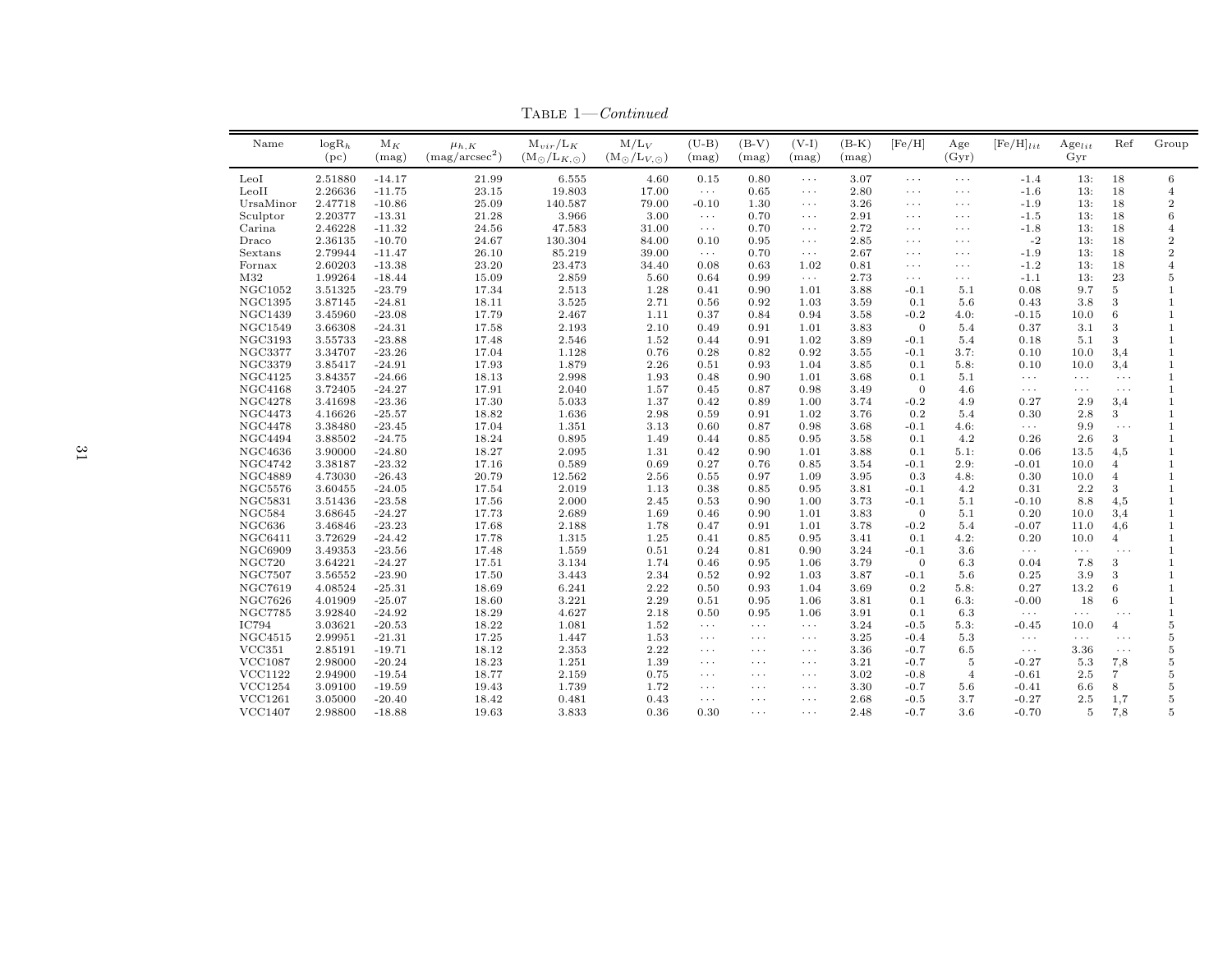TABLE 1—*Continued*

| Name | $\log R_h$ (pc) | $M_K$ (mag) | $\mu_{h,K}$ (mag/arcsec$^2$) | $M_{vir}/L_K$ ($M_\odot/L_{K,\odot}$) | $M/L_V$ ($M_\odot/L_{V,\odot}$) | (U-B) (mag) | (B-V) (mag) | (V-I) (mag) | (B-K) (mag) | [Fe/H] | Age (Gyr) | $[Fe/H]_{lit}$ | $Age_{lit}$ Gyr | Ref | Group |
|---|---|---|---|---|---|---|---|---|---|---|---|---|---|---|---|
| LeoI | 2.51880 | -14.17 | 21.99 | 6.555 | 4.60 | 0.15 | 0.80 | ··· | 3.07 | ··· | ··· | -1.4 | 13: | 18 | 6 |
| LeoII | 2.26636 | -11.75 | 23.15 | 19.803 | 17.00 | ··· | 0.65 | ··· | 2.80 | ··· | ··· | -1.6 | 13: | 18 | 4 |
| UrsaMinor | 2.47718 | -10.86 | 25.09 | 140.587 | 79.00 | -0.10 | 1.30 | ··· | 3.26 | ··· | ··· | -1.9 | 13: | 18 | 2 |
| Sculptor | 2.20377 | -13.31 | 21.28 | 3.966 | 3.00 | ··· | 0.70 | ··· | 2.91 | ··· | ··· | -1.5 | 13: | 18 | 6 |
| Carina | 2.46228 | -11.32 | 24.56 | 47.583 | 31.00 | ··· | 0.70 | ··· | 2.72 | ··· | ··· | -1.8 | 13: | 18 | 4 |
| Draco | 2.36135 | -10.70 | 24.67 | 130.304 | 84.00 | 0.10 | 0.95 | ··· | 2.85 | ··· | ··· | -2 | 13: | 18 | 2 |
| Sextans | 2.79944 | -11.47 | 26.10 | 85.219 | 39.00 | ··· | 0.70 | ··· | 2.67 | ··· | ··· | -1.9 | 13: | 18 | 2 |
| Fornax | 2.60203 | -13.38 | 23.20 | 23.473 | 34.40 | 0.08 | 0.63 | 1.02 | 0.81 | ··· | ··· | -1.2 | 13: | 18 | 4 |
| M32 | 1.99264 | -18.44 | 15.09 | 2.859 | 5.60 | 0.64 | 0.99 | ··· | 2.73 | ··· | ··· | -1.1 | 13: | 23 | 5 |
| NGC1052 | 3.51325 | -23.79 | 17.34 | 2.513 | 1.28 | 0.41 | 0.90 | 1.01 | 3.88 | -0.1 | 5.1 | 0.08 | 9.7 | 5 | 1 |
| NGC1395 | 3.87145 | -24.81 | 18.11 | 3.525 | 2.71 | 0.56 | 0.92 | 1.03 | 3.59 | 0.1 | 5.6 | 0.43 | 3.8 | 3 | 1 |
| NGC1439 | 3.45960 | -23.08 | 17.79 | 2.467 | 1.11 | 0.37 | 0.84 | 0.94 | 3.58 | -0.2 | 4.0: | -0.15 | 10.0 | 6 | 1 |
| NGC1549 | 3.66308 | -24.31 | 17.58 | 2.193 | 2.10 | 0.49 | 0.91 | 1.01 | 3.83 | 0 | 5.4 | 0.37 | 3.1 | 3 | 1 |
| NGC3193 | 3.55733 | -23.88 | 17.48 | 2.546 | 1.52 | 0.44 | 0.91 | 1.02 | 3.89 | -0.1 | 5.4 | 0.18 | 5.1 | 3 | 1 |
| NGC3377 | 3.34707 | -23.26 | 17.04 | 1.128 | 0.76 | 0.28 | 0.82 | 0.92 | 3.55 | -0.1 | 3.7: | 0.10 | 10.0 | 3,4 | 1 |
| NGC3379 | 3.85417 | -24.91 | 17.93 | 1.879 | 2.26 | 0.51 | 0.93 | 1.04 | 3.85 | 0.1 | 5.8: | 0.10 | 10.0 | 3,4 | 1 |
| NGC4125 | 3.84357 | -24.66 | 18.13 | 2.998 | 1.93 | 0.48 | 0.90 | 1.01 | 3.68 | 0.1 | 5.1 | ··· | ··· | ··· | 1 |
| NGC4168 | 3.72405 | -24.27 | 17.91 | 2.040 | 1.57 | 0.45 | 0.87 | 0.98 | 3.49 | 0 | 4.6 | ··· | ··· | ··· | 1 |
| NGC4278 | 3.41698 | -23.36 | 17.30 | 5.033 | 1.37 | 0.42 | 0.89 | 1.00 | 3.74 | -0.2 | 4.9 | 0.27 | 2.9 | 3,4 | 1 |
| NGC4473 | 4.16626 | -25.57 | 18.82 | 1.636 | 2.98 | 0.59 | 0.91 | 1.02 | 3.76 | 0.2 | 5.4 | 0.30 | 2.8 | 3 | 1 |
| NGC4478 | 3.38480 | -23.45 | 17.04 | 1.351 | 3.13 | 0.60 | 0.87 | 0.98 | 3.68 | -0.1 | 4.6: | ··· | 9.9 | ··· | 1 |
| NGC4494 | 3.88502 | -24.75 | 18.24 | 0.895 | 1.49 | 0.44 | 0.85 | 0.95 | 3.58 | 0.1 | 4.2 | 0.26 | 2.6 | 3 | 1 |
| NGC4636 | 3.90000 | -24.80 | 18.27 | 2.095 | 1.31 | 0.42 | 0.90 | 1.01 | 3.88 | 0.1 | 5.1: | 0.06 | 13.5 | 4,5 | 1 |
| NGC4742 | 3.38187 | -23.32 | 17.16 | 0.589 | 0.69 | 0.27 | 0.76 | 0.85 | 3.54 | -0.1 | 2.9: | -0.01 | 10.0 | 4 | 1 |
| NGC4889 | 4.73030 | -26.43 | 20.79 | 12.562 | 2.56 | 0.55 | 0.97 | 1.09 | 3.95 | 0.3 | 4.8: | 0.30 | 10.0 | 4 | 1 |
| NGC5576 | 3.60455 | -24.05 | 17.54 | 2.019 | 1.13 | 0.38 | 0.85 | 0.95 | 3.81 | -0.1 | 4.2 | 0.31 | 2.2 | 3 | 1 |
| NGC5831 | 3.51436 | -23.58 | 17.56 | 2.000 | 2.45 | 0.53 | 0.90 | 1.00 | 3.73 | -0.1 | 5.1 | -0.10 | 8.8 | 4,5 | 1 |
| NGC584 | 3.68645 | -24.27 | 17.73 | 2.689 | 1.69 | 0.46 | 0.90 | 1.01 | 3.83 | 0 | 5.1 | 0.20 | 10.0 | 3,4 | 1 |
| NGC636 | 3.46846 | -23.23 | 17.68 | 2.188 | 1.78 | 0.47 | 0.91 | 1.01 | 3.78 | -0.2 | 5.4 | -0.07 | 11.0 | 4,6 | 1 |
| NGC6411 | 3.72629 | -24.42 | 17.78 | 1.315 | 1.25 | 0.41 | 0.85 | 0.95 | 3.41 | 0.1 | 4.2: | 0.20 | 10.0 | 4 | 1 |
| NGC6909 | 3.49353 | -23.56 | 17.48 | 1.559 | 0.51 | 0.24 | 0.81 | 0.90 | 3.24 | -0.1 | 3.6 | ··· | ··· | ··· | 1 |
| NGC720 | 3.64221 | -24.27 | 17.51 | 3.134 | 1.74 | 0.46 | 0.95 | 1.06 | 3.79 | 0 | 6.3 | 0.04 | 7.8 | 3 | 1 |
| NGC7507 | 3.56552 | -23.90 | 17.50 | 3.443 | 2.34 | 0.52 | 0.92 | 1.03 | 3.87 | -0.1 | 5.6 | 0.25 | 3.9 | 3 | 1 |
| NGC7619 | 4.08524 | -25.31 | 18.69 | 6.241 | 2.22 | 0.50 | 0.93 | 1.04 | 3.69 | 0.2 | 5.8: | 0.27 | 13.2 | 6 | 1 |
| NGC7626 | 4.01909 | -25.07 | 18.60 | 3.221 | 2.29 | 0.51 | 0.95 | 1.06 | 3.81 | 0.1 | 6.3: | -0.00 | 18 | 6 | 1 |
| NGC7785 | 3.92840 | -24.92 | 18.29 | 4.627 | 2.18 | 0.50 | 0.95 | 1.06 | 3.91 | 0.1 | 6.3 | ··· | ··· | ··· | 1 |
| IC794 | 3.03621 | -20.53 | 18.22 | 1.081 | 1.52 | ··· | ··· | ··· | 3.24 | -0.5 | 5.3: | -0.45 | 10.0 | 4 | 5 |
| NGC4515 | 2.99951 | -21.31 | 17.25 | 1.447 | 1.53 | ··· | ··· | ··· | 3.25 | -0.4 | 5.3 | ··· | ··· | ··· | 5 |
| VCC351 | 2.85191 | -19.71 | 18.12 | 2.353 | 2.22 | ··· | ··· | ··· | 3.36 | -0.7 | 6.5 | ··· | 3.36 | ··· | 5 |
| VCC1087 | 2.98000 | -20.24 | 18.23 | 1.251 | 1.39 | ··· | ··· | ··· | 3.21 | -0.7 | 5 | -0.27 | 5.3 | 7,8 | 5 |
| VCC1122 | 2.94900 | -19.54 | 18.77 | 2.159 | 0.75 | ··· | ··· | ··· | 3.02 | -0.8 | 4 | -0.61 | 2.5 | 7 | 5 |
| VCC1254 | 3.09100 | -19.59 | 19.43 | 1.739 | 1.72 | ··· | ··· | ··· | 3.30 | -0.7 | 5.6 | -0.41 | 6.6 | 8 | 5 |
| VCC1261 | 3.05000 | -20.40 | 18.42 | 0.481 | 0.43 | ··· | ··· | ··· | 2.68 | -0.5 | 3.7 | -0.27 | 2.5 | 1,7 | 5 |
| VCC1407 | 2.98800 | -18.88 | 19.63 | 3.833 | 0.36 | 0.30 | ··· | ··· | 2.48 | -0.7 | 3.6 | -0.70 | 5 | 7,8 | 5 |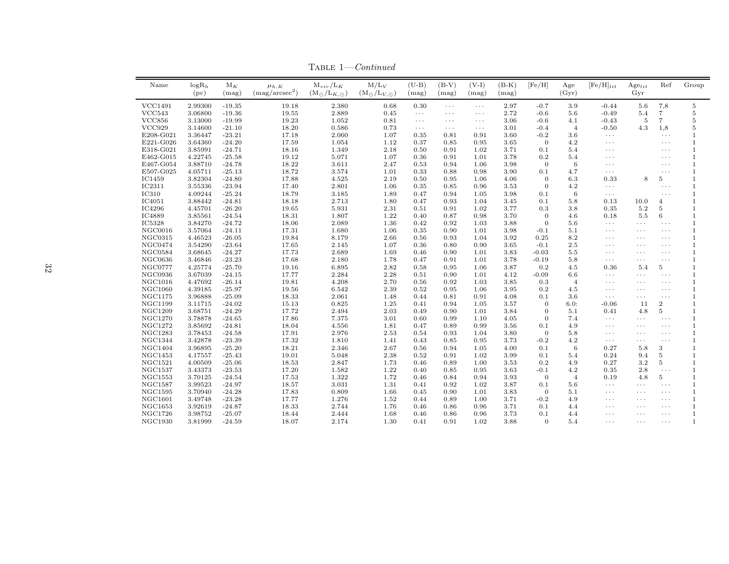Table 1—*Continued*

| Name | $\log R_h$ (pc) | $M_K$ (mag) | $\mu_{h,K}$ (mag/arcsec$^2$) | $M_{vir}/L_K$ ($M_\odot/L_{K,\odot}$) | $M/L_V$ ($M_\odot/L_{V,\odot}$) | (U-B) (mag) | (B-V) (mag) | (V-I) (mag) | (B-K) (mag) | [Fe/H] | Age (Gyr) | $[Fe/H]_{lit}$ | $Age_{lit}$ Gyr | Ref | Group |
|---|---|---|---|---|---|---|---|---|---|---|---|---|---|---|---|
| VCC1491 | 2.99300 | -19.35 | 19.18 | 2.380 | 0.68 | 0.30 | ··· | ··· | 2.97 | -0.7 | 3.9 | -0.44 | 5.6 | 7,8 | 5 |
| VCC543 | 3.06800 | -19.36 | 19.55 | 2.889 | 0.45 | ··· | ··· | ··· | 2.72 | -0.6 | 5.6 | -0.49 | 5.4 | 7 | 5 |
| VCC856 | 3.13000 | -19.99 | 19.23 | 1.052 | 0.81 | ··· | ··· | ··· | 3.06 | -0.6 | 4.1 | -0.43 | 5 | 7 | 5 |
| VCC929 | 3.14600 | -21.10 | 18.20 | 0.586 | 0.73 | ··· | ··· | ··· | 3.01 | -0.4 | 4 | -0.50 | 4.3 | 1,8 | 5 |
| E208-G021 | 3.36447 | -23.21 | 17.18 | 2.060 | 1.07 | 0.35 | 0.81 | 0.91 | 3.60 | -0.2 | 3.6 | ··· | | ··· | 1 |
| E221-G026 | 3.64360 | -24.20 | 17.59 | 1.054 | 1.12 | 0.37 | 0.85 | 0.95 | 3.65 | 0 | 4.2 | ··· | | ··· | 1 |
| E318-G021 | 3.85991 | -24.71 | 18.16 | 1.349 | 2.18 | 0.50 | 0.91 | 1.02 | 3.71 | 0.1 | 5.4 | ··· | | ··· | 1 |
| E462-G015 | 4.22745 | -25.58 | 19.12 | 5.071 | 1.07 | 0.36 | 0.91 | 1.01 | 3.78 | 0.2 | 5.4 | ··· | | ··· | 1 |
| E467-G054 | 3.88710 | -24.78 | 18.22 | 3.611 | 2.47 | 0.53 | 0.94 | 1.06 | 3.98 | 0 | 6 | ··· | | ··· | 1 |
| E507-G025 | 4.05711 | -25.13 | 18.72 | 3.574 | 1.01 | 0.33 | 0.88 | 0.98 | 3.90 | 0.1 | 4.7 | ··· | | ··· | 1 |
| IC1459 | 3.82304 | -24.80 | 17.88 | 4.525 | 2.19 | 0.50 | 0.95 | 1.06 | 4.06 | 0 | 6.3 | 0.33 | 8 | 5 | 1 |
| IC2311 | 3.55336 | -23.94 | 17.40 | 2.801 | 1.06 | 0.35 | 0.85 | 0.96 | 3.53 | 0 | 4.2 | ··· | | ··· | 1 |
| IC310 | 4.09244 | -25.24 | 18.79 | 3.185 | 1.89 | 0.47 | 0.94 | 1.05 | 3.98 | 0.1 | 6 | ··· | | ··· | 1 |
| IC4051 | 3.88442 | -24.81 | 18.18 | 2.713 | 1.80 | 0.47 | 0.93 | 1.04 | 3.45 | 0.1 | 5.8 | 0.13 | 10.0 | 4 | 1 |
| IC4296 | 4.45701 | -26.20 | 19.65 | 5.931 | 2.31 | 0.51 | 0.91 | 1.02 | 3.77 | 0.3 | 3.8 | 0.35 | 5.2 | 5 | 1 |
| IC4889 | 3.85561 | -24.54 | 18.31 | 1.807 | 1.22 | 0.40 | 0.87 | 0.98 | 3.70 | 0 | 4.6 | 0.18 | 5.5 | 6 | 1 |
| IC5328 | 3.84270 | -24.72 | 18.06 | 2.089 | 1.36 | 0.42 | 0.92 | 1.03 | 3.88 | 0 | 5.6 | ··· | ··· | ··· | 1 |
| NGC0016 | 3.57064 | -24.11 | 17.31 | 1.680 | 1.06 | 0.35 | 0.90 | 1.01 | 3.98 | -0.1 | 5.1 | ··· | ··· | ··· | 1 |
| NGC0315 | 4.46523 | -26.05 | 19.84 | 8.179 | 2.66 | 0.56 | 0.93 | 1.04 | 3.92 | 0.25 | 8.2 | ··· | ··· | ··· | 1 |
| NGC0474 | 3.54290 | -23.64 | 17.65 | 2.145 | 1.07 | 0.36 | 0.80 | 0.90 | 3.65 | -0.1 | 2.5 | ··· | ··· | ··· | 1 |
| NGC0584 | 3.68645 | -24.27 | 17.73 | 2.689 | 1.69 | 0.46 | 0.90 | 1.01 | 3.83 | -0.03 | 5.5 | ··· | ··· | ··· | 1 |
| NGC0636 | 3.46846 | -23.23 | 17.68 | 2.180 | 1.78 | 0.47 | 0.91 | 1.01 | 3.78 | -0.19 | 5.8 | ··· | ··· | ··· | 1 |
| NGC0777 | 4.25774 | -25.70 | 19.16 | 6.895 | 2.82 | 0.58 | 0.95 | 1.06 | 3.87 | 0.2 | 4.5 | 0.36 | 5.4 | 5 | 1 |
| NGC0936 | 3.67039 | -24.15 | 17.77 | 2.284 | 2.28 | 0.51 | 0.90 | 1.01 | 4.12 | -0.09 | 6.6 | ··· | ··· | ··· | 1 |
| NGC1016 | 4.47692 | -26.14 | 19.81 | 4.208 | 2.70 | 0.56 | 0.92 | 1.03 | 3.85 | 0.3 | 4 | ··· | ··· | ··· | 1 |
| NGC1060 | 4.39185 | -25.97 | 19.56 | 6.542 | 2.39 | 0.52 | 0.95 | 1.06 | 3.95 | 0.2 | 4.5 | ··· | ··· | ··· | 1 |
| NGC1175 | 3.96888 | -25.09 | 18.33 | 2.061 | 1.48 | 0.44 | 0.81 | 0.91 | 4.08 | 0.1 | 3.6 | ··· | ··· | ··· | 1 |
| NGC1199 | 3.11715 | -24.02 | 15.13 | 0.825 | 1.25 | 0.41 | 0.94 | 1.05 | 3.57 | 0 | 6.0: | -0.06 | 11 | 2 | 1 |
| NGC1209 | 3.68751 | -24.29 | 17.72 | 2.494 | 2.03 | 0.49 | 0.90 | 1.01 | 3.84 | 0 | 5.1 | 0.41 | 4.8 | 5 | 1 |
| NGC1270 | 3.78878 | -24.65 | 17.86 | 7.375 | 3.01 | 0.60 | 0.99 | 1.10 | 4.05 | 0 | 7.4 | ··· | ··· | ··· | 1 |
| NGC1272 | 3.85692 | -24.81 | 18.04 | 4.556 | 1.81 | 0.47 | 0.89 | 0.99 | 3.56 | 0.1 | 4.9 | ··· | ··· | ··· | 1 |
| NGC1283 | 3.78453 | -24.58 | 17.91 | 2.976 | 2.53 | 0.54 | 0.93 | 1.04 | 3.80 | 0 | 5.8 | ··· | ··· | ··· | 1 |
| NGC1344 | 3.42878 | -23.39 | 17.32 | 1.810 | 1.41 | 0.43 | 0.85 | 0.95 | 3.73 | -0.2 | 4.2 | ··· | ··· | ··· | 1 |
| NGC1404 | 3.96895 | -25.20 | 18.21 | 2.346 | 2.67 | 0.56 | 0.94 | 1.05 | 4.00 | 0.1 | 6 | 0.27 | 5.8 | 3 | 1 |
| NGC1453 | 4.17557 | -25.43 | 19.01 | 5.048 | 2.38 | 0.52 | 0.91 | 1.02 | 3.99 | 0.1 | 5.4 | 0.24 | 9.4 | 5 | 1 |
| NGC1521 | 4.00509 | -25.06 | 18.53 | 2.847 | 1.73 | 0.46 | 0.89 | 1.00 | 3.53 | 0.2 | 4.9 | 0.27 | 3.2 | 5 | 1 |
| NGC1537 | 3.43373 | -23.53 | 17.20 | 1.582 | 1.22 | 0.40 | 0.85 | 0.95 | 3.63 | -0.1 | 4.2 | 0.35 | 2.8 | ··· | 1 |
| NGC1553 | 3.70125 | -24.54 | 17.53 | 1.322 | 1.72 | 0.46 | 0.84 | 0.94 | 3.93 | 0 | 4 | 0.19 | 4.8 | 5 | 1 |
| NGC1587 | 3.99523 | -24.97 | 18.57 | 3.031 | 1.31 | 0.41 | 0.92 | 1.02 | 3.87 | 0.1 | 5.6 | ··· | ··· | ··· | 1 |
| NGC1595 | 3.70940 | -24.28 | 17.83 | 0.809 | 1.66 | 0.45 | 0.90 | 1.01 | 3.83 | 0 | 5.1 | ··· | ··· | ··· | 1 |
| NGC1601 | 3.49748 | -23.28 | 17.77 | 1.276 | 1.52 | 0.44 | 0.89 | 1.00 | 3.71 | -0.2 | 4.9 | ··· | ··· | ··· | 1 |
| NGC1653 | 3.92619 | -24.87 | 18.33 | 2.744 | 1.76 | 0.46 | 0.86 | 0.96 | 3.71 | 0.1 | 4.4 | ··· | ··· | ··· | 1 |
| NGC1726 | 3.98752 | -25.07 | 18.44 | 2.444 | 1.68 | 0.46 | 0.86 | 0.96 | 3.73 | 0.1 | 4.4 | ··· | ··· | ··· | 1 |
| NGC1930 | 3.81999 | -24.59 | 18.07 | 2.174 | 1.30 | 0.41 | 0.91 | 1.02 | 3.88 | 0 | 5.4 | ··· | ··· | ··· | 1 |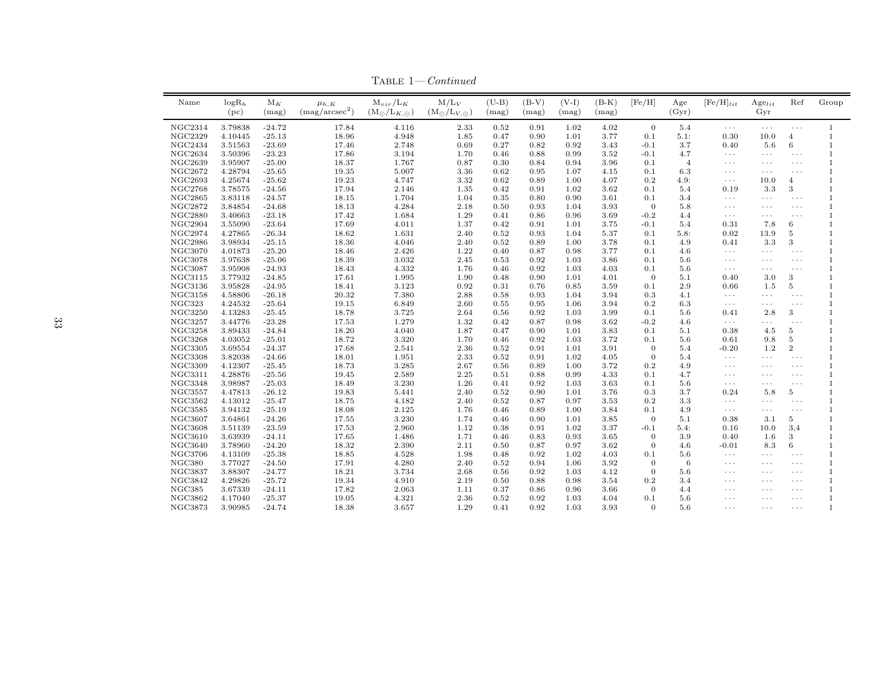Table 1—*Continued*

| Name | $\log R_h$ (pc) | $M_K$ (mag) | $\mu_{h,K}$ (mag/arcsec$^2$) | $M_{vir}/L_K$ ($M_\odot/L_{K,\odot}$) | $M/L_V$ ($M_\odot/L_{V,\odot}$) | (U-B) (mag) | (B-V) (mag) | (V-I) (mag) | (B-K) (mag) | [Fe/H] | Age (Gyr) | $[Fe/H]_{lit}$ | $Age_{lit}$ Gyr | Ref | Group |
|---|---|---|---|---|---|---|---|---|---|---|---|---|---|---|---|
| NGC2314 | 3.79838 | -24.72 | 17.84 | 4.116 | 2.33 | 0.52 | 0.91 | 1.02 | 4.02 | 0 | 5.4 | ··· | ··· | ··· | 1 |
| NGC2329 | 4.10445 | -25.13 | 18.96 | 4.948 | 1.85 | 0.47 | 0.90 | 1.01 | 3.77 | 0.1 | 5.1: | 0.30 | 10.0 | 4 | 1 |
| NGC2434 | 3.51563 | -23.69 | 17.46 | 2.748 | 0.69 | 0.27 | 0.82 | 0.92 | 3.43 | -0.1 | 3.7 | 0.40 | 5.6 | 6 | 1 |
| NGC2634 | 3.50396 | -23.23 | 17.86 | 3.194 | 1.70 | 0.46 | 0.88 | 0.99 | 3.52 | -0.1 | 4.7 | ··· | ··· | ··· | 1 |
| NGC2639 | 3.95907 | -25.00 | 18.37 | 1.767 | 0.87 | 0.30 | 0.84 | 0.94 | 3.96 | 0.1 | 4 | ··· | ··· | ··· | 1 |
| NGC2672 | 4.28794 | -25.65 | 19.35 | 5.007 | 3.36 | 0.62 | 0.95 | 1.07 | 4.15 | 0.1 | 6.3 | ··· | ··· | ··· | 1 |
| NGC2693 | 4.25674 | -25.62 | 19.23 | 4.747 | 3.32 | 0.62 | 0.89 | 1.00 | 4.07 | 0.2 | 4.9: | ··· | 10.0 | 4 | 1 |
| NGC2768 | 3.78575 | -24.56 | 17.94 | 2.146 | 1.35 | 0.42 | 0.91 | 1.02 | 3.62 | 0.1 | 5.4 | 0.19 | 3.3 | 3 | 1 |
| NGC2865 | 3.83118 | -24.57 | 18.15 | 1.704 | 1.04 | 0.35 | 0.80 | 0.90 | 3.61 | 0.1 | 3.4 | ··· | ··· | ··· | 1 |
| NGC2872 | 3.84854 | -24.68 | 18.13 | 4.284 | 2.18 | 0.50 | 0.93 | 1.04 | 3.93 | 0 | 5.8 | ··· | ··· | ··· | 1 |
| NGC2880 | 3.40663 | -23.18 | 17.42 | 1.684 | 1.29 | 0.41 | 0.86 | 0.96 | 3.69 | -0.2 | 4.4 | ··· | ··· | ··· | 1 |
| NGC2904 | 3.55090 | -23.64 | 17.69 | 4.011 | 1.37 | 0.42 | 0.91 | 1.01 | 3.75 | -0.1 | 5.4 | 0.31 | 7.8 | 6 | 1 |
| NGC2974 | 4.27865 | -26.34 | 18.62 | 1.631 | 2.40 | 0.52 | 0.93 | 1.04 | 5.37 | 0.1 | 5.8: | 0.02 | 13.9 | 5 | 1 |
| NGC2986 | 3.98934 | -25.15 | 18.36 | 4.046 | 2.40 | 0.52 | 0.89 | 1.00 | 3.78 | 0.1 | 4.9 | 0.41 | 3.3 | 3 | 1 |
| NGC3070 | 4.01873 | -25.20 | 18.46 | 2.426 | 1.22 | 0.40 | 0.87 | 0.98 | 3.77 | 0.1 | 4.6 | ··· | ··· | ··· | 1 |
| NGC3078 | 3.97638 | -25.06 | 18.39 | 3.032 | 2.45 | 0.53 | 0.92 | 1.03 | 3.86 | 0.1 | 5.6 | ··· | ··· | ··· | 1 |
| NGC3087 | 3.95908 | -24.93 | 18.43 | 4.332 | 1.76 | 0.46 | 0.92 | 1.03 | 4.03 | 0.1 | 5.6 | ··· | ··· | ··· | 1 |
| NGC3115 | 3.77932 | -24.85 | 17.61 | 1.995 | 1.90 | 0.48 | 0.90 | 1.01 | 4.01 | 0 | 5.1 | 0.40 | 3.0 | 3 | 1 |
| NGC3136 | 3.95828 | -24.95 | 18.41 | 3.123 | 0.92 | 0.31 | 0.76 | 0.85 | 3.59 | 0.1 | 2.9 | 0.66 | 1.5 | 5 | 1 |
| NGC3158 | 4.58806 | -26.18 | 20.32 | 7.380 | 2.88 | 0.58 | 0.93 | 1.04 | 3.94 | 0.3 | 4.1 | ··· | ··· | ··· | 1 |
| NGC323 | 4.24532 | -25.64 | 19.15 | 6.849 | 2.60 | 0.55 | 0.95 | 1.06 | 3.94 | 0.2 | 6.3 | ··· | ··· | ··· | 1 |
| NGC3250 | 4.13283 | -25.45 | 18.78 | 3.725 | 2.64 | 0.56 | 0.92 | 1.03 | 3.99 | 0.1 | 5.6 | 0.41 | 2.8 | 3 | 1 |
| NGC3257 | 3.44776 | -23.28 | 17.53 | 1.279 | 1.32 | 0.42 | 0.87 | 0.98 | 3.62 | -0.2 | 4.6 | ··· | ··· | ··· | 1 |
| NGC3258 | 3.89433 | -24.84 | 18.20 | 4.040 | 1.87 | 0.47 | 0.90 | 1.01 | 3.83 | 0.1 | 5.1 | 0.38 | 4.5 | 5 | 1 |
| NGC3268 | 4.03052 | -25.01 | 18.72 | 3.320 | 1.70 | 0.46 | 0.92 | 1.03 | 3.72 | 0.1 | 5.6 | 0.61 | 9.8 | 5 | 1 |
| NGC3305 | 3.69554 | -24.37 | 17.68 | 2.541 | 2.36 | 0.52 | 0.91 | 1.01 | 3.91 | 0 | 5.4 | -0.20 | 1.2 | 2 | 1 |
| NGC3308 | 3.82038 | -24.66 | 18.01 | 1.951 | 2.33 | 0.52 | 0.91 | 1.02 | 4.05 | 0 | 5.4 | ··· | ··· | ··· | 1 |
| NGC3309 | 4.12307 | -25.45 | 18.73 | 3.285 | 2.67 | 0.56 | 0.89 | 1.00 | 3.72 | 0.2 | 4.9 | ··· | ··· | ··· | 1 |
| NGC3311 | 4.28876 | -25.56 | 19.45 | 2.589 | 2.25 | 0.51 | 0.88 | 0.99 | 4.33 | 0.1 | 4.7 | ··· | ··· | ··· | 1 |
| NGC3348 | 3.98987 | -25.03 | 18.49 | 3.230 | 1.26 | 0.41 | 0.92 | 1.03 | 3.63 | 0.1 | 5.6 | ··· | ··· | ··· | 1 |
| NGC3557 | 4.47813 | -26.12 | 19.83 | 5.441 | 2.40 | 0.52 | 0.90 | 1.01 | 3.76 | 0.3 | 3.7 | 0.24 | 5.8 | 5 | 1 |
| NGC3562 | 4.13012 | -25.47 | 18.75 | 4.182 | 2.40 | 0.52 | 0.87 | 0.97 | 3.53 | 0.2 | 3.3 | ··· | ··· | ··· | 1 |
| NGC3585 | 3.94132 | -25.19 | 18.08 | 2.125 | 1.76 | 0.46 | 0.89 | 1.00 | 3.84 | 0.1 | 4.9 | ··· | ··· | ··· | 1 |
| NGC3607 | 3.64861 | -24.26 | 17.55 | 3.230 | 1.74 | 0.46 | 0.90 | 1.01 | 3.85 | 0 | 5.1 | 0.38 | 3.1 | 5 | 1 |
| NGC3608 | 3.51139 | -23.59 | 17.53 | 2.960 | 1.12 | 0.38 | 0.91 | 1.02 | 3.37 | -0.1 | 5.4: | 0.16 | 10.0 | 3,4 | 1 |
| NGC3610 | 3.63939 | -24.11 | 17.65 | 1.486 | 1.71 | 0.46 | 0.83 | 0.93 | 3.65 | 0 | 3.9 | 0.40 | 1.6 | 3 | 1 |
| NGC3640 | 3.78960 | -24.20 | 18.32 | 2.390 | 2.11 | 0.50 | 0.87 | 0.97 | 3.62 | 0 | 4.6 | -0.01 | 8.3 | 6 | 1 |
| NGC3706 | 4.13109 | -25.38 | 18.85 | 4.528 | 1.98 | 0.48 | 0.92 | 1.02 | 4.03 | 0.1 | 5.6 | ··· | ··· | ··· | 1 |
| NGC380 | 3.77027 | -24.50 | 17.91 | 4.280 | 2.40 | 0.52 | 0.94 | 1.06 | 3.92 | 0 | 6 | ··· | ··· | ··· | 1 |
| NGC3837 | 3.88307 | -24.77 | 18.21 | 3.734 | 2.68 | 0.56 | 0.92 | 1.03 | 4.12 | 0 | 5.6 | ··· | ··· | ··· | 1 |
| NGC3842 | 4.29826 | -25.72 | 19.34 | 4.910 | 2.19 | 0.50 | 0.88 | 0.98 | 3.54 | 0.2 | 3.4 | ··· | ··· | ··· | 1 |
| NGC385 | 3.67339 | -24.11 | 17.82 | 2.063 | 1.11 | 0.37 | 0.86 | 0.96 | 3.66 | 0 | 4.4 | ··· | ··· | ··· | 1 |
| NGC3862 | 4.17040 | -25.37 | 19.05 | 4.321 | 2.36 | 0.52 | 0.92 | 1.03 | 4.04 | 0.1 | 5.6 | ··· | ··· | ··· | 1 |
| NGC3873 | 3.90985 | -24.74 | 18.38 | 3.657 | 1.29 | 0.41 | 0.92 | 1.03 | 3.93 | 0 | 5.6 | ··· | ··· | ··· | 1 |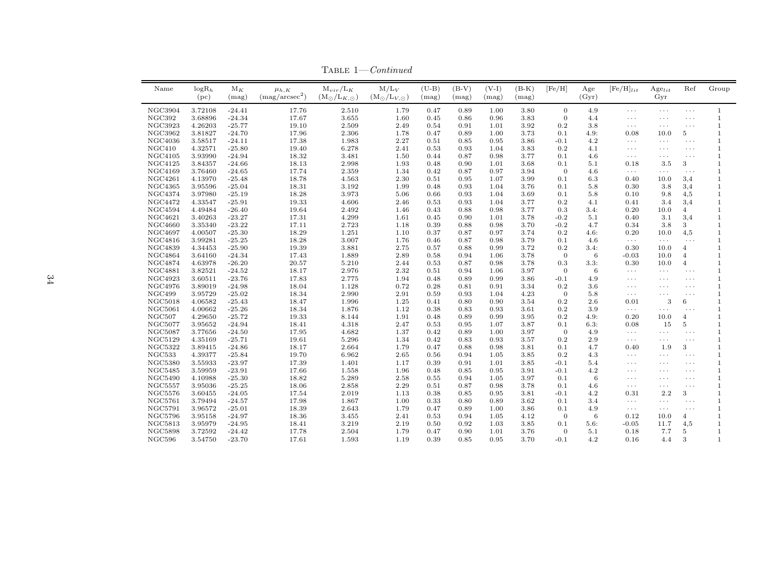Table 1—*Continued*

| Name | $\log R_h$ (pc) | $M_K$ (mag) | $\mu_{h,K}$ (mag/arcsec$^2$) | $M_{vir}/L_K$ ($M_\odot/L_{K,\odot}$) | $M/L_V$ ($M_\odot/L_{V,\odot}$) | (U-B) (mag) | (B-V) (mag) | (V-I) (mag) | (B-K) (mag) | [Fe/H] | Age (Gyr) | $[Fe/H]_{lit}$ | $Age_{lit}$ Gyr | Ref | Group |
|---|---|---|---|---|---|---|---|---|---|---|---|---|---|---|---|
| NGC3904 | 3.72108 | -24.41 | 17.76 | 2.510 | 1.79 | 0.47 | 0.89 | 1.00 | 3.80 | 0 | 4.9 | ··· | ··· | ··· | 1 |
| NGC392 | 3.68896 | -24.34 | 17.67 | 3.655 | 1.60 | 0.45 | 0.86 | 0.96 | 3.83 | 0 | 4.4 | ··· | ··· | ··· | 1 |
| NGC3923 | 4.26203 | -25.77 | 19.10 | 2.509 | 2.49 | 0.54 | 0.91 | 1.01 | 3.92 | 0.2 | 3.8 | ··· | ··· | ··· | 1 |
| NGC3962 | 3.81827 | -24.70 | 17.96 | 2.306 | 1.78 | 0.47 | 0.89 | 1.00 | 3.73 | 0.1 | 4.9: | 0.08 | 10.0 | 5 | 1 |
| NGC4036 | 3.58517 | -24.11 | 17.38 | 1.983 | 2.27 | 0.51 | 0.85 | 0.95 | 3.86 | -0.1 | 4.2 | ··· | ··· | ··· | 1 |
| NGC410 | 4.32571 | -25.80 | 19.40 | 6.278 | 2.41 | 0.53 | 0.93 | 1.04 | 3.83 | 0.2 | 4.1 | ··· | ··· | ··· | 1 |
| NGC4105 | 3.93990 | -24.94 | 18.32 | 3.481 | 1.50 | 0.44 | 0.87 | 0.98 | 3.77 | 0.1 | 4.6 | ··· | ··· | ··· | 1 |
| NGC4125 | 3.84357 | -24.66 | 18.13 | 2.998 | 1.93 | 0.48 | 0.90 | 1.01 | 3.68 | 0.1 | 5.1 | 0.18 | 3.5 | 3 | 1 |
| NGC4169 | 3.76460 | -24.65 | 17.74 | 2.359 | 1.34 | 0.42 | 0.87 | 0.97 | 3.94 | 0 | 4.6 | ··· | ··· | ··· | 1 |
| NGC4261 | 4.13970 | -25.48 | 18.78 | 4.563 | 2.30 | 0.51 | 0.95 | 1.07 | 3.99 | 0.1 | 6.3 | 0.40 | 10.0 | 3,4 | 1 |
| NGC4365 | 3.95596 | -25.04 | 18.31 | 3.192 | 1.99 | 0.48 | 0.93 | 1.04 | 3.76 | 0.1 | 5.8 | 0.30 | 3.8 | 3,4 | 1 |
| NGC4374 | 3.97980 | -25.19 | 18.28 | 3.973 | 5.06 | 0.66 | 0.93 | 1.04 | 3.69 | 0.1 | 5.8 | 0.10 | 9.8 | 4,5 | 1 |
| NGC4472 | 4.33547 | -25.91 | 19.33 | 4.606 | 2.46 | 0.53 | 0.93 | 1.04 | 3.77 | 0.2 | 4.1 | 0.41 | 3.4 | 3,4 | 1 |
| NGC4594 | 4.49484 | -26.40 | 19.64 | 2.492 | 1.46 | 0.43 | 0.88 | 0.98 | 3.77 | 0.3 | 3.4: | 0.20 | 10.0 | 4 | 1 |
| NGC4621 | 3.40263 | -23.27 | 17.31 | 4.299 | 1.61 | 0.45 | 0.90 | 1.01 | 3.78 | -0.2 | 5.1 | 0.40 | 3.1 | 3,4 | 1 |
| NGC4660 | 3.35340 | -23.22 | 17.11 | 2.723 | 1.18 | 0.39 | 0.88 | 0.98 | 3.70 | -0.2 | 4.7 | 0.34 | 3.8 | 3 | 1 |
| NGC4697 | 4.00507 | -25.30 | 18.29 | 1.251 | 1.10 | 0.37 | 0.87 | 0.97 | 3.74 | 0.2 | 4.6: | 0.20 | 10.0 | 4,5 | 1 |
| NGC4816 | 3.99281 | -25.25 | 18.28 | 3.007 | 1.76 | 0.46 | 0.87 | 0.98 | 3.79 | 0.1 | 4.6 | ··· | ··· | ··· | 1 |
| NGC4839 | 4.34453 | -25.90 | 19.39 | 3.881 | 2.75 | 0.57 | 0.88 | 0.99 | 3.72 | 0.2 | 3.4: | 0.30 | 10.0 | 4 | 1 |
| NGC4864 | 3.64160 | -24.34 | 17.43 | 1.889 | 2.89 | 0.58 | 0.94 | 1.06 | 3.78 | 0 | 6 | -0.03 | 10.0 | 4 | 1 |
| NGC4874 | 4.63978 | -26.20 | 20.57 | 5.210 | 2.44 | 0.53 | 0.87 | 0.98 | 3.78 | 0.3 | 3.3: | 0.30 | 10.0 | 4 | 1 |
| NGC4881 | 3.82521 | -24.52 | 18.17 | 2.976 | 2.32 | 0.51 | 0.94 | 1.06 | 3.97 | 0 | 6 | ··· | ··· | ··· | 1 |
| NGC4923 | 3.60511 | -23.76 | 17.83 | 2.775 | 1.94 | 0.48 | 0.89 | 0.99 | 3.86 | -0.1 | 4.9 | ··· | ··· | ··· | 1 |
| NGC4976 | 3.89019 | -24.98 | 18.04 | 1.128 | 0.72 | 0.28 | 0.81 | 0.91 | 3.34 | 0.2 | 3.6 | ··· | ··· | ··· | 1 |
| NGC499 | 3.95729 | -25.02 | 18.34 | 2.990 | 2.91 | 0.59 | 0.93 | 1.04 | 4.23 | 0 | 5.8 | ··· | ··· | ··· | 1 |
| NGC5018 | 4.06582 | -25.43 | 18.47 | 1.996 | 1.25 | 0.41 | 0.80 | 0.90 | 3.54 | 0.2 | 2.6 | 0.01 | 3 | 6 | 1 |
| NGC5061 | 4.00662 | -25.26 | 18.34 | 1.876 | 1.12 | 0.38 | 0.83 | 0.93 | 3.61 | 0.2 | 3.9 | ··· | ··· | ··· | 1 |
| NGC507 | 4.29650 | -25.72 | 19.33 | 8.144 | 1.91 | 0.48 | 0.89 | 0.99 | 3.95 | 0.2 | 4.9: | 0.20 | 10.0 | 4 | 1 |
| NGC5077 | 3.95652 | -24.94 | 18.41 | 4.318 | 2.47 | 0.53 | 0.95 | 1.07 | 3.87 | 0.1 | 6.3: | 0.08 | 15 | 5 | 1 |
| NGC5087 | 3.77656 | -24.50 | 17.95 | 4.682 | 1.37 | 0.42 | 0.89 | 1.00 | 3.97 | 0 | 4.9 | ··· | ··· | ··· | 1 |
| NGC5129 | 4.35169 | -25.71 | 19.61 | 5.296 | 1.34 | 0.42 | 0.83 | 0.93 | 3.57 | 0.2 | 2.9 | ··· | ··· | ··· | 1 |
| NGC5322 | 3.89415 | -24.86 | 18.17 | 2.664 | 1.79 | 0.47 | 0.88 | 0.98 | 3.81 | 0.1 | 4.7 | 0.40 | 1.9 | 3 | 1 |
| NGC533 | 4.39377 | -25.84 | 19.70 | 6.962 | 2.65 | 0.56 | 0.94 | 1.05 | 3.85 | 0.2 | 4.3 | ··· | ··· | ··· | 1 |
| NGC5380 | 3.55933 | -23.97 | 17.39 | 1.401 | 1.17 | 0.39 | 0.91 | 1.01 | 3.85 | -0.1 | 5.4 | ··· | ··· | ··· | 1 |
| NGC5485 | 3.59959 | -23.91 | 17.66 | 1.558 | 1.96 | 0.48 | 0.85 | 0.95 | 3.91 | -0.1 | 4.2 | ··· | ··· | ··· | 1 |
| NGC5490 | 4.10988 | -25.30 | 18.82 | 5.289 | 2.58 | 0.55 | 0.94 | 1.05 | 3.97 | 0.1 | 6 | ··· | ··· | ··· | 1 |
| NGC5557 | 3.95036 | -25.25 | 18.06 | 2.858 | 2.29 | 0.51 | 0.87 | 0.98 | 3.78 | 0.1 | 4.6 | ··· | ··· | ··· | 1 |
| NGC5576 | 3.60455 | -24.05 | 17.54 | 2.019 | 1.13 | 0.38 | 0.85 | 0.95 | 3.81 | -0.1 | 4.2 | 0.31 | 2.2 | 3 | 1 |
| NGC5761 | 3.79494 | -24.57 | 17.98 | 1.867 | 1.00 | 0.33 | 0.80 | 0.89 | 3.62 | 0.1 | 3.4 | ··· | ··· | ··· | 1 |
| NGC5791 | 3.96572 | -25.01 | 18.39 | 2.643 | 1.79 | 0.47 | 0.89 | 1.00 | 3.86 | 0.1 | 4.9 | ··· | ··· | ··· | 1 |
| NGC5796 | 3.95158 | -24.97 | 18.36 | 3.455 | 2.41 | 0.53 | 0.94 | 1.05 | 4.12 | 0 | 6 | 0.12 | 10.0 | 4 | 1 |
| NGC5813 | 3.95979 | -24.95 | 18.41 | 3.219 | 2.19 | 0.50 | 0.92 | 1.03 | 3.85 | 0.1 | 5.6: | -0.05 | 11.7 | 4,5 | 1 |
| NGC5898 | 3.72592 | -24.42 | 17.78 | 2.504 | 1.79 | 0.47 | 0.90 | 1.01 | 3.76 | 0 | 5.1 | 0.18 | 7.7 | 5 | 1 |
| NGC596 | 3.54750 | -23.70 | 17.61 | 1.593 | 1.19 | 0.39 | 0.85 | 0.95 | 3.70 | -0.1 | 4.2 | 0.16 | 4.4 | 3 | 1 |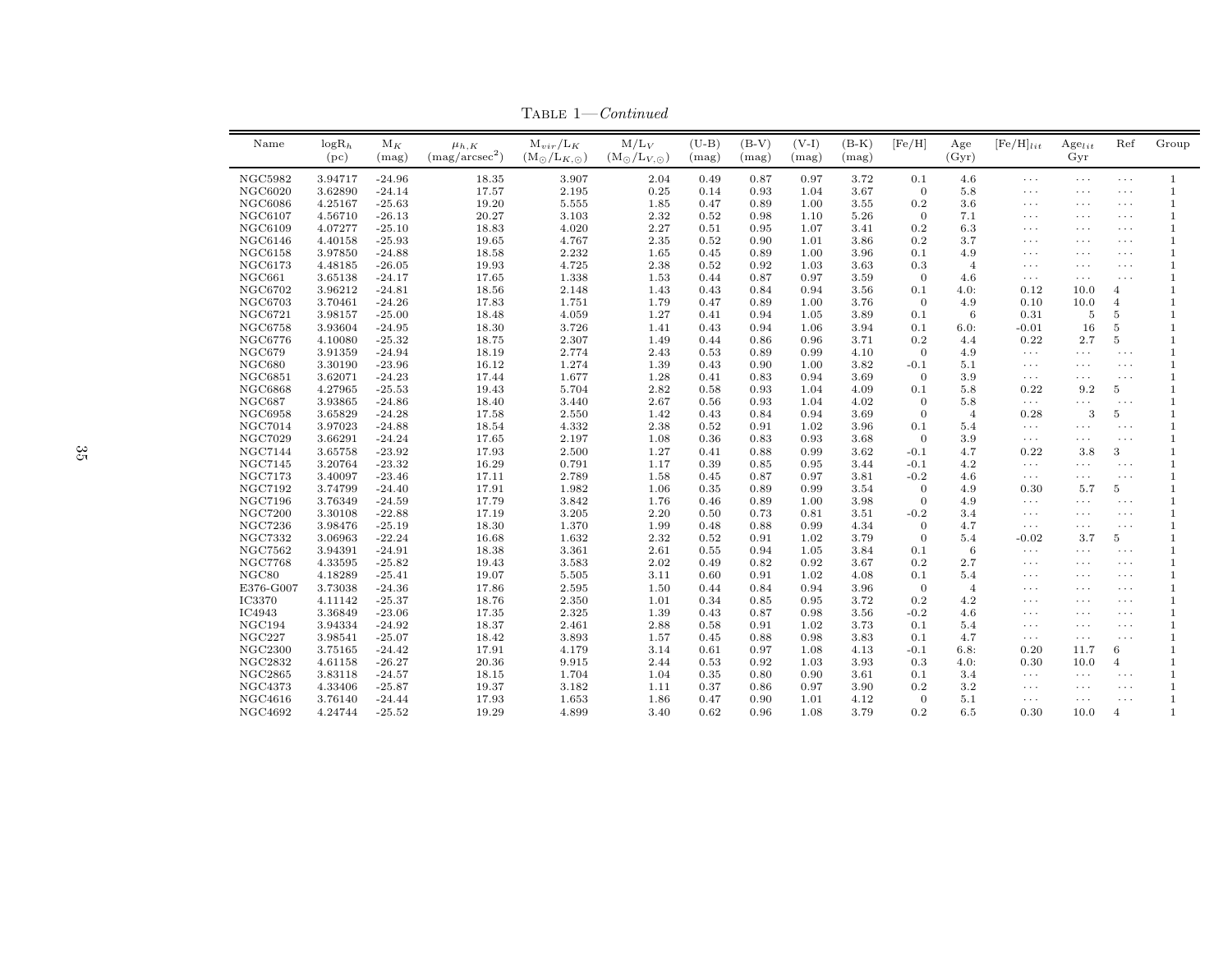Table 1—*Continued*

| Name | $\log R_h$ (pc) | $M_K$ (mag) | $\mu_{h,K}$ (mag/arcsec$^2$) | $M_{vir}/L_K$ ($M_\odot/L_{K,\odot}$) | $M/L_V$ ($M_\odot/L_{V,\odot}$) | (U-B) (mag) | (B-V) (mag) | (V-I) (mag) | (B-K) (mag) | [Fe/H] | Age (Gyr) | $[Fe/H]_{lit}$ | $Age_{lit}$ Gyr | Ref | Group |
|---|---|---|---|---|---|---|---|---|---|---|---|---|---|---|---|
| NGC5982 | 3.94717 | -24.96 | 18.35 | 3.907 | 2.04 | 0.49 | 0.87 | 0.97 | 3.72 | 0.1 | 4.6 | ··· | ··· | ··· | 1 |
| NGC6020 | 3.62890 | -24.14 | 17.57 | 2.195 | 0.25 | 0.14 | 0.93 | 1.04 | 3.67 | 0 | 5.8 | ··· | ··· | ··· | 1 |
| NGC6086 | 4.25167 | -25.63 | 19.20 | 5.555 | 1.85 | 0.47 | 0.89 | 1.00 | 3.55 | 0.2 | 3.6 | ··· | ··· | ··· | 1 |
| NGC6107 | 4.56710 | -26.13 | 20.27 | 3.103 | 2.32 | 0.52 | 0.98 | 1.10 | 5.26 | 0 | 7.1 | ··· | ··· | ··· | 1 |
| NGC6109 | 4.07277 | -25.10 | 18.83 | 4.020 | 2.27 | 0.51 | 0.95 | 1.07 | 3.41 | 0.2 | 6.3 | ··· | ··· | ··· | 1 |
| NGC6146 | 4.40158 | -25.93 | 19.65 | 4.767 | 2.35 | 0.52 | 0.90 | 1.01 | 3.86 | 0.2 | 3.7 | ··· | ··· | ··· | 1 |
| NGC6158 | 3.97850 | -24.88 | 18.58 | 2.232 | 1.65 | 0.45 | 0.89 | 1.00 | 3.96 | 0.1 | 4.9 | ··· | ··· | ··· | 1 |
| NGC6173 | 4.48185 | -26.05 | 19.93 | 4.725 | 2.38 | 0.52 | 0.92 | 1.03 | 3.63 | 0.3 | 4 | ··· | ··· | ··· | 1 |
| NGC661 | 3.65138 | -24.17 | 17.65 | 1.338 | 1.53 | 0.44 | 0.87 | 0.97 | 3.59 | 0 | 4.6 | ··· | ··· | ··· | 1 |
| NGC6702 | 3.96212 | -24.81 | 18.56 | 2.148 | 1.43 | 0.43 | 0.84 | 0.94 | 3.56 | 0.1 | 4.0: | 0.12 | 10.0 | 4 | 1 |
| NGC6703 | 3.70461 | -24.26 | 17.83 | 1.751 | 1.79 | 0.47 | 0.89 | 1.00 | 3.76 | 0 | 4.9 | 0.10 | 10.0 | 4 | 1 |
| NGC6721 | 3.98157 | -25.00 | 18.48 | 4.059 | 1.27 | 0.41 | 0.94 | 1.05 | 3.89 | 0.1 | 6 | 0.31 | 5 | 5 | 1 |
| NGC6758 | 3.93604 | -24.95 | 18.30 | 3.726 | 1.41 | 0.43 | 0.94 | 1.06 | 3.94 | 0.1 | 6.0: | -0.01 | 16 | 5 | 1 |
| NGC6776 | 4.10080 | -25.32 | 18.75 | 2.307 | 1.49 | 0.44 | 0.86 | 0.96 | 3.71 | 0.2 | 4.4 | 0.22 | 2.7 | 5 | 1 |
| NGC679 | 3.91359 | -24.94 | 18.19 | 2.774 | 2.43 | 0.53 | 0.89 | 0.99 | 4.10 | 0 | 4.9 | ··· | ··· | ··· | 1 |
| NGC680 | 3.30190 | -23.96 | 16.12 | 1.274 | 1.39 | 0.43 | 0.90 | 1.00 | 3.82 | -0.1 | 5.1 | ··· | ··· | ··· | 1 |
| NGC6851 | 3.62071 | -24.23 | 17.44 | 1.677 | 1.28 | 0.41 | 0.83 | 0.94 | 3.69 | 0 | 3.9 | ··· | ··· | ··· | 1 |
| NGC6868 | 4.27965 | -25.53 | 19.43 | 5.704 | 2.82 | 0.58 | 0.93 | 1.04 | 4.09 | 0.1 | 5.8 | 0.22 | 9.2 | 5 | 1 |
| NGC687 | 3.93865 | -24.86 | 18.40 | 3.440 | 2.67 | 0.56 | 0.93 | 1.04 | 4.02 | 0 | 5.8 | ··· | ··· | ··· | 1 |
| NGC6958 | 3.65829 | -24.28 | 17.58 | 2.550 | 1.42 | 0.43 | 0.84 | 0.94 | 3.69 | 0 | 4 | 0.28 | 3 | 5 | 1 |
| NGC7014 | 3.97023 | -24.88 | 18.54 | 4.332 | 2.38 | 0.52 | 0.91 | 1.02 | 3.96 | 0.1 | 5.4 | ··· | ··· | ··· | 1 |
| NGC7029 | 3.66291 | -24.24 | 17.65 | 2.197 | 1.08 | 0.36 | 0.83 | 0.93 | 3.68 | 0 | 3.9 | ··· | ··· | ··· | 1 |
| NGC7144 | 3.65758 | -23.92 | 17.93 | 2.500 | 1.27 | 0.41 | 0.88 | 0.99 | 3.62 | -0.1 | 4.7 | 0.22 | 3.8 | 3 | 1 |
| NGC7145 | 3.20764 | -23.32 | 16.29 | 0.791 | 1.17 | 0.39 | 0.85 | 0.95 | 3.44 | -0.1 | 4.2 | ··· | ··· | ··· | 1 |
| NGC7173 | 3.40097 | -23.46 | 17.11 | 2.789 | 1.58 | 0.45 | 0.87 | 0.97 | 3.81 | -0.2 | 4.6 | ··· | ··· | ··· | 1 |
| NGC7192 | 3.74799 | -24.40 | 17.91 | 1.982 | 1.06 | 0.35 | 0.89 | 0.99 | 3.54 | 0 | 4.9 | 0.30 | 5.7 | 5 | 1 |
| NGC7196 | 3.76349 | -24.59 | 17.79 | 3.842 | 1.76 | 0.46 | 0.89 | 1.00 | 3.98 | 0 | 4.9 | ··· | ··· | ··· | 1 |
| NGC7200 | 3.30108 | -22.88 | 17.19 | 3.205 | 2.20 | 0.50 | 0.73 | 0.81 | 3.51 | -0.2 | 3.4 | ··· | ··· | ··· | 1 |
| NGC7236 | 3.98476 | -25.19 | 18.30 | 1.370 | 1.99 | 0.48 | 0.88 | 0.99 | 4.34 | 0 | 4.7 | ··· | ··· | ··· | 1 |
| NGC7332 | 3.06963 | -22.24 | 16.68 | 1.632 | 2.32 | 0.52 | 0.91 | 1.02 | 3.79 | 0 | 5.4 | -0.02 | 3.7 | 5 | 1 |
| NGC7562 | 3.94391 | -24.91 | 18.38 | 3.361 | 2.61 | 0.55 | 0.94 | 1.05 | 3.84 | 0.1 | 6 | ··· | ··· | ··· | 1 |
| NGC7768 | 4.33595 | -25.82 | 19.43 | 3.583 | 2.02 | 0.49 | 0.82 | 0.92 | 3.67 | 0.2 | 2.7 | ··· | ··· | ··· | 1 |
| NGC80 | 4.18289 | -25.41 | 19.07 | 5.505 | 3.11 | 0.60 | 0.91 | 1.02 | 4.08 | 0.1 | 5.4 | ··· | ··· | ··· | 1 |
| E376-G007 | 3.73038 | -24.36 | 17.86 | 2.595 | 1.50 | 0.44 | 0.84 | 0.94 | 3.96 | 0 | 4 | ··· | ··· | ··· | 1 |
| IC3370 | 4.11142 | -25.37 | 18.76 | 2.350 | 1.01 | 0.34 | 0.85 | 0.95 | 3.72 | 0.2 | 4.2 | ··· | ··· | ··· | 1 |
| IC4943 | 3.36849 | -23.06 | 17.35 | 2.325 | 1.39 | 0.43 | 0.87 | 0.98 | 3.56 | -0.2 | 4.6 | ··· | ··· | ··· | 1 |
| NGC194 | 3.94334 | -24.92 | 18.37 | 2.461 | 2.88 | 0.58 | 0.91 | 1.02 | 3.73 | 0.1 | 5.4 | ··· | ··· | ··· | 1 |
| NGC227 | 3.98541 | -25.07 | 18.42 | 3.893 | 1.57 | 0.45 | 0.88 | 0.98 | 3.83 | 0.1 | 4.7 | ··· | ··· | ··· | 1 |
| NGC2300 | 3.75165 | -24.42 | 17.91 | 4.179 | 3.14 | 0.61 | 0.97 | 1.08 | 4.13 | -0.1 | 6.8: | 0.20 | 11.7 | 6 | 1 |
| NGC2832 | 4.61158 | -26.27 | 20.36 | 9.915 | 2.44 | 0.53 | 0.92 | 1.03 | 3.93 | 0.3 | 4.0: | 0.30 | 10.0 | 4 | 1 |
| NGC2865 | 3.83118 | -24.57 | 18.15 | 1.704 | 1.04 | 0.35 | 0.80 | 0.90 | 3.61 | 0.1 | 3.4 | ··· | ··· | ··· | 1 |
| NGC4373 | 4.33406 | -25.87 | 19.37 | 3.182 | 1.11 | 0.37 | 0.86 | 0.97 | 3.90 | 0.2 | 3.2 | ··· | ··· | ··· | 1 |
| NGC4616 | 3.76140 | -24.44 | 17.93 | 1.653 | 1.86 | 0.47 | 0.90 | 1.01 | 4.12 | 0 | 5.1 | ··· | ··· | ··· | 1 |
| NGC4692 | 4.24744 | -25.52 | 19.29 | 4.899 | 3.40 | 0.62 | 0.96 | 1.08 | 3.79 | 0.2 | 6.5 | 0.30 | 10.0 | 4 | 1 |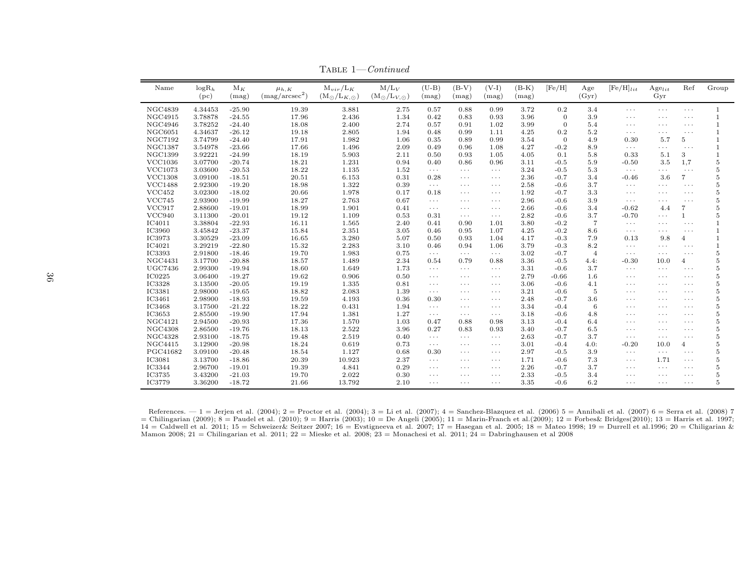TABLE 1—*Continued*

| Name | log$R_h$ (pc) | $M_K$ (mag) | $\mu_{h,K}$ (mag/arcsec$^2$) | $M_{vir}/L_K$ ($M_\odot/L_{K,\odot}$) | M/$L_V$ ($M_\odot/L_{V,\odot}$) | (U-B) (mag) | (B-V) (mag) | (V-I) (mag) | (B-K) (mag) | [Fe/H] | Age (Gyr) | $[Fe/H]_{lit}$ | $Age_{lit}$ Gyr | Ref | Group |
|---|---|---|---|---|---|---|---|---|---|---|---|---|---|---|---|
| NGC4839 | 4.34453 | -25.90 | 19.39 | 3.881 | 2.75 | 0.57 | 0.88 | 0.99 | 3.72 | 0.2 | 3.4 | ··· | ··· | ··· | 1 |
| NGC4915 | 3.78878 | -24.55 | 17.96 | 2.436 | 1.34 | 0.42 | 0.83 | 0.93 | 3.96 | 0 | 3.9 | ··· | ··· | ··· | 1 |
| NGC4946 | 3.78252 | -24.40 | 18.08 | 2.400 | 2.74 | 0.57 | 0.91 | 1.02 | 3.99 | 0 | 5.4 | ··· | ··· | ··· | 1 |
| NGC6051 | 4.34637 | -26.12 | 19.18 | 2.805 | 1.94 | 0.48 | 0.99 | 1.11 | 4.25 | 0.2 | 5.2 | ··· | ··· | ··· | 1 |
| NGC7192 | 3.74799 | -24.40 | 17.91 | 1.982 | 1.06 | 0.35 | 0.89 | 0.99 | 3.54 | 0 | 4.9 | 0.30 | 5.7 | 5 | 1 |
| NGC1387 | 3.54978 | -23.66 | 17.66 | 1.496 | 2.09 | 0.49 | 0.96 | 1.08 | 4.27 | -0.2 | 8.9 | ··· | ··· | ··· | 1 |
| NGC1399 | 3.92221 | -24.99 | 18.19 | 5.903 | 2.11 | 0.50 | 0.93 | 1.05 | 4.05 | 0.1 | 5.8 | 0.33 | 5.1 | 3 | 1 |
| VCC1036 | 3.07700 | -20.74 | 18.21 | 1.231 | 0.94 | 0.40 | 0.86 | 0.96 | 3.11 | -0.5 | 5.9 | -0.50 | 3.5 | 1,7 | 5 |
| VCC1073 | 3.03600 | -20.53 | 18.22 | 1.135 | 1.52 | ··· | ··· | ··· | 3.24 | -0.5 | 5.3 | ··· | ··· | ··· | 5 |
| VCC1308 | 3.09100 | -18.51 | 20.51 | 6.153 | 0.31 | 0.28 | ··· | ··· | 2.36 | -0.7 | 3.4 | -0.46 | 3.6 | 7 | 5 |
| VCC1488 | 2.92300 | -19.20 | 18.98 | 1.322 | 0.39 | ··· | ··· | ··· | 2.58 | -0.6 | 3.7 | ··· | ··· | ··· | 5 |
| VCC452 | 3.02300 | -18.02 | 20.66 | 1.978 | 0.17 | 0.18 | ··· | ··· | 1.92 | -0.7 | 3.3 | ··· | ··· | ··· | 5 |
| VCC745 | 2.93900 | -19.99 | 18.27 | 2.763 | 0.67 | ··· | ··· | ··· | 2.96 | -0.6 | 3.9 | ··· | ··· | ··· | 5 |
| VCC917 | 2.88600 | -19.01 | 18.99 | 1.901 | 0.41 | ··· | ··· | ··· | 2.66 | -0.6 | 3.4 | -0.62 | 4.4 | 7 | 5 |
| VCC940 | 3.11300 | -20.01 | 19.12 | 1.109 | 0.53 | 0.31 | ··· | ··· | 2.82 | -0.6 | 3.7 | -0.70 | ··· | 1 | 5 |
| IC4011 | 3.38804 | -22.93 | 16.11 | 1.565 | 2.40 | 0.41 | 0.90 | 1.01 | 3.80 | -0.2 | 7 | ··· | ··· | ··· | 1 |
| IC3960 | 3.45842 | -23.37 | 15.84 | 2.351 | 3.05 | 0.46 | 0.95 | 1.07 | 4.25 | -0.2 | 8.6 | ··· | ··· | ··· | 1 |
| IC3973 | 3.30529 | -23.09 | 16.65 | 3.280 | 5.07 | 0.50 | 0.93 | 1.04 | 4.17 | -0.3 | 7.9 | 0.13 | 9.8 | 4 | 1 |
| IC4021 | 3.29219 | -22.80 | 15.32 | 2.283 | 3.10 | 0.46 | 0.94 | 1.06 | 3.79 | -0.3 | 8.2 | ··· | ··· | ··· | 1 |
| IC3393 | 2.91800 | -18.46 | 19.70 | 1.983 | 0.75 | ··· | ··· | ··· | 3.02 | -0.7 | 4 | ··· | ··· | ··· | 5 |
| NGC4431 | 3.17700 | -20.88 | 18.57 | 1.489 | 2.34 | 0.54 | 0.79 | 0.88 | 3.36 | -0.5 | 4.4: | -0.30 | 10.0 | 4 | 5 |
| UGC7436 | 2.99300 | -19.94 | 18.60 | 1.649 | 1.73 | ··· | ··· | ··· | 3.31 | -0.6 | 3.7 | ··· | ··· | ··· | 5 |
| IC0225 | 3.06400 | -19.27 | 19.62 | 0.906 | 0.50 | ··· | ··· | ··· | 2.79 | -0.66 | 1.6 | ··· | ··· | ··· | 5 |
| IC3328 | 3.13500 | -20.05 | 19.19 | 1.335 | 0.81 | ··· | ··· | ··· | 3.06 | -0.6 | 4.1 | ··· | ··· | ··· | 5 |
| IC3381 | 2.98000 | -19.65 | 18.82 | 2.083 | 1.39 | ··· | ··· | ··· | 3.21 | -0.6 | 5 | ··· | ··· | ··· | 5 |
| IC3461 | 2.98900 | -18.93 | 19.59 | 4.193 | 0.36 | 0.30 | ··· | ··· | 2.48 | -0.7 | 3.6 | ··· | ··· | ··· | 5 |
| IC3468 | 3.17500 | -21.22 | 18.22 | 0.431 | 1.94 | ··· | ··· | ··· | 3.34 | -0.4 | 6 | ··· | ··· | ··· | 5 |
| IC3653 | 2.85500 | -19.90 | 17.94 | 1.381 | 1.27 | ··· | ··· | ··· | 3.18 | -0.6 | 4.8 | ··· | ··· | ··· | 5 |
| NGC4121 | 2.94500 | -20.93 | 17.36 | 1.570 | 1.03 | 0.47 | 0.88 | 0.98 | 3.13 | -0.4 | 6.4 | ··· | ··· | ··· | 5 |
| NGC4308 | 2.86500 | -19.76 | 18.13 | 2.522 | 3.96 | 0.27 | 0.83 | 0.93 | 3.40 | -0.7 | 6.5 | ··· | ··· | ··· | 5 |
| NGC4328 | 2.93100 | -18.75 | 19.48 | 2.519 | 0.40 | ··· | ··· | ··· | 2.63 | -0.7 | 3.7 | ··· | ··· | ··· | 5 |
| NGC4415 | 3.12900 | -20.98 | 18.24 | 0.619 | 0.73 | ··· | ··· | ··· | 3.01 | -0.4 | 4.0: | -0.20 | 10.0 | 4 | 5 |
| PGC41682 | 3.09100 | -20.48 | 18.54 | 1.127 | 0.68 | 0.30 | ··· | ··· | 2.97 | -0.5 | 3.9 | ··· | ··· | ··· | 5 |
| IC3081 | 3.13700 | -18.86 | 20.39 | 10.923 | 2.37 | ··· | ··· | ··· | 1.71 | -0.6 | 7.3 | ··· | 1.71 | ··· | 5 |
| IC3344 | 2.96700 | -19.01 | 19.39 | 4.841 | 0.29 | ··· | ··· | ··· | 2.26 | -0.7 | 3.7 | ··· | ··· | ··· | 5 |
| IC3735 | 3.43200 | -21.03 | 19.70 | 2.022 | 0.30 | ··· | ··· | ··· | 2.33 | -0.5 | 3.4 | ··· | ··· | ··· | 5 |
| IC3779 | 3.36200 | -18.72 | 21.66 | 13.792 | 2.10 | ··· | ··· | ··· | 3.35 | -0.6 | 6.2 | ··· | ··· | ··· | 5 |

References. — 1 = Jerjen et al. (2004); 2 = Proctor et al. (2004); 3 = Li et al. (2007); 4 = Sanchez-Blazquez et al. (2006) 5 = Annibali et al. (2007) 6 = Serra et al. (2008) 7 = Chilingarian (2009); 8 = Paudel et al. (2010); 9 = Harris (2003); 10 = De Angeli (2005); 11 = Marin-Franch et al.(2009); 12 = Forbes& Bridges(2010); 13 = Harris et al. 1997; 14 = Caldwell et al. 2011; 15 = Schweizer& Seitzer 2007; 16 = Evstigneeva et al. 2007; 17 = Hasegan et al. 2005; 18 = Mateo 1998; 19 = Durrell et al.1996; 20 = Chiligarian & Mamon 2008; 21 = Chilingarian et al. 2011; 22 = Mieske et al. 2008; 23 = Monachesi et al. 2011; 24 = Dabringhausen et al 2008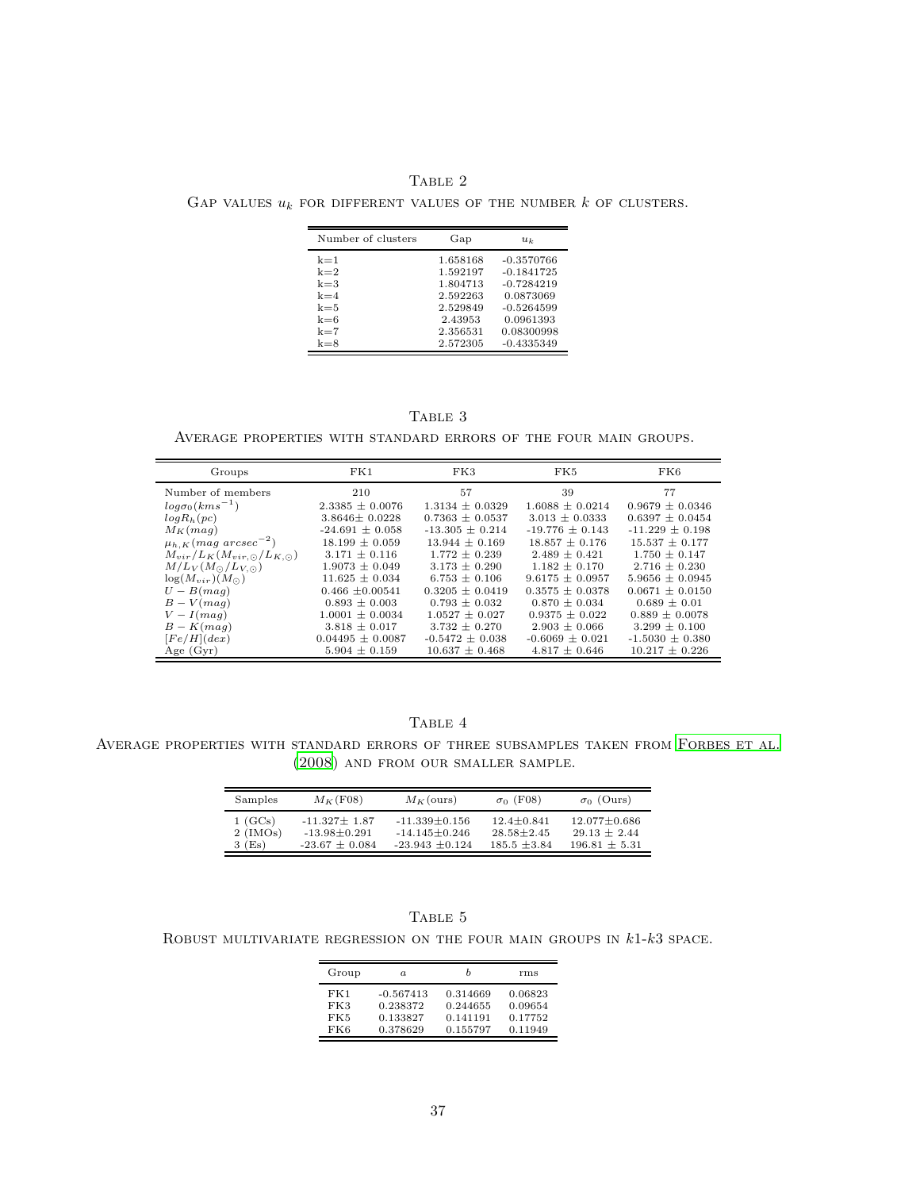TABLE 2

GAP VALUES $u_k$ FOR DIFFERENT VALUES OF THE NUMBER $k$ OF CLUSTERS.

| Number of clusters | Gap | $u_k$ |
|---|---|---|
| k=1 | 1.658168 | -0.3570766 |
| k=2 | 1.592197 | -0.1841725 |
| k=3 | 1.804713 | -0.7284219 |
| k=4 | 2.592263 | 0.0873069 |
| k=5 | 2.529849 | -0.5264599 |
| k=6 | 2.43953 | 0.0961393 |
| k=7 | 2.356531 | 0.08300998 |
| k=8 | 2.572305 | -0.4335349 |

TABLE 3

AVERAGE PROPERTIES WITH STANDARD ERRORS OF THE FOUR MAIN GROUPS.

| Groups | FK1 | FK3 | FK5 | FK6 |
|---|---|---|---|---|
| Number of members | 210 | 57 | 39 | 77 |
| $log\sigma_0(kms^{-1})$ | 2.3385 ± 0.0076 | 1.3134 ± 0.0329 | 1.6088 ± 0.0214 | 0.9679 ± 0.0346 |
| $logR_h(pc)$ | 3.8646± 0.0228 | 0.7363 ± 0.0537 | 3.013 ± 0.0333 | 0.6397 ± 0.0454 |
| $M_K(mag)$ | -24.691 ± 0.058 | -13.305 ± 0.214 | -19.776 ± 0.143 | -11.229 ± 0.198 |
| $\mu_{h,K}(mag\ arcsec^{-2})$ | 18.199 ± 0.059 | 13.944 ± 0.169 | 18.857 ± 0.176 | 15.537 ± 0.177 |
| $M_{vir}/L_K(M_{vir,\odot}/L_{K,\odot})$ | 3.171 ± 0.116 | 1.772 ± 0.239 | 2.489 ± 0.421 | 1.750 ± 0.147 |
| $M/L_V(M_\odot/L_{V,\odot})$ | 1.9073 ± 0.049 | 3.173 ± 0.290 | 1.182 ± 0.170 | 2.716 ± 0.230 |
| $\log(M_{vir})(M_\odot)$ | 11.625 ± 0.034 | 6.753 ± 0.106 | 9.6175 ± 0.0957 | 5.9656 ± 0.0945 |
| $U-B(mag)$ | 0.466 ±0.00541 | 0.3205 ± 0.0419 | 0.3575 ± 0.0378 | 0.0671 ± 0.0150 |
| $B-V(mag)$ | 0.893 ± 0.003 | 0.793 ± 0.032 | 0.870 ± 0.034 | 0.689 ± 0.01 |
| $V-I(mag)$ | 1.0001 ± 0.0034 | 1.0527 ± 0.027 | 0.9375 ± 0.022 | 0.889 ± 0.0078 |
| $B-K(mag)$ | 3.818 ± 0.017 | 3.732 ± 0.270 | 2.903 ± 0.066 | 3.299 ± 0.100 |
| $[Fe/H](dex)$ | 0.04495 ± 0.0087 | -0.5472 ± 0.038 | -0.6069 ± 0.021 | -1.5030 ± 0.380 |
| Age (Gyr) | 5.904 ± 0.159 | 10.637 ± 0.468 | 4.817 ± 0.646 | 10.217 ± 0.226 |

TABLE 4

AVERAGE PROPERTIES WITH STANDARD ERRORS OF THREE SUBSAMPLES TAKEN FROM FORBES ET AL. (2008) AND FROM OUR SMALLER SAMPLE.

| Samples | $M_K$(F08) | $M_K$(ours) | $\sigma_0$ (F08) | $\sigma_0$ (Ours) |
|---|---|---|---|---|
| 1 (GCs) | -11.327± 1.87 | -11.339±0.156 | 12.4±0.841 | 12.077±0.686 |
| 2 (IMOs) | -13.98±0.291 | -14.145±0.246 | 28.58±2.45 | 29.13 ± 2.44 |
| 3 (Es) | -23.67 ± 0.084 | -23.943 ±0.124 | 185.5 ±3.84 | 196.81 ± 5.31 |

TABLE 5

ROBUST MULTIVARIATE REGRESSION ON THE FOUR MAIN GROUPS IN $k1$-$k3$ SPACE.

| Group | $a$ | $b$ | rms |
|---|---|---|---|
| FK1 | -0.567413 | 0.314669 | 0.06823 |
| FK3 | 0.238372 | 0.244655 | 0.09654 |
| FK5 | 0.133827 | 0.141191 | 0.17752 |
| FK6 | 0.378629 | 0.155797 | 0.11949 |